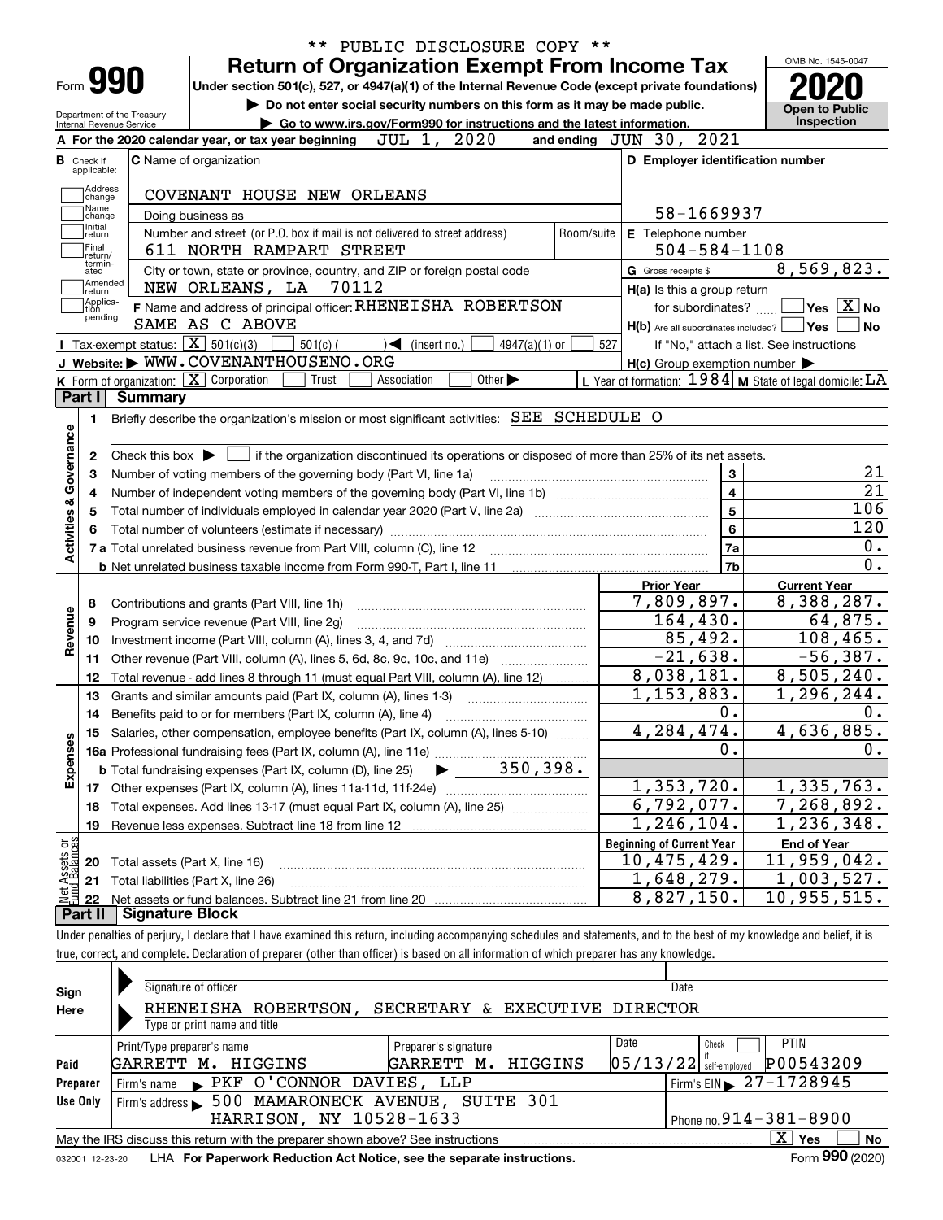\*\* PUBLIC DISCLOSURE COPY \*\*

# Form 990 — Return of Organization Exempt From Income Tax

OMB No. 1545-0047

**2020**

**Open to Public Inspection**

Under section 501(c), 527, or 4947(a)(1) of the Internal Revenue Code (except private foundations)

▶ Do not enter social security numbers on this form as it may be made public.

▶ Go to www.irs.gov/Form990 for instructions and the latest information.

Department of the Treasury
Internal Revenue Service

**A** For the 2020 calendar year, or tax year beginning JUL 1, 2020 and ending JUN 30, 2021

**B** Check if applicable: Address change, Name change, Initial return, Final return/terminated, Amended return, Application pending

**C** Name of organization: COVENANT HOUSE NEW ORLEANS

Doing business as

Number and street (or P.O. box if mail is not delivered to street address): 611 NORTH RAMPART STREET — Room/suite

City or town, state or province, country, and ZIP or foreign postal code: NEW ORLEANS, LA 70112

**D** Employer identification number: 58-1669937

**E** Telephone number: 504-584-1108

**G** Gross receipts $ 8,569,823.

**F** Name and address of principal officer: RHENEISHA ROBERTSON, SAME AS C ABOVE

**H(a)** Is this a group return for subordinates? ☐ Yes ☒ No

**H(b)** Are all subordinates included? ☐ Yes ☐ No — If "No," attach a list. See instructions

**H(c)** Group exemption number ▶

**I** Tax-exempt status: ☒ 501(c)(3) ☐ 501(c) ( ) ◀ (insert no.) ☐ 4947(a)(1) or ☐ 527

**J** Website: ▶ WWW.COVENANTHOUSENO.ORG

**K** Form of organization: ☒ Corporation ☐ Trust ☐ Association ☐ Other ▶

**L** Year of formation: 1984 **M** State of legal domicile: LA

## Part I Summary

**Activities & Governance**

1. Briefly describe the organization's mission or most significant activities: SEE SCHEDULE O
2. Check this box ▶ ☐ if the organization discontinued its operations or disposed of more than 25% of its net assets.

| | | | |
|---|---|---|---|
| 3 | Number of voting members of the governing body (Part VI, line 1a) | 3 | 21 |
| 4 | Number of independent voting members of the governing body (Part VI, line 1b) | 4 | 21 |
| 5 | Total number of individuals employed in calendar year 2020 (Part V, line 2a) | 5 | 106 |
| 6 | Total number of volunteers (estimate if necessary) | 6 | 120 |
| 7a | Total unrelated business revenue from Part VIII, column (C), line 12 | 7a | 0. |
| b | Net unrelated business taxable income from Form 990-T, Part I, line 11 | 7b | 0. |

| | | Prior Year | Current Year |
|---|---|---|---|
| **Revenue** | | | |
| 8 | Contributions and grants (Part VIII, line 1h) | 7,809,897. | 8,388,287. |
| 9 | Program service revenue (Part VIII, line 2g) | 164,430. | 64,875. |
| 10 | Investment income (Part VIII, column (A), lines 3, 4, and 7d) | 85,492. | 108,465. |
| 11 | Other revenue (Part VIII, column (A), lines 5, 6d, 8c, 9c, 10c, and 11e) | -21,638. | -56,387. |
| 12 | Total revenue - add lines 8 through 11 (must equal Part VIII, column (A), line 12) | 8,038,181. | 8,505,240. |
| **Expenses** | | | |
| 13 | Grants and similar amounts paid (Part IX, column (A), lines 1-3) | 1,153,883. | 1,296,244. |
| 14 | Benefits paid to or for members (Part IX, column (A), line 4) | 0. | 0. |
| 15 | Salaries, other compensation, employee benefits (Part IX, column (A), lines 5-10) | 4,284,474. | 4,636,885. |
| 16a | Professional fundraising fees (Part IX, column (A), line 11e) | 0. | 0. |
| b | Total fundraising expenses (Part IX, column (D), line 25) ▶ 350,398. | | |
| 17 | Other expenses (Part IX, column (A), lines 11a-11d, 11f-24e) | 1,353,720. | 1,335,763. |
| 18 | Total expenses. Add lines 13-17 (must equal Part IX, column (A), line 25) | 6,792,077. | 7,268,892. |
| 19 | Revenue less expenses. Subtract line 18 from line 12 | 1,246,104. | 1,236,348. |

| | **Net Assets or Fund Balances** | Beginning of Current Year | End of Year |
|---|---|---|---|
| 20 | Total assets (Part X, line 16) | 10,475,429. | 11,959,042. |
| 21 | Total liabilities (Part X, line 26) | 1,648,279. | 1,003,527. |
| 22 | Net assets or fund balances. Subtract line 21 from line 20 | 8,827,150. | 10,955,515. |

## Part II Signature Block

Under penalties of perjury, I declare that I have examined this return, including accompanying schedules and statements, and to the best of my knowledge and belief, it is true, correct, and complete. Declaration of preparer (other than officer) is based on all information of which preparer has any knowledge.

**Sign Here**

Signature of officer — Date

RHENEISHA ROBERTSON, SECRETARY & EXECUTIVE DIRECTOR
Type or print name and title

**Paid Preparer Use Only**

| Print/Type preparer's name | Preparer's signature | Date | Check ☐ if self-employed | PTIN |
|---|---|---|---|---|
| GARRETT M. HIGGINS | GARRETT M. HIGGINS | 05/13/22 | | P00543209 |

Firm's name ▶ PKF O'CONNOR DAVIES, LLP — Firm's EIN ▶ 27-1728945

Firm's address ▶ 500 MAMARONECK AVENUE, SUITE 301, HARRISON, NY 10528-1633 — Phone no. 914-381-8900

May the IRS discuss this return with the preparer shown above? See instructions ☒ Yes ☐ No

032001 12-23-20 LHA For Paperwork Reduction Act Notice, see the separate instructions. Form **990** (2020)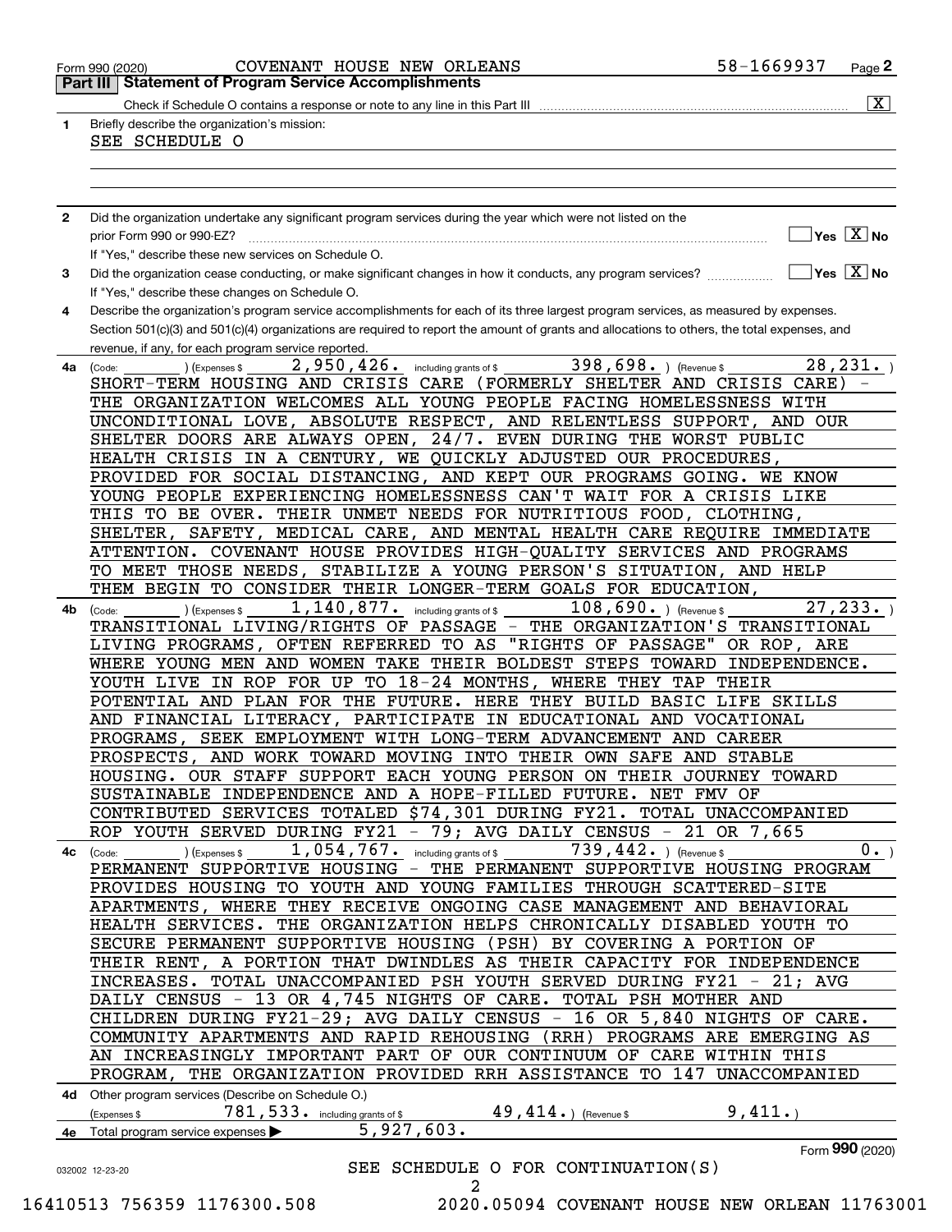Form 990 (2020) COVENANT HOUSE NEW ORLEANS 58-1669937 Page 2

## Part III Statement of Program Service Accomplishments

Check if Schedule O contains a response or note to any line in this Part III .......... [X]

**1** Briefly describe the organization's mission:

SEE SCHEDULE O

**2** Did the organization undertake any significant program services during the year which were not listed on the prior Form 990 or 990-EZ? .......... [ ] Yes [X] No

If "Yes," describe these new services on Schedule O.

**3** Did the organization cease conducting, or make significant changes in how it conducts, any program services? .......... [ ] Yes [X] No

If "Yes," describe these changes on Schedule O.

**4** Describe the organization's program service accomplishments for each of its three largest program services, as measured by expenses. Section 501(c)(3) and 501(c)(4) organizations are required to report the amount of grants and allocations to others, the total expenses, and revenue, if any, for each program service reported.

**4a** (Code: ) (Expenses $ 2,950,426. including grants of $ 398,698. ) (Revenue $ 28,231. )

SHORT-TERM HOUSING AND CRISIS CARE (FORMERLY SHELTER AND CRISIS CARE) - THE ORGANIZATION WELCOMES ALL YOUNG PEOPLE FACING HOMELESSNESS WITH UNCONDITIONAL LOVE, ABSOLUTE RESPECT, AND RELENTLESS SUPPORT, AND OUR SHELTER DOORS ARE ALWAYS OPEN, 24/7. EVEN DURING THE WORST PUBLIC HEALTH CRISIS IN A CENTURY, WE QUICKLY ADJUSTED OUR PROCEDURES, PROVIDED FOR SOCIAL DISTANCING, AND KEPT OUR PROGRAMS GOING. WE KNOW YOUNG PEOPLE EXPERIENCING HOMELESSNESS CAN'T WAIT FOR A CRISIS LIKE THIS TO BE OVER. THEIR UNMET NEEDS FOR NUTRITIOUS FOOD, CLOTHING, SHELTER, SAFETY, MEDICAL CARE, AND MENTAL HEALTH CARE REQUIRE IMMEDIATE ATTENTION. COVENANT HOUSE PROVIDES HIGH-QUALITY SERVICES AND PROGRAMS TO MEET THOSE NEEDS, STABILIZE A YOUNG PERSON'S SITUATION, AND HELP THEM BEGIN TO CONSIDER THEIR LONGER-TERM GOALS FOR EDUCATION,

**4b** (Code: ) (Expenses $ 1,140,877. including grants of $ 108,690. ) (Revenue $ 27,233. )

TRANSITIONAL LIVING/RIGHTS OF PASSAGE - THE ORGANIZATION'S TRANSITIONAL LIVING PROGRAMS, OFTEN REFERRED TO AS "RIGHTS OF PASSAGE" OR ROP, ARE WHERE YOUNG MEN AND WOMEN TAKE THEIR BOLDEST STEPS TOWARD INDEPENDENCE. YOUTH LIVE IN ROP FOR UP TO 18-24 MONTHS, WHERE THEY TAP THEIR POTENTIAL AND PLAN FOR THE FUTURE. HERE THEY BUILD BASIC LIFE SKILLS AND FINANCIAL LITERACY, PARTICIPATE IN EDUCATIONAL AND VOCATIONAL PROGRAMS, SEEK EMPLOYMENT WITH LONG-TERM ADVANCEMENT AND CAREER PROSPECTS, AND WORK TOWARD MOVING INTO THEIR OWN SAFE AND STABLE HOUSING. OUR STAFF SUPPORT EACH YOUNG PERSON ON THEIR JOURNEY TOWARD SUSTAINABLE INDEPENDENCE AND A HOPE-FILLED FUTURE. NET FMV OF CONTRIBUTED SERVICES TOTALED $74,301 DURING FY21. TOTAL UNACCOMPANIED ROP YOUTH SERVED DURING FY21 - 79; AVG DAILY CENSUS - 21 OR 7,665

**4c** (Code: ) (Expenses $ 1,054,767. including grants of $ 739,442. ) (Revenue $ 0. )

PERMANENT SUPPORTIVE HOUSING - THE PERMANENT SUPPORTIVE HOUSING PROGRAM PROVIDES HOUSING TO YOUTH AND YOUNG FAMILIES THROUGH SCATTERED-SITE APARTMENTS, WHERE THEY RECEIVE ONGOING CASE MANAGEMENT AND BEHAVIORAL HEALTH SERVICES. THE ORGANIZATION HELPS CHRONICALLY DISABLED YOUTH TO SECURE PERMANENT SUPPORTIVE HOUSING (PSH) BY COVERING A PORTION OF THEIR RENT, A PORTION THAT DWINDLES AS THEIR CAPACITY FOR INDEPENDENCE INCREASES. TOTAL UNACCOMPANIED PSH YOUTH SERVED DURING FY21 - 21; AVG DAILY CENSUS - 13 OR 4,745 NIGHTS OF CARE. TOTAL PSH MOTHER AND CHILDREN DURING FY21-29; AVG DAILY CENSUS - 16 OR 5,840 NIGHTS OF CARE. COMMUNITY APARTMENTS AND RAPID REHOUSING (RRH) PROGRAMS ARE EMERGING AS AN INCREASINGLY IMPORTANT PART OF OUR CONTINUUM OF CARE WITHIN THIS PROGRAM, THE ORGANIZATION PROVIDED RRH ASSISTANCE TO 147 UNACCOMPANIED

**4d** Other program services (Describe on Schedule O.)

(Expenses $ 781,533. including grants of $ 49,414. ) (Revenue $ 9,411. )

**4e** Total program service expenses ▶ 5,927,603.

Form **990** (2020)

032002 12-23-20

SEE SCHEDULE O FOR CONTINUATION(S)

16410513 756359 1176300.508 2020.05094 COVENANT HOUSE NEW ORLEAN 11763001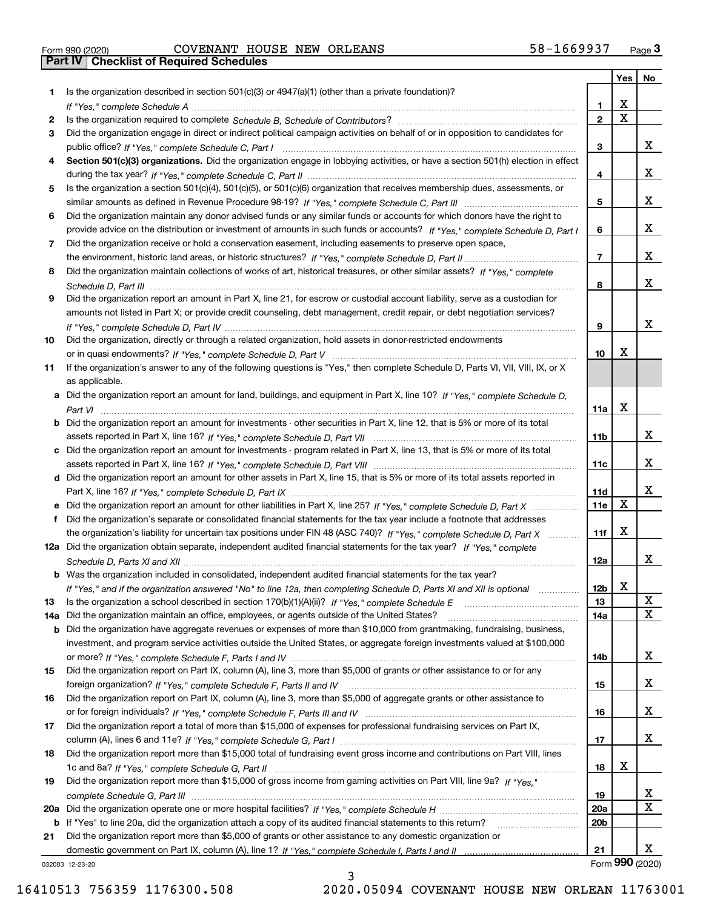Form 990 (2020) COVENANT HOUSE NEW ORLEANS 58-1669937 Page 3

## Part IV | Checklist of Required Schedules

| | | | Yes | No |
|---|---|---|---|---|
| 1 | Is the organization described in section 501(c)(3) or 4947(a)(1) (other than a private foundation)? *If "Yes," complete Schedule A* | 1 | X | |
| 2 | Is the organization required to complete *Schedule B, Schedule of Contributors*? | 2 | X | |
| 3 | Did the organization engage in direct or indirect political campaign activities on behalf of or in opposition to candidates for public office? *If "Yes," complete Schedule C, Part I* | 3 | | X |
| 4 | **Section 501(c)(3) organizations.** Did the organization engage in lobbying activities, or have a section 501(h) election in effect during the tax year? *If "Yes," complete Schedule C, Part II* | 4 | | X |
| 5 | Is the organization a section 501(c)(4), 501(c)(5), or 501(c)(6) organization that receives membership dues, assessments, or similar amounts as defined in Revenue Procedure 98-19? *If "Yes," complete Schedule C, Part III* | 5 | | X |
| 6 | Did the organization maintain any donor advised funds or any similar funds or accounts for which donors have the right to provide advice on the distribution or investment of amounts in such funds or accounts? *If "Yes," complete Schedule D, Part I* | 6 | | X |
| 7 | Did the organization receive or hold a conservation easement, including easements to preserve open space, the environment, historic land areas, or historic structures? *If "Yes," complete Schedule D, Part II* | 7 | | X |
| 8 | Did the organization maintain collections of works of art, historical treasures, or other similar assets? *If "Yes," complete Schedule D, Part III* | 8 | | X |
| 9 | Did the organization report an amount in Part X, line 21, for escrow or custodial account liability, serve as a custodian for amounts not listed in Part X; or provide credit counseling, debt management, credit repair, or debt negotiation services? *If "Yes," complete Schedule D, Part IV* | 9 | | X |
| 10 | Did the organization, directly or through a related organization, hold assets in donor-restricted endowments or in quasi endowments? *If "Yes," complete Schedule D, Part V* | 10 | X | |
| 11 | If the organization's answer to any of the following questions is "Yes," then complete Schedule D, Parts VI, VII, VIII, IX, or X as applicable. | | | |
| a | Did the organization report an amount for land, buildings, and equipment in Part X, line 10? *If "Yes," complete Schedule D, Part VI* | 11a | X | |
| b | Did the organization report an amount for investments - other securities in Part X, line 12, that is 5% or more of its total assets reported in Part X, line 16? *If "Yes," complete Schedule D, Part VII* | 11b | | X |
| c | Did the organization report an amount for investments - program related in Part X, line 13, that is 5% or more of its total assets reported in Part X, line 16? *If "Yes," complete Schedule D, Part VIII* | 11c | | X |
| d | Did the organization report an amount for other assets in Part X, line 15, that is 5% or more of its total assets reported in Part X, line 16? *If "Yes," complete Schedule D, Part IX* | 11d | | X |
| e | Did the organization report an amount for other liabilities in Part X, line 25? *If "Yes," complete Schedule D, Part X* | 11e | X | |
| f | Did the organization's separate or consolidated financial statements for the tax year include a footnote that addresses the organization's liability for uncertain tax positions under FIN 48 (ASC 740)? *If "Yes," complete Schedule D, Part X* | 11f | X | |
| 12a | Did the organization obtain separate, independent audited financial statements for the tax year? *If "Yes," complete Schedule D, Parts XI and XII* | 12a | | X |
| b | Was the organization included in consolidated, independent audited financial statements for the tax year? *If "Yes," and if the organization answered "No" to line 12a, then completing Schedule D, Parts XI and XII is optional* | 12b | X | |
| 13 | Is the organization a school described in section 170(b)(1)(A)(ii)? *If "Yes," complete Schedule E* | 13 | | X |
| 14a | Did the organization maintain an office, employees, or agents outside of the United States? | 14a | | X |
| b | Did the organization have aggregate revenues or expenses of more than $10,000 from grantmaking, fundraising, business, investment, and program service activities outside the United States, or aggregate foreign investments valued at $100,000 or more? *If "Yes," complete Schedule F, Parts I and IV* | 14b | | X |
| 15 | Did the organization report on Part IX, column (A), line 3, more than $5,000 of grants or other assistance to or for any foreign organization? *If "Yes," complete Schedule F, Parts II and IV* | 15 | | X |
| 16 | Did the organization report on Part IX, column (A), line 3, more than $5,000 of aggregate grants or other assistance to or for foreign individuals? *If "Yes," complete Schedule F, Parts III and IV* | 16 | | X |
| 17 | Did the organization report a total of more than $15,000 of expenses for professional fundraising services on Part IX, column (A), lines 6 and 11e? *If "Yes," complete Schedule G, Part I* | 17 | | X |
| 18 | Did the organization report more than $15,000 total of fundraising event gross income and contributions on Part VIII, lines 1c and 8a? *If "Yes," complete Schedule G, Part II* | 18 | X | |
| 19 | Did the organization report more than $15,000 of gross income from gaming activities on Part VIII, line 9a? *If "Yes," complete Schedule G, Part III* | 19 | | X |
| 20a | Did the organization operate one or more hospital facilities? *If "Yes," complete Schedule H* | 20a | | X |
| b | If "Yes" to line 20a, did the organization attach a copy of its audited financial statements to this return? | 20b | | |
| 21 | Did the organization report more than $5,000 of grants or other assistance to any domestic organization or domestic government on Part IX, column (A), line 1? *If "Yes," complete Schedule I, Parts I and II* | 21 | | X |

032003 12-23-20

Form **990** (2020)

16410513 756359 1176300.508 2020.05094 COVENANT HOUSE NEW ORLEAN 11763001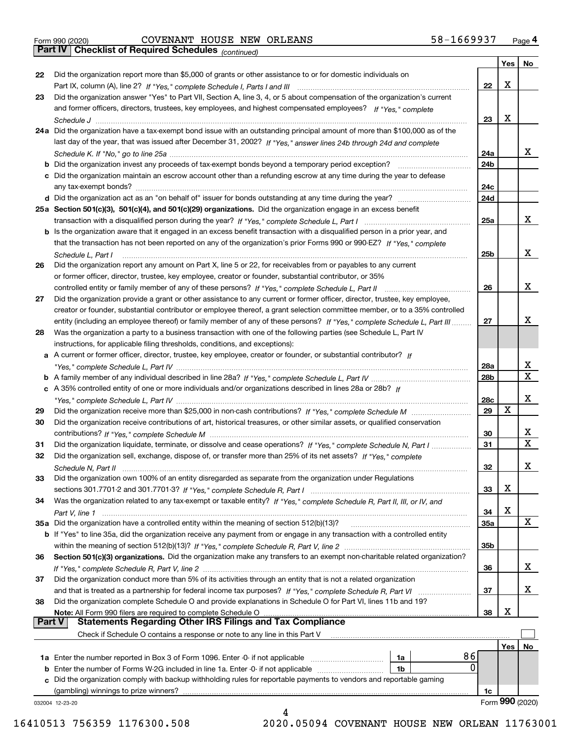Form 990 (2020) COVENANT HOUSE NEW ORLEANS 58-1669937 Page **4**

**Part IV Checklist of Required Schedules** *(continued)*

| | | | Yes | No |
|---|---|---|---|---|
| 22 | Did the organization report more than $5,000 of grants or other assistance to or for domestic individuals on Part IX, column (A), line 2? *If "Yes," complete Schedule I, Parts I and III* | 22 | X | |
| 23 | Did the organization answer "Yes" to Part VII, Section A, line 3, 4, or 5 about compensation of the organization's current and former officers, directors, trustees, key employees, and highest compensated employees? *If "Yes," complete Schedule J* | 23 | X | |
| 24a | Did the organization have a tax-exempt bond issue with an outstanding principal amount of more than $100,000 as of the last day of the year, that was issued after December 31, 2002? *If "Yes," answer lines 24b through 24d and complete Schedule K. If "No," go to line 25a* | 24a | | X |
| b | Did the organization invest any proceeds of tax-exempt bonds beyond a temporary period exception? | 24b | | |
| c | Did the organization maintain an escrow account other than a refunding escrow at any time during the year to defease any tax-exempt bonds? | 24c | | |
| d | Did the organization act as an "on behalf of" issuer for bonds outstanding at any time during the year? | 24d | | |
| 25a | **Section 501(c)(3), 501(c)(4), and 501(c)(29) organizations.** Did the organization engage in an excess benefit transaction with a disqualified person during the year? *If "Yes," complete Schedule L, Part I* | 25a | | X |
| b | Is the organization aware that it engaged in an excess benefit transaction with a disqualified person in a prior year, and that the transaction has not been reported on any of the organization's prior Forms 990 or 990-EZ? *If "Yes," complete Schedule L, Part I* | 25b | | X |
| 26 | Did the organization report any amount on Part X, line 5 or 22, for receivables from or payables to any current or former officer, director, trustee, key employee, creator or founder, substantial contributor, or 35% controlled entity or family member of any of these persons? *If "Yes," complete Schedule L, Part II* | 26 | | X |
| 27 | Did the organization provide a grant or other assistance to any current or former officer, director, trustee, key employee, creator or founder, substantial contributor or employee thereof, a grant selection committee member, or to a 35% controlled entity (including an employee thereof) or family member of any of these persons? *If "Yes," complete Schedule L, Part III* | 27 | | X |
| 28 | Was the organization a party to a business transaction with one of the following parties (see Schedule L, Part IV instructions, for applicable filing thresholds, conditions, and exceptions): | | | |
| a | A current or former officer, director, trustee, key employee, creator or founder, or substantial contributor? *If "Yes," complete Schedule L, Part IV* | 28a | | X |
| b | A family member of any individual described in line 28a? *If "Yes," complete Schedule L, Part IV* | 28b | | X |
| c | A 35% controlled entity of one or more individuals and/or organizations described in lines 28a or 28b? *If "Yes," complete Schedule L, Part IV* | 28c | | X |
| 29 | Did the organization receive more than $25,000 in non-cash contributions? *If "Yes," complete Schedule M* | 29 | X | |
| 30 | Did the organization receive contributions of art, historical treasures, or other similar assets, or qualified conservation contributions? *If "Yes," complete Schedule M* | 30 | | X |
| 31 | Did the organization liquidate, terminate, or dissolve and cease operations? *If "Yes," complete Schedule N, Part I* | 31 | | X |
| 32 | Did the organization sell, exchange, dispose of, or transfer more than 25% of its net assets? *If "Yes," complete Schedule N, Part II* | 32 | | X |
| 33 | Did the organization own 100% of an entity disregarded as separate from the organization under Regulations sections 301.7701-2 and 301.7701-3? *If "Yes," complete Schedule R, Part I* | 33 | X | |
| 34 | Was the organization related to any tax-exempt or taxable entity? *If "Yes," complete Schedule R, Part II, III, or IV, and Part V, line 1* | 34 | X | |
| 35a | Did the organization have a controlled entity within the meaning of section 512(b)(13)? | 35a | | X |
| b | If "Yes" to line 35a, did the organization receive any payment from or engage in any transaction with a controlled entity within the meaning of section 512(b)(13)? *If "Yes," complete Schedule R, Part V, line 2* | 35b | | |
| 36 | **Section 501(c)(3) organizations.** Did the organization make any transfers to an exempt non-charitable related organization? *If "Yes," complete Schedule R, Part V, line 2* | 36 | | X |
| 37 | Did the organization conduct more than 5% of its activities through an entity that is not a related organization and that is treated as a partnership for federal income tax purposes? *If "Yes," complete Schedule R, Part VI* | 37 | | X |
| 38 | Did the organization complete Schedule O and provide explanations in Schedule O for Part VI, lines 11b and 19? **Note:** All Form 990 filers are required to complete Schedule O | 38 | X | |

**Part V Statements Regarding Other IRS Filings and Tax Compliance**

Check if Schedule O contains a response or note to any line in this Part V ☐

| | | | | | Yes | No |
|---|---|---|---|---|---|---|
| 1a | Enter the number reported in Box 3 of Form 1096. Enter -0- if not applicable | 1a | 86 | | | |
| b | Enter the number of Forms W-2G included in line 1a. Enter -0- if not applicable | 1b | 0 | | | |
| c | Did the organization comply with backup withholding rules for reportable payments to vendors and reportable gaming (gambling) winnings to prize winners? | | | 1c | | |

032004 12-23-20 Form **990** (2020)

16410513 756359 1176300.508 2020.05094 COVENANT HOUSE NEW ORLEAN 11763001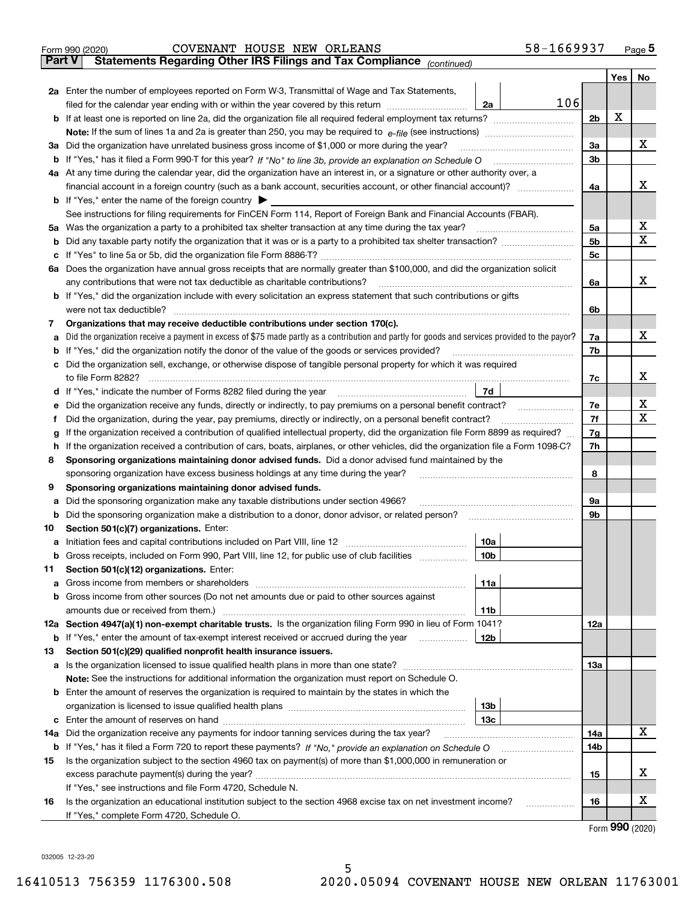Form 990 (2020) COVENANT HOUSE NEW ORLEANS 58-1669937

## Part V Statements Regarding Other IRS Filings and Tax Compliance *(continued)*

| | | | | Yes | No |
|---|---|---|---|---|---|
| **2a** | Enter the number of employees reported on Form W-3, Transmittal of Wage and Tax Statements, filed for the calendar year ending with or within the year covered by this return | 2a | 106 | | |
| **b** | If at least one is reported on line 2a, did the organization file all required federal employment tax returns? | | 2b | X | |
| | **Note:** If the sum of lines 1a and 2a is greater than 250, you may be required to *e-file* (see instructions) | | | | |
| **3a** | Did the organization have unrelated business gross income of $1,000 or more during the year? | | 3a | | X |
| **b** | If "Yes," has it filed a Form 990-T for this year? *If "No" to line 3b, provide an explanation on Schedule O* | | 3b | | |
| **4a** | At any time during the calendar year, did the organization have an interest in, or a signature or other authority over, a financial account in a foreign country (such as a bank account, securities account, or other financial account)? | | 4a | | X |
| **b** | If "Yes," enter the name of the foreign country ▶ | | | | |
| | See instructions for filing requirements for FinCEN Form 114, Report of Foreign Bank and Financial Accounts (FBAR). | | | | |
| **5a** | Was the organization a party to a prohibited tax shelter transaction at any time during the tax year? | | 5a | | X |
| **b** | Did any taxable party notify the organization that it was or is a party to a prohibited tax shelter transaction? | | 5b | | X |
| **c** | If "Yes" to line 5a or 5b, did the organization file Form 8886-T? | | 5c | | |
| **6a** | Does the organization have annual gross receipts that are normally greater than $100,000, and did the organization solicit any contributions that were not tax deductible as charitable contributions? | | 6a | | X |
| **b** | If "Yes," did the organization include with every solicitation an express statement that such contributions or gifts were not tax deductible? | | 6b | | |
| **7** | **Organizations that may receive deductible contributions under section 170(c).** | | | | |
| **a** | Did the organization receive a payment in excess of $75 made partly as a contribution and partly for goods and services provided to the payor? | | 7a | | X |
| **b** | If "Yes," did the organization notify the donor of the value of the goods or services provided? | | 7b | | |
| **c** | Did the organization sell, exchange, or otherwise dispose of tangible personal property for which it was required to file Form 8282? | | 7c | | X |
| **d** | If "Yes," indicate the number of Forms 8282 filed during the year | 7d | | | |
| **e** | Did the organization receive any funds, directly or indirectly, to pay premiums on a personal benefit contract? | | 7e | | X |
| **f** | Did the organization, during the year, pay premiums, directly or indirectly, on a personal benefit contract? | | 7f | | X |
| **g** | If the organization received a contribution of qualified intellectual property, did the organization file Form 8899 as required? | | 7g | | |
| **h** | If the organization received a contribution of cars, boats, airplanes, or other vehicles, did the organization file a Form 1098-C? | | 7h | | |
| **8** | **Sponsoring organizations maintaining donor advised funds.** Did a donor advised fund maintained by the sponsoring organization have excess business holdings at any time during the year? | | 8 | | |
| **9** | **Sponsoring organizations maintaining donor advised funds.** | | | | |
| **a** | Did the sponsoring organization make any taxable distributions under section 4966? | | 9a | | |
| **b** | Did the sponsoring organization make a distribution to a donor, donor advisor, or related person? | | 9b | | |
| **10** | **Section 501(c)(7) organizations.** Enter: | | | | |
| **a** | Initiation fees and capital contributions included on Part VIII, line 12 | 10a | | | |
| **b** | Gross receipts, included on Form 990, Part VIII, line 12, for public use of club facilities | 10b | | | |
| **11** | **Section 501(c)(12) organizations.** Enter: | | | | |
| **a** | Gross income from members or shareholders | 11a | | | |
| **b** | Gross income from other sources (Do not net amounts due or paid to other sources against amounts due or received from them.) | 11b | | | |
| **12a** | **Section 4947(a)(1) non-exempt charitable trusts.** Is the organization filing Form 990 in lieu of Form 1041? | | 12a | | |
| **b** | If "Yes," enter the amount of tax-exempt interest received or accrued during the year | 12b | | | |
| **13** | **Section 501(c)(29) qualified nonprofit health insurance issuers.** | | | | |
| **a** | Is the organization licensed to issue qualified health plans in more than one state? | | 13a | | |
| | **Note:** See the instructions for additional information the organization must report on Schedule O. | | | | |
| **b** | Enter the amount of reserves the organization is required to maintain by the states in which the organization is licensed to issue qualified health plans | 13b | | | |
| **c** | Enter the amount of reserves on hand | 13c | | | |
| **14a** | Did the organization receive any payments for indoor tanning services during the tax year? | | 14a | | X |
| **b** | If "Yes," has it filed a Form 720 to report these payments? *If "No," provide an explanation on Schedule O* | | 14b | | |
| **15** | Is the organization subject to the section 4960 tax on payment(s) of more than $1,000,000 in remuneration or excess parachute payment(s) during the year? | | 15 | | X |
| | If "Yes," see instructions and file Form 4720, Schedule N. | | | | |
| **16** | Is the organization an educational institution subject to the section 4968 excise tax on net investment income? | | 16 | | X |
| | If "Yes," complete Form 4720, Schedule O. | | | | |

Form **990** (2020)

032005 12-23-20

16410513 756359 1176300.508 2020.05094 COVENANT HOUSE NEW ORLEAN 11763001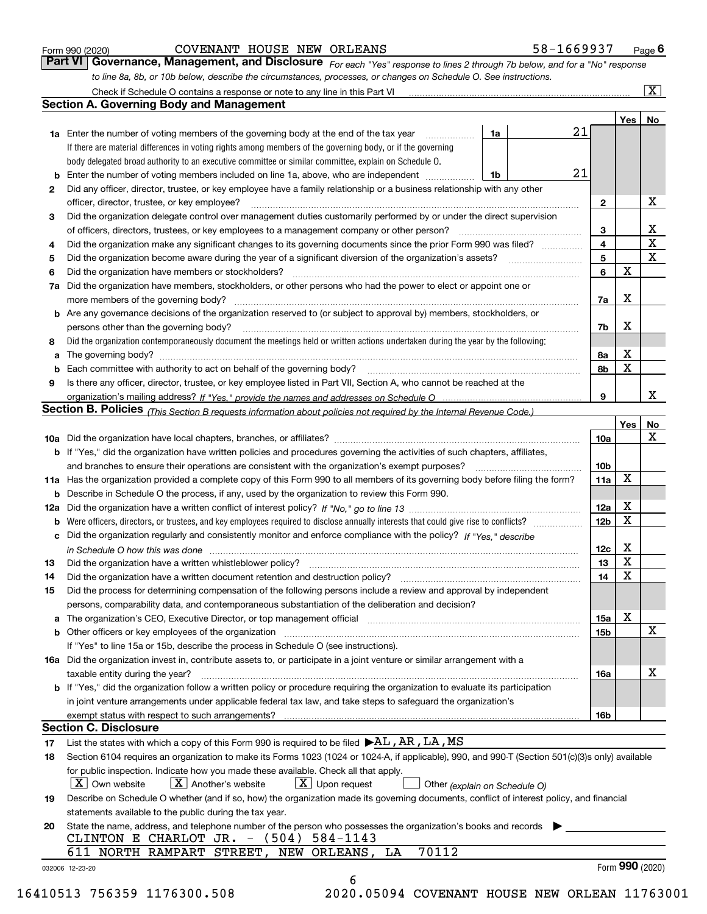Form 990 (2020) COVENANT HOUSE NEW ORLEANS 58-1669937

## Part VI Governance, Management, and Disclosure

*For each "Yes" response to lines 2 through 7b below, and for a "No" response to line 8a, 8b, or 10b below, describe the circumstances, processes, or changes on Schedule O. See instructions.*

Check if Schedule O contains a response or note to any line in this Part VI [X]

### Section A. Governing Body and Management

| | | | | Yes | No |
|---|---|---|---|---|---|
| **1a** | Enter the number of voting members of the governing body at the end of the tax year — If there are material differences in voting rights among members of the governing body, or if the governing body delegated broad authority to an executive committee or similar committee, explain on Schedule O. | 1a: 21 | | | |
| **b** | Enter the number of voting members included on line 1a, above, who are independent | 1b: 21 | | | |
| **2** | Did any officer, director, trustee, or key employee have a family relationship or a business relationship with any other officer, director, trustee, or key employee? | | 2 | | X |
| **3** | Did the organization delegate control over management duties customarily performed by or under the direct supervision of officers, directors, trustees, or key employees to a management company or other person? | | 3 | | X |
| **4** | Did the organization make any significant changes to its governing documents since the prior Form 990 was filed? | | 4 | | X |
| **5** | Did the organization become aware during the year of a significant diversion of the organization's assets? | | 5 | | X |
| **6** | Did the organization have members or stockholders? | | 6 | X | |
| **7a** | Did the organization have members, stockholders, or other persons who had the power to elect or appoint one or more members of the governing body? | | 7a | X | |
| **b** | Are any governance decisions of the organization reserved to (or subject to approval by) members, stockholders, or persons other than the governing body? | | 7b | X | |
| **8** | Did the organization contemporaneously document the meetings held or written actions undertaken during the year by the following: | | | | |
| **a** | The governing body? | | 8a | X | |
| **b** | Each committee with authority to act on behalf of the governing body? | | 8b | X | |
| **9** | Is there any officer, director, trustee, or key employee listed in Part VII, Section A, who cannot be reached at the organization's mailing address? *If "Yes," provide the names and addresses on Schedule O* | | 9 | | X |

### Section B. Policies *(This Section B requests information about policies not required by the Internal Revenue Code.)*

| | | | Yes | No |
|---|---|---|---|---|
| **10a** | Did the organization have local chapters, branches, or affiliates? | 10a | | X |
| **b** | If "Yes," did the organization have written policies and procedures governing the activities of such chapters, affiliates, and branches to ensure their operations are consistent with the organization's exempt purposes? | 10b | | |
| **11a** | Has the organization provided a complete copy of this Form 990 to all members of its governing body before filing the form? | 11a | X | |
| **b** | Describe in Schedule O the process, if any, used by the organization to review this Form 990. | | | |
| **12a** | Did the organization have a written conflict of interest policy? *If "No," go to line 13* | 12a | X | |
| **b** | Were officers, directors, or trustees, and key employees required to disclose annually interests that could give rise to conflicts? | 12b | X | |
| **c** | Did the organization regularly and consistently monitor and enforce compliance with the policy? *If "Yes," describe in Schedule O how this was done* | 12c | X | |
| **13** | Did the organization have a written whistleblower policy? | 13 | X | |
| **14** | Did the organization have a written document retention and destruction policy? | 14 | X | |
| **15** | Did the process for determining compensation of the following persons include a review and approval by independent persons, comparability data, and contemporaneous substantiation of the deliberation and decision? | | | |
| **a** | The organization's CEO, Executive Director, or top management official | 15a | X | |
| **b** | Other officers or key employees of the organization | 15b | | X |
| | If "Yes" to line 15a or 15b, describe the process in Schedule O (see instructions). | | | |
| **16a** | Did the organization invest in, contribute assets to, or participate in a joint venture or similar arrangement with a taxable entity during the year? | 16a | | X |
| **b** | If "Yes," did the organization follow a written policy or procedure requiring the organization to evaluate its participation in joint venture arrangements under applicable federal tax law, and take steps to safeguard the organization's exempt status with respect to such arrangements? | 16b | | |

### Section C. Disclosure

**17** List the states with which a copy of this Form 990 is required to be filed ▶ AL, AR, LA, MS

**18** Section 6104 requires an organization to make its Forms 1023 (1024 or 1024-A, if applicable), 990, and 990-T (Section 501(c)(3)s only) available for public inspection. Indicate how you made these available. Check all that apply.

[X] Own website [X] Another's website [X] Upon request [ ] Other *(explain on Schedule O)*

**19** Describe on Schedule O whether (and if so, how) the organization made its governing documents, conflict of interest policy, and financial statements available to the public during the tax year.

**20** State the name, address, and telephone number of the person who possesses the organization's books and records ▶

CLINTON E CHARLOT JR. - (504) 584-1143
611 NORTH RAMPART STREET, NEW ORLEANS, LA 70112

032006 12-23-20 Form **990** (2020)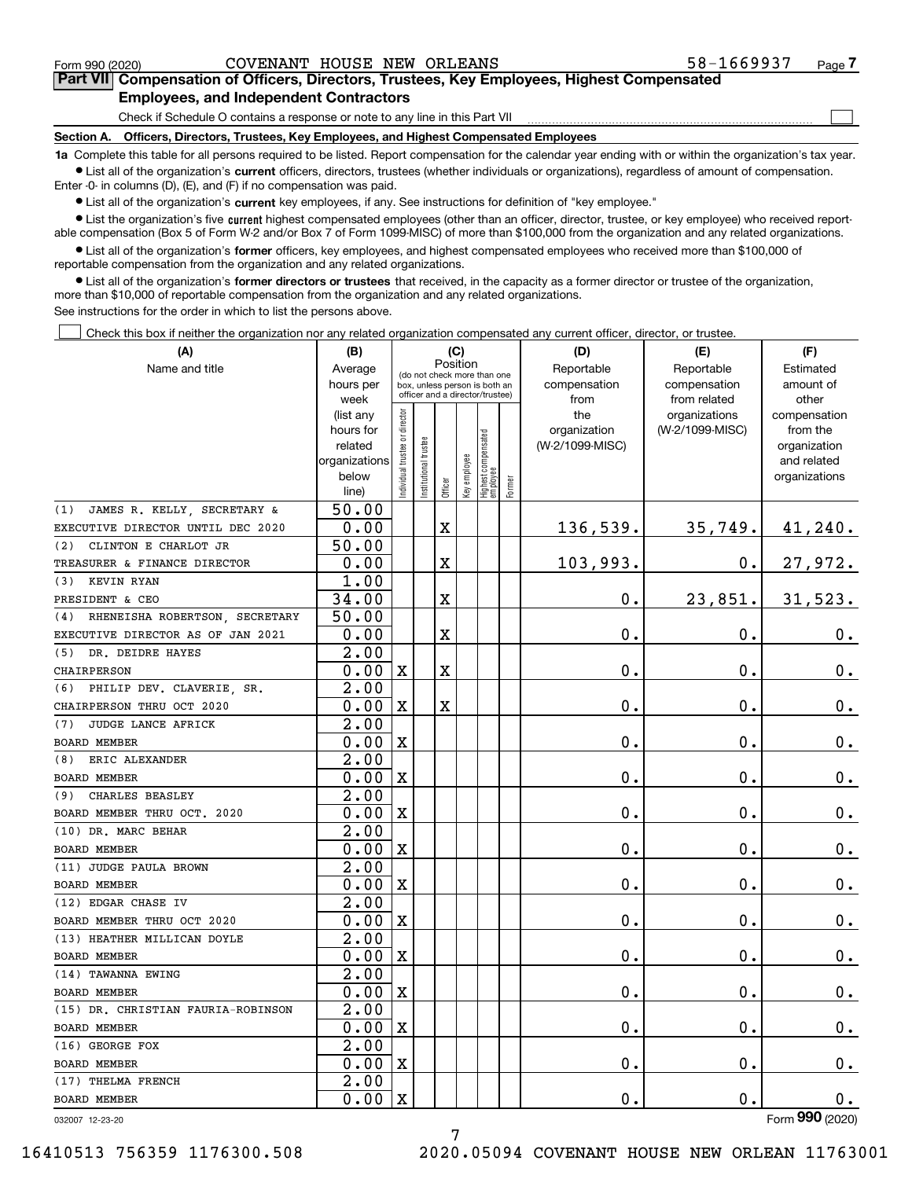Form 990 (2020) COVENANT HOUSE NEW ORLEANS 58-1669937 Page 7

## Part VII Compensation of Officers, Directors, Trustees, Key Employees, Highest Compensated Employees, and Independent Contractors

Check if Schedule O contains a response or note to any line in this Part VII ☐

### Section A. Officers, Directors, Trustees, Key Employees, and Highest Compensated Employees

**1a** Complete this table for all persons required to be listed. Report compensation for the calendar year ending with or within the organization's tax year.

- List all of the organization's **current** officers, directors, trustees (whether individuals or organizations), regardless of amount of compensation. Enter -0- in columns (D), (E), and (F) if no compensation was paid.
- List all of the organization's **current** key employees, if any. See instructions for definition of "key employee."
- List the organization's five **current** highest compensated employees (other than an officer, director, trustee, or key employee) who received reportable compensation (Box 5 of Form W-2 and/or Box 7 of Form 1099-MISC) of more than $100,000 from the organization and any related organizations.
- List all of the organization's **former** officers, key employees, and highest compensated employees who received more than $100,000 of reportable compensation from the organization and any related organizations.
- List all of the organization's **former directors or trustees** that received, in the capacity as a former director or trustee of the organization, more than $10,000 of reportable compensation from the organization and any related organizations.

See instructions for the order in which to list the persons above.

☐ Check this box if neither the organization nor any related organization compensated any current officer, director, or trustee.

| (A) Name and title | (B) Average hours per week (list any hours for related organizations below line) | (C) Position: Individual trustee or director | Institutional trustee | Officer | Key employee | Highest compensated employee | Former | (D) Reportable compensation from the organization (W-2/1099-MISC) | (E) Reportable compensation from related organizations (W-2/1099-MISC) | (F) Estimated amount of other compensation from the organization and related organizations |
|---|---|---|---|---|---|---|---|---|---|---|
| (1) JAMES R. KELLY, SECRETARY & EXECUTIVE DIRECTOR UNTIL DEC 2020 | 50.00 / 0.00 | | | X | | | | 136,539. | 35,749. | 41,240. |
| (2) CLINTON E CHARLOT JR TREASURER & FINANCE DIRECTOR | 50.00 / 0.00 | | | X | | | | 103,993. | 0. | 27,972. |
| (3) KEVIN RYAN PRESIDENT & CEO | 1.00 / 34.00 | | | X | | | | 0. | 23,851. | 31,523. |
| (4) RHENEISHA ROBERTSON, SECRETARY EXECUTIVE DIRECTOR AS OF JAN 2021 | 50.00 / 0.00 | | | X | | | | 0. | 0. | 0. |
| (5) DR. DEIDRE HAYES CHAIRPERSON | 2.00 / 0.00 | X | | X | | | | 0. | 0. | 0. |
| (6) PHILIP DEV. CLAVERIE, SR. CHAIRPERSON THRU OCT 2020 | 2.00 / 0.00 | X | | X | | | | 0. | 0. | 0. |
| (7) JUDGE LANCE AFRICK BOARD MEMBER | 2.00 / 0.00 | X | | | | | | 0. | 0. | 0. |
| (8) ERIC ALEXANDER BOARD MEMBER | 2.00 / 0.00 | X | | | | | | 0. | 0. | 0. |
| (9) CHARLES BEASLEY BOARD MEMBER THRU OCT. 2020 | 2.00 / 0.00 | X | | | | | | 0. | 0. | 0. |
| (10) DR. MARC BEHAR BOARD MEMBER | 2.00 / 0.00 | X | | | | | | 0. | 0. | 0. |
| (11) JUDGE PAULA BROWN BOARD MEMBER | 2.00 / 0.00 | X | | | | | | 0. | 0. | 0. |
| (12) EDGAR CHASE IV BOARD MEMBER THRU OCT 2020 | 2.00 / 0.00 | X | | | | | | 0. | 0. | 0. |
| (13) HEATHER MILLICAN DOYLE BOARD MEMBER | 2.00 / 0.00 | X | | | | | | 0. | 0. | 0. |
| (14) TAWANNA EWING BOARD MEMBER | 2.00 / 0.00 | X | | | | | | 0. | 0. | 0. |
| (15) DR. CHRISTIAN FAURIA-ROBINSON BOARD MEMBER | 2.00 / 0.00 | X | | | | | | 0. | 0. | 0. |
| (16) GEORGE FOX BOARD MEMBER | 2.00 / 0.00 | X | | | | | | 0. | 0. | 0. |
| (17) THELMA FRENCH BOARD MEMBER | 2.00 / 0.00 | X | | | | | | 0. | 0. | 0. |

032007 12-23-20 Form 990 (2020)

16410513 756359 1176300.508 2020.05094 COVENANT HOUSE NEW ORLEAN 11763001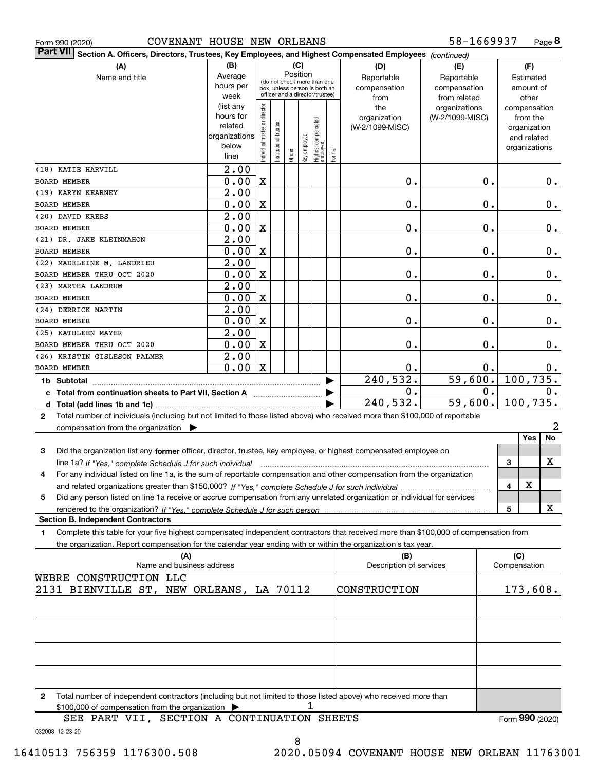Form 990 (2020) COVENANT HOUSE NEW ORLEANS 58-1669937 Page 8

**Part VII Section A. Officers, Directors, Trustees, Key Employees, and Highest Compensated Employees** *(continued)*

| (A) Name and title | (B) Average hours per week (list any hours for related organizations below line) | (C) Position: Individual trustee or director | Institutional trustee | Officer | Key employee | Highest compensated employee | Former | (D) Reportable compensation from the organization (W-2/1099-MISC) | (E) Reportable compensation from related organizations (W-2/1099-MISC) | (F) Estimated amount of other compensation from the organization and related organizations |
|---|---|---|---|---|---|---|---|---|---|---|
| (18) KATIE HARVILL<br>BOARD MEMBER | 2.00<br>0.00 | X | | | | | | 0. | 0. | 0. |
| (19) KARYN KEARNEY<br>BOARD MEMBER | 2.00<br>0.00 | X | | | | | | 0. | 0. | 0. |
| (20) DAVID KREBS<br>BOARD MEMBER | 2.00<br>0.00 | X | | | | | | 0. | 0. | 0. |
| (21) DR. JAKE KLEINMAHON<br>BOARD MEMBER | 2.00<br>0.00 | X | | | | | | 0. | 0. | 0. |
| (22) MADELEINE M. LANDRIEU<br>BOARD MEMBER THRU OCT 2020 | 2.00<br>0.00 | X | | | | | | 0. | 0. | 0. |
| (23) MARTHA LANDRUM<br>BOARD MEMBER | 2.00<br>0.00 | X | | | | | | 0. | 0. | 0. |
| (24) DERRICK MARTIN<br>BOARD MEMBER | 2.00<br>0.00 | X | | | | | | 0. | 0. | 0. |
| (25) KATHLEEN MAYER<br>BOARD MEMBER THRU OCT 2020 | 2.00<br>0.00 | X | | | | | | 0. | 0. | 0. |
| (26) KRISTIN GISLESON PALMER<br>BOARD MEMBER | 2.00<br>0.00 | X | | | | | | 0. | 0. | 0. |
| **1b Subtotal** | | | | | | | | 240,532. | 59,600. | 100,735. |
| **c Total from continuation sheets to Part VII, Section A** | | | | | | | | 0. | 0. | 0. |
| **d Total (add lines 1b and 1c)** | | | | | | | | 240,532. | 59,600. | 100,735. |

**2** Total number of individuals (including but not limited to those listed above) who received more than $100,000 of reportable compensation from the organization ▶ 2

| | | Yes | No |
|---|---|---|---|
| **3** Did the organization list any **former** officer, director, trustee, key employee, or highest compensated employee on line 1a? *If "Yes," complete Schedule J for such individual* | 3 | | X |
| **4** For any individual listed on line 1a, is the sum of reportable compensation and other compensation from the organization and related organizations greater than $150,000? *If "Yes," complete Schedule J for such individual* | 4 | X | |
| **5** Did any person listed on line 1a receive or accrue compensation from any unrelated organization or individual for services rendered to the organization? *If "Yes," complete Schedule J for such person* | 5 | | X |

**Section B. Independent Contractors**

**1** Complete this table for your five highest compensated independent contractors that received more than $100,000 of compensation from the organization. Report compensation for the calendar year ending with or within the organization's tax year.

| (A) Name and business address | (B) Description of services | (C) Compensation |
|---|---|---|
| WEBRE CONSTRUCTION LLC<br>2131 BIENVILLE ST, NEW ORLEANS, LA 70112 | CONSTRUCTION | 173,608. |
| | | |
| | | |
| | | |
| | | |

**2** Total number of independent contractors (including but not limited to those listed above) who received more than $100,000 of compensation from the organization ▶ 1

SEE PART VII, SECTION A CONTINUATION SHEETS

Form **990** (2020)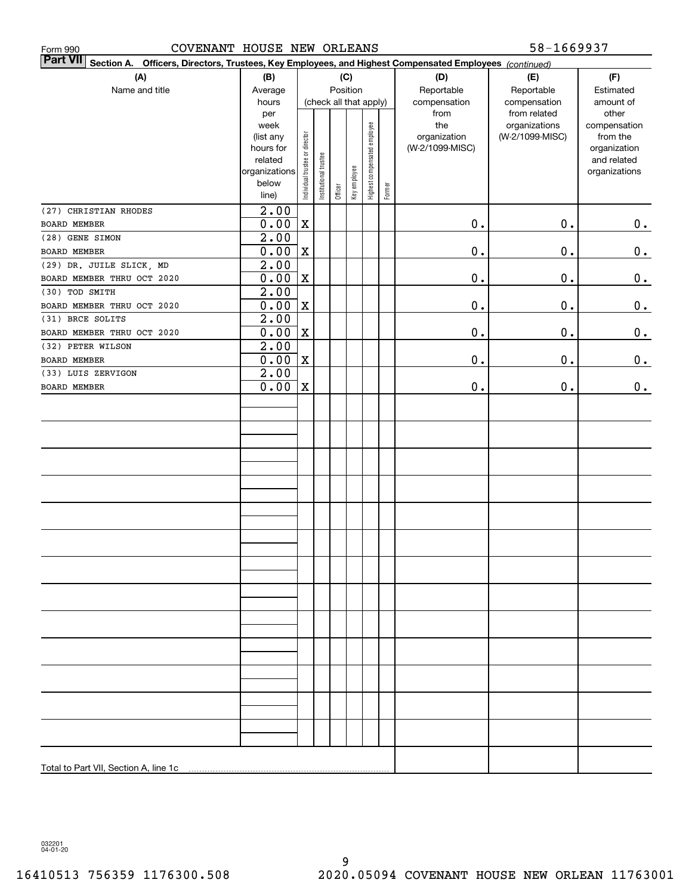Form 990 COVENANT HOUSE NEW ORLEANS 58-1669937

**Part VII Section A. Officers, Directors, Trustees, Key Employees, and Highest Compensated Employees** *(continued)*

| (A) Name and title | (B) Average hours per week (list any hours for related organizations below line) | (C) Position: Individual trustee or director | Institutional trustee | Officer | Key employee | Highest compensated employee | Former | (D) Reportable compensation from the organization (W-2/1099-MISC) | (E) Reportable compensation from related organizations (W-2/1099-MISC) | (F) Estimated amount of other compensation from the organization and related organizations |
|---|---|---|---|---|---|---|---|---|---|---|
| (27) CHRISTIAN RHODES<br>BOARD MEMBER | 2.00<br>0.00 | X | | | | | | 0. | 0. | 0. |
| (28) GENE SIMON<br>BOARD MEMBER | 2.00<br>0.00 | X | | | | | | 0. | 0. | 0. |
| (29) DR. JUILE SLICK, MD<br>BOARD MEMBER THRU OCT 2020 | 2.00<br>0.00 | X | | | | | | 0. | 0. | 0. |
| (30) TOD SMITH<br>BOARD MEMBER THRU OCT 2020 | 2.00<br>0.00 | X | | | | | | 0. | 0. | 0. |
| (31) BRCE SOLITS<br>BOARD MEMBER THRU OCT 2020 | 2.00<br>0.00 | X | | | | | | 0. | 0. | 0. |
| (32) PETER WILSON<br>BOARD MEMBER | 2.00<br>0.00 | X | | | | | | 0. | 0. | 0. |
| (33) LUIS ZERVIGON<br>BOARD MEMBER | 2.00<br>0.00 | X | | | | | | 0. | 0. | 0. |
| Total to Part VII, Section A, line 1c | | | | | | | | | | |

032201 04-01-20

16410513 756359 1176300.508 2020.05094 COVENANT HOUSE NEW ORLEAN 11763001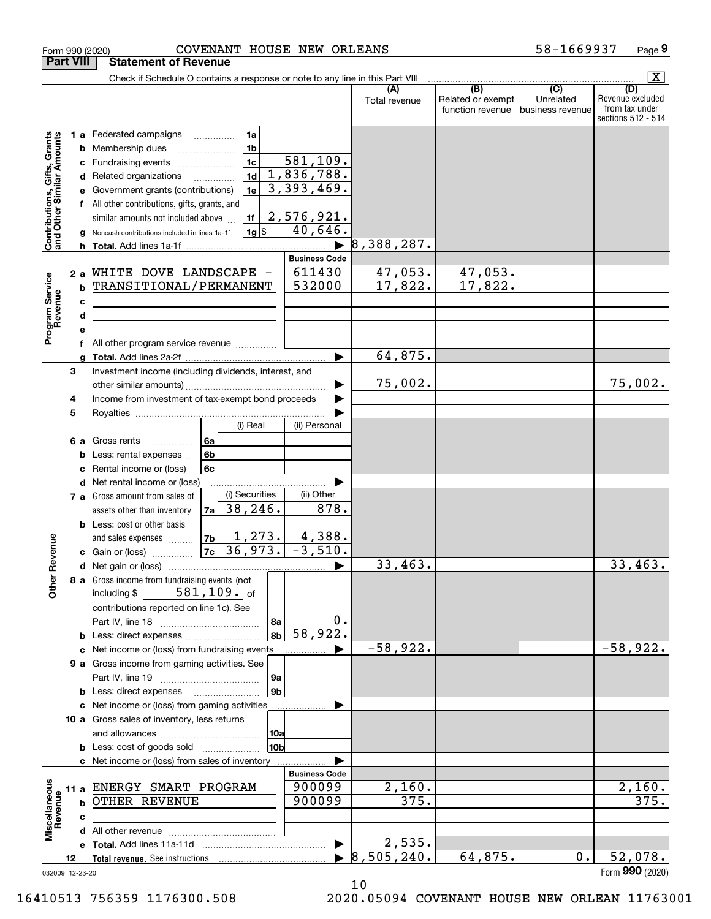Form 990 (2020) COVENANT HOUSE NEW ORLEANS 58-1669937 Page 9

## Part VIII Statement of Revenue

Check if Schedule O contains a response or note to any line in this Part VIII [X]

| | | | | (A) Total revenue | (B) Related or exempt function revenue | (C) Unrelated business revenue | (D) Revenue excluded from tax under sections 512 - 514 |
|---|---|---|---|---|---|---|---|
| **Contributions, Gifts, Grants and Other Similar Amounts** | 1 a Federated campaigns | 1a | | | | | |
| | b Membership dues | 1b | | | | | |
| | c Fundraising events | 1c | 581,109. | | | | |
| | d Related organizations | 1d | 1,836,788. | | | | |
| | e Government grants (contributions) | 1e | 3,393,469. | | | | |
| | f All other contributions, gifts, grants, and similar amounts not included above | 1f | 2,576,921. | | | | |
| | g Noncash contributions included in lines 1a-1f | 1g $ | 40,646. | | | | |
| | h **Total.** Add lines 1a-1f | | | 8,388,287. | | | |
| **Program Service Revenue** | | | **Business Code** | | | | |
| | 2 a WHITE DOVE LANDSCAPE - | | 611430 | 47,053. | 47,053. | | |
| | b TRANSITIONAL/PERMANENT | | 532000 | 17,822. | 17,822. | | |
| | c | | | | | | |
| | d | | | | | | |
| | e | | | | | | |
| | f All other program service revenue | | | | | | |
| | g **Total.** Add lines 2a-2f | | | 64,875. | | | |
| **Other Revenue** | 3 Investment income (including dividends, interest, and other similar amounts) | | | 75,002. | | | 75,002. |
| | 4 Income from investment of tax-exempt bond proceeds | | | | | | |
| | 5 Royalties | | | | | | |
| | | | (i) Real / (ii) Personal | | | | |
| | 6 a Gross rents | 6a | | | | | |
| | b Less: rental expenses | 6b | | | | | |
| | c Rental income or (loss) | 6c | | | | | |
| | d Net rental income or (loss) | | | | | | |
| | 7 a Gross amount from sales of assets other than inventory | 7a | (i) Securities 38,246. / (ii) Other 878. | | | | |
| | b Less: cost or other basis and sales expenses | 7b | (i) 1,273. / (ii) 4,388. | | | | |
| | c Gain or (loss) | 7c | (i) 36,973. / (ii) -3,510. | | | | |
| | d Net gain or (loss) | | | 33,463. | | | 33,463. |
| | 8 a Gross income from fundraising events (not including $ 581,109. of contributions reported on line 1c). See Part IV, line 18 | 8a | 0. | | | | |
| | b Less: direct expenses | 8b | 58,922. | | | | |
| | c Net income or (loss) from fundraising events | | | -58,922. | | | -58,922. |
| | 9 a Gross income from gaming activities. See Part IV, line 19 | 9a | | | | | |
| | b Less: direct expenses | 9b | | | | | |
| | c Net income or (loss) from gaming activities | | | | | | |
| | 10 a Gross sales of inventory, less returns and allowances | 10a | | | | | |
| | b Less: cost of goods sold | 10b | | | | | |
| | c Net income or (loss) from sales of inventory | | | | | | |
| **Miscellaneous Revenue** | | | **Business Code** | | | | |
| | 11 a ENERGY SMART PROGRAM | | 900099 | 2,160. | | | 2,160. |
| | b OTHER REVENUE | | 900099 | 375. | | | 375. |
| | c | | | | | | |
| | d All other revenue | | | | | | |
| | e **Total.** Add lines 11a-11d | | | 2,535. | | | |
| | 12 **Total revenue.** See instructions | | | 8,505,240. | 64,875. | 0. | 52,078. |

032009 12-23-20 Form **990** (2020)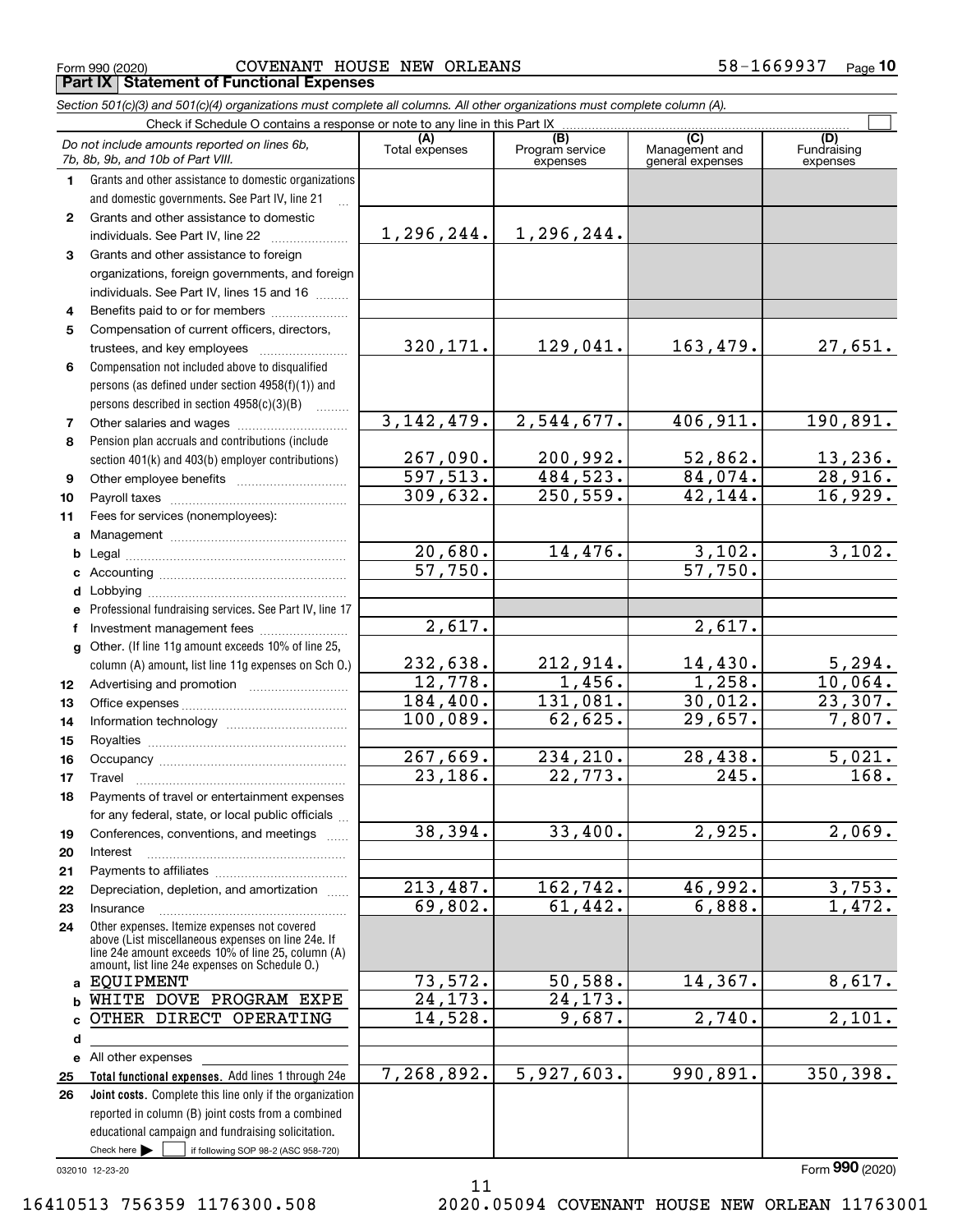Form 990 (2020) COVENANT HOUSE NEW ORLEANS 58-1669937 Page **10**

## Part IX Statement of Functional Expenses

*Section 501(c)(3) and 501(c)(4) organizations must complete all columns. All other organizations must complete column (A).*

Check if Schedule O contains a response or note to any line in this Part IX ☐

| *Do not include amounts reported on lines 6b, 7b, 8b, 9b, and 10b of Part VIII.* | (A) Total expenses | (B) Program service expenses | (C) Management and general expenses | (D) Fundraising expenses |
|---|---|---|---|---|
| **1** Grants and other assistance to domestic organizations and domestic governments. See Part IV, line 21 | | | | |
| **2** Grants and other assistance to domestic individuals. See Part IV, line 22 | 1,296,244. | 1,296,244. | | |
| **3** Grants and other assistance to foreign organizations, foreign governments, and foreign individuals. See Part IV, lines 15 and 16 | | | | |
| **4** Benefits paid to or for members | | | | |
| **5** Compensation of current officers, directors, trustees, and key employees | 320,171. | 129,041. | 163,479. | 27,651. |
| **6** Compensation not included above to disqualified persons (as defined under section 4958(f)(1)) and persons described in section 4958(c)(3)(B) | | | | |
| **7** Other salaries and wages | 3,142,479. | 2,544,677. | 406,911. | 190,891. |
| **8** Pension plan accruals and contributions (include section 401(k) and 403(b) employer contributions) | 267,090. | 200,992. | 52,862. | 13,236. |
| **9** Other employee benefits | 597,513. | 484,523. | 84,074. | 28,916. |
| **10** Payroll taxes | 309,632. | 250,559. | 42,144. | 16,929. |
| **11** Fees for services (nonemployees): | | | | |
| **a** Management | | | | |
| **b** Legal | 20,680. | 14,476. | 3,102. | 3,102. |
| **c** Accounting | 57,750. | | 57,750. | |
| **d** Lobbying | | | | |
| **e** Professional fundraising services. See Part IV, line 17 | | | | |
| **f** Investment management fees | 2,617. | | 2,617. | |
| **g** Other. (If line 11g amount exceeds 10% of line 25, column (A) amount, list line 11g expenses on Sch O.) | 232,638. | 212,914. | 14,430. | 5,294. |
| **12** Advertising and promotion | 12,778. | 1,456. | 1,258. | 10,064. |
| **13** Office expenses | 184,400. | 131,081. | 30,012. | 23,307. |
| **14** Information technology | 100,089. | 62,625. | 29,657. | 7,807. |
| **15** Royalties | | | | |
| **16** Occupancy | 267,669. | 234,210. | 28,438. | 5,021. |
| **17** Travel | 23,186. | 22,773. | 245. | 168. |
| **18** Payments of travel or entertainment expenses for any federal, state, or local public officials | | | | |
| **19** Conferences, conventions, and meetings | 38,394. | 33,400. | 2,925. | 2,069. |
| **20** Interest | | | | |
| **21** Payments to affiliates | | | | |
| **22** Depreciation, depletion, and amortization | 213,487. | 162,742. | 46,992. | 3,753. |
| **23** Insurance | 69,802. | 61,442. | 6,888. | 1,472. |
| **24** Other expenses. Itemize expenses not covered above (List miscellaneous expenses on line 24e. If line 24e amount exceeds 10% of line 25, column (A) amount, list line 24e expenses on Schedule O.) | | | | |
| **a** EQUIPMENT | 73,572. | 50,588. | 14,367. | 8,617. |
| **b** WHITE DOVE PROGRAM EXPE | 24,173. | 24,173. | | |
| **c** OTHER DIRECT OPERATING | 14,528. | 9,687. | 2,740. | 2,101. |
| **d** | | | | |
| **e** All other expenses | | | | |
| **25 Total functional expenses.** Add lines 1 through 24e | 7,268,892. | 5,927,603. | 990,891. | 350,398. |
| **26 Joint costs.** Complete this line only if the organization reported in column (B) joint costs from a combined educational campaign and fundraising solicitation. Check here ☐ if following SOP 98-2 (ASC 958-720) | | | | |

032010 12-23-20 Form **990** (2020)

16410513 756359 1176300.508 2020.05094 COVENANT HOUSE NEW ORLEAN 11763001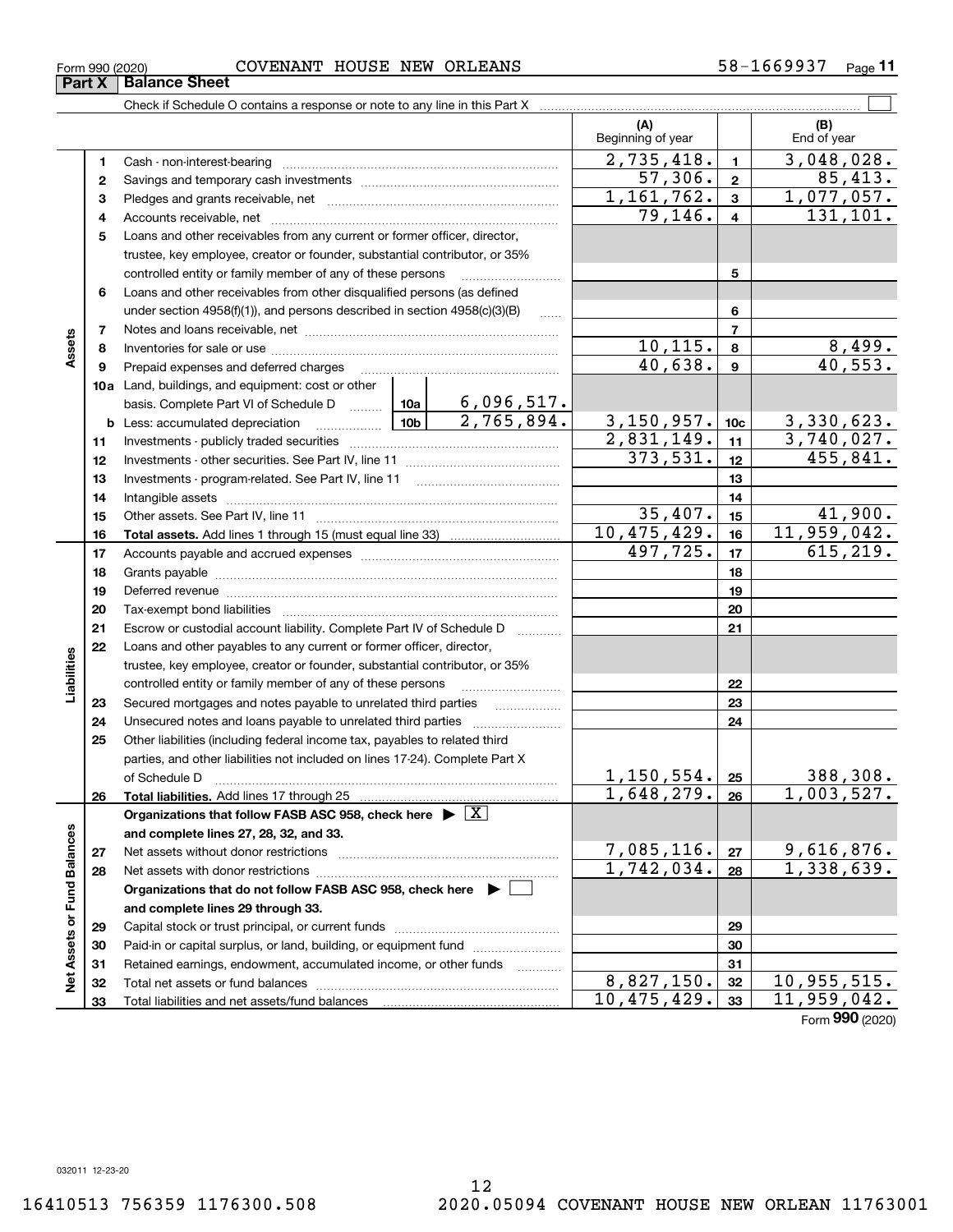Form 990 (2020) COVENANT HOUSE NEW ORLEANS 58-1669937

## Part X Balance Sheet

Check if Schedule O contains a response or note to any line in this Part X

| | | | | (A) Beginning of year | | (B) End of year |
|---|---|---|---|---|---|---|
| **Assets** | 1 | Cash - non-interest-bearing | | 2,735,418. | 1 | 3,048,028. |
| | 2 | Savings and temporary cash investments | | 57,306. | 2 | 85,413. |
| | 3 | Pledges and grants receivable, net | | 1,161,762. | 3 | 1,077,057. |
| | 4 | Accounts receivable, net | | 79,146. | 4 | 131,101. |
| | 5 | Loans and other receivables from any current or former officer, director, trustee, key employee, creator or founder, substantial contributor, or 35% controlled entity or family member of any of these persons | | | 5 | |
| | 6 | Loans and other receivables from other disqualified persons (as defined under section 4958(f)(1)), and persons described in section 4958(c)(3)(B) | | | 6 | |
| | 7 | Notes and loans receivable, net | | | 7 | |
| | 8 | Inventories for sale or use | | 10,115. | 8 | 8,499. |
| | 9 | Prepaid expenses and deferred charges | | 40,638. | 9 | 40,553. |
| | 10a | Land, buildings, and equipment: cost or other basis. Complete Part VI of Schedule D | 10a 6,096,517. | | | |
| | b | Less: accumulated depreciation | 10b 2,765,894. | 3,150,957. | 10c | 3,330,623. |
| | 11 | Investments - publicly traded securities | | 2,831,149. | 11 | 3,740,027. |
| | 12 | Investments - other securities. See Part IV, line 11 | | 373,531. | 12 | 455,841. |
| | 13 | Investments - program-related. See Part IV, line 11 | | | 13 | |
| | 14 | Intangible assets | | | 14 | |
| | 15 | Other assets. See Part IV, line 11 | | 35,407. | 15 | 41,900. |
| | 16 | **Total assets.** Add lines 1 through 15 (must equal line 33) | | 10,475,429. | 16 | 11,959,042. |
| **Liabilities** | 17 | Accounts payable and accrued expenses | | 497,725. | 17 | 615,219. |
| | 18 | Grants payable | | | 18 | |
| | 19 | Deferred revenue | | | 19 | |
| | 20 | Tax-exempt bond liabilities | | | 20 | |
| | 21 | Escrow or custodial account liability. Complete Part IV of Schedule D | | | 21 | |
| | 22 | Loans and other payables to any current or former officer, director, trustee, key employee, creator or founder, substantial contributor, or 35% controlled entity or family member of any of these persons | | | 22 | |
| | 23 | Secured mortgages and notes payable to unrelated third parties | | | 23 | |
| | 24 | Unsecured notes and loans payable to unrelated third parties | | | 24 | |
| | 25 | Other liabilities (including federal income tax, payables to related third parties, and other liabilities not included on lines 17-24). Complete Part X of Schedule D | | 1,150,554. | 25 | 388,308. |
| | 26 | **Total liabilities.** Add lines 17 through 25 | | 1,648,279. | 26 | 1,003,527. |
| **Net Assets or Fund Balances** | | **Organizations that follow FASB ASC 958, check here ▶ [X] and complete lines 27, 28, 32, and 33.** | | | | |
| | 27 | Net assets without donor restrictions | | 7,085,116. | 27 | 9,616,876. |
| | 28 | Net assets with donor restrictions | | 1,742,034. | 28 | 1,338,639. |
| | | **Organizations that do not follow FASB ASC 958, check here ▶ [ ] and complete lines 29 through 33.** | | | | |
| | 29 | Capital stock or trust principal, or current funds | | | 29 | |
| | 30 | Paid-in or capital surplus, or land, building, or equipment fund | | | 30 | |
| | 31 | Retained earnings, endowment, accumulated income, or other funds | | | 31 | |
| | 32 | Total net assets or fund balances | | 8,827,150. | 32 | 10,955,515. |
| | 33 | Total liabilities and net assets/fund balances | | 10,475,429. | 33 | 11,959,042. |

Form **990** (2020)

032011 12-23-20

16410513 756359 1176300.508 2020.05094 COVENANT HOUSE NEW ORLEAN 11763001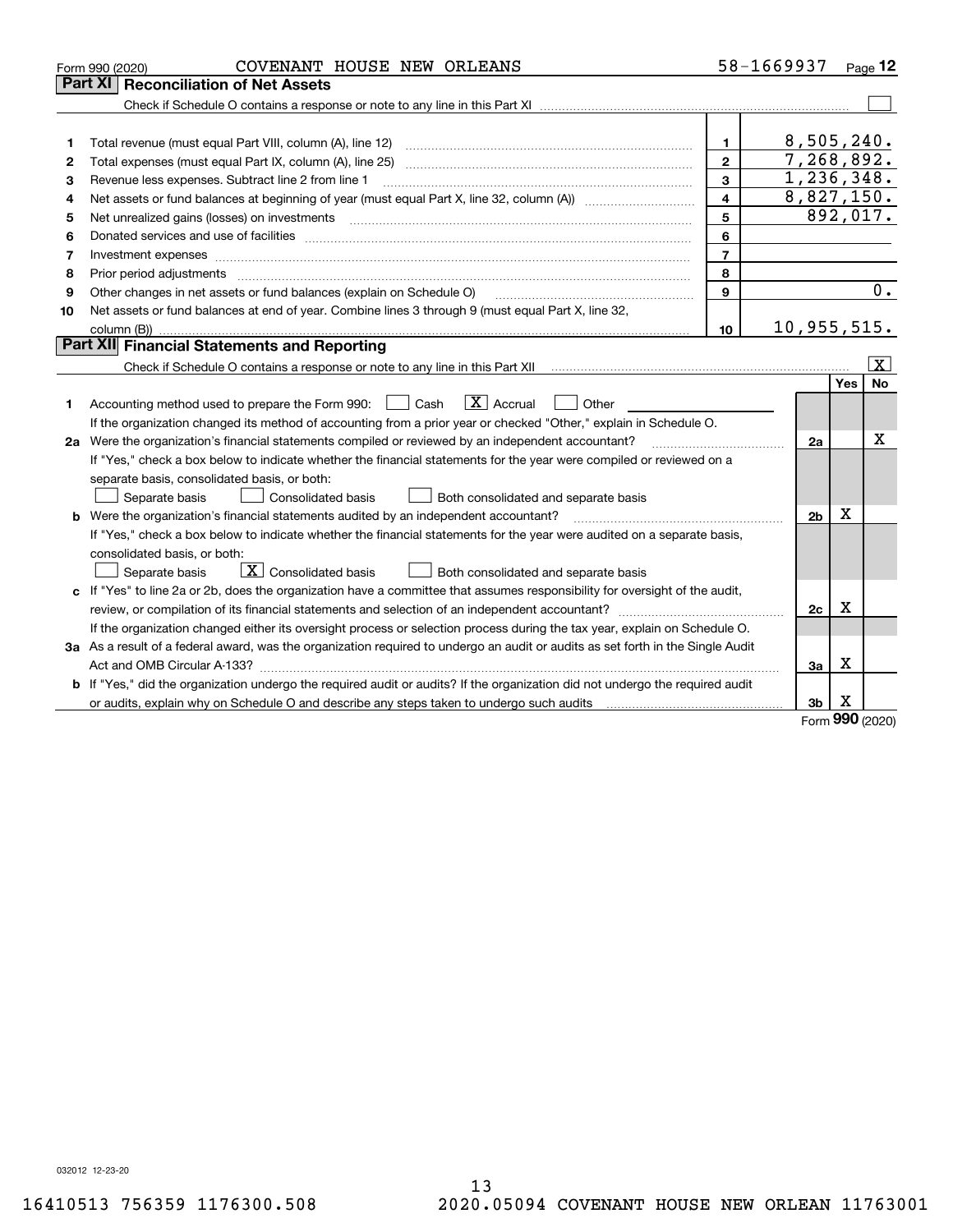Form 990 (2020) COVENANT HOUSE NEW ORLEANS 58-1669937 Page 12

## Part XI Reconciliation of Net Assets

Check if Schedule O contains a response or note to any line in this Part XI ☐

| | | | |
|---|---|---|---|
| 1 | Total revenue (must equal Part VIII, column (A), line 12) | 1 | 8,505,240. |
| 2 | Total expenses (must equal Part IX, column (A), line 25) | 2 | 7,268,892. |
| 3 | Revenue less expenses. Subtract line 2 from line 1 | 3 | 1,236,348. |
| 4 | Net assets or fund balances at beginning of year (must equal Part X, line 32, column (A)) | 4 | 8,827,150. |
| 5 | Net unrealized gains (losses) on investments | 5 | 892,017. |
| 6 | Donated services and use of facilities | 6 | |
| 7 | Investment expenses | 7 | |
| 8 | Prior period adjustments | 8 | |
| 9 | Other changes in net assets or fund balances (explain on Schedule O) | 9 | 0. |
| 10 | Net assets or fund balances at end of year. Combine lines 3 through 9 (must equal Part X, line 32, column (B)) | 10 | 10,955,515. |

## Part XII Financial Statements and Reporting

Check if Schedule O contains a response or note to any line in this Part XII ☒

| | | | Yes | No |
|---|---|---|---|---|
| 1 | Accounting method used to prepare the Form 990: ☐ Cash ☒ Accrual ☐ Other | | | |
| | If the organization changed its method of accounting from a prior year or checked "Other," explain in Schedule O. | | | |
| 2a | Were the organization's financial statements compiled or reviewed by an independent accountant? | 2a | | X |
| | If "Yes," check a box below to indicate whether the financial statements for the year were compiled or reviewed on a separate basis, consolidated basis, or both: ☐ Separate basis ☐ Consolidated basis ☐ Both consolidated and separate basis | | | |
| b | Were the organization's financial statements audited by an independent accountant? | 2b | X | |
| | If "Yes," check a box below to indicate whether the financial statements for the year were audited on a separate basis, consolidated basis, or both: ☐ Separate basis ☒ Consolidated basis ☐ Both consolidated and separate basis | | | |
| c | If "Yes" to line 2a or 2b, does the organization have a committee that assumes responsibility for oversight of the audit, review, or compilation of its financial statements and selection of an independent accountant? | 2c | X | |
| | If the organization changed either its oversight process or selection process during the tax year, explain on Schedule O. | | | |
| 3a | As a result of a federal award, was the organization required to undergo an audit or audits as set forth in the Single Audit Act and OMB Circular A-133? | 3a | X | |
| b | If "Yes," did the organization undergo the required audit or audits? If the organization did not undergo the required audit or audits, explain why on Schedule O and describe any steps taken to undergo such audits | 3b | X | |

Form 990 (2020)

032012 12-23-20

16410513 756359 1176300.508 2020.05094 COVENANT HOUSE NEW ORLEAN 11763001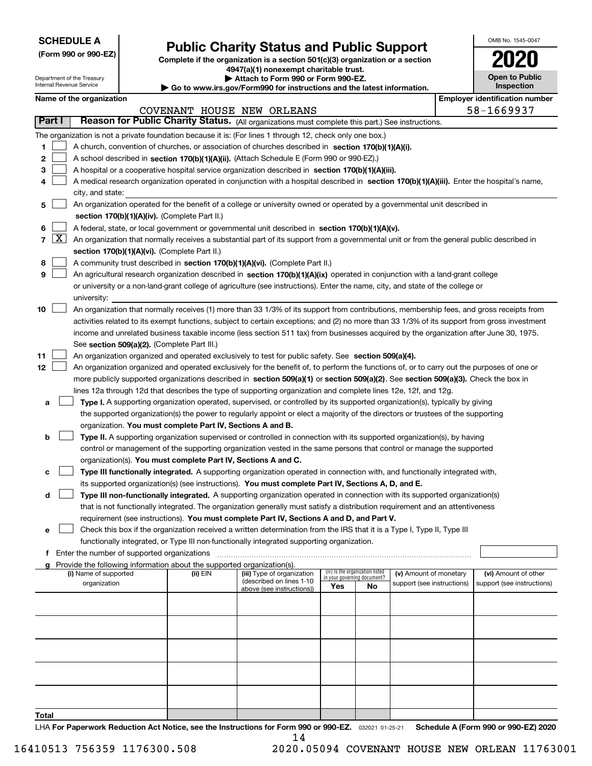**SCHEDULE A**
**(Form 990 or 990-EZ)**

Department of the Treasury
Internal Revenue Service

# Public Charity Status and Public Support

**Complete if the organization is a section 501(c)(3) organization or a section 4947(a)(1) nonexempt charitable trust.**
**▶ Attach to Form 990 or Form 990-EZ.**
**▶ Go to www.irs.gov/Form990 for instructions and the latest information.**

OMB No. 1545-0047
**2020**
**Open to Public Inspection**

**Name of the organization:** COVENANT HOUSE NEW ORLEANS
**Employer identification number:** 58-1669937

## Part I — Reason for Public Charity Status. (All organizations must complete this part.) See instructions.

The organization is not a private foundation because it is: (For lines 1 through 12, check only one box.)

1. [ ] A church, convention of churches, or association of churches described in **section 170(b)(1)(A)(i).**
2. [ ] A school described in **section 170(b)(1)(A)(ii).** (Attach Schedule E (Form 990 or 990-EZ).)
3. [ ] A hospital or a cooperative hospital service organization described in **section 170(b)(1)(A)(iii).**
4. [ ] A medical research organization operated in conjunction with a hospital described in **section 170(b)(1)(A)(iii).** Enter the hospital's name, city, and state:
5. [ ] An organization operated for the benefit of a college or university owned or operated by a governmental unit described in **section 170(b)(1)(A)(iv).** (Complete Part II.)
6. [ ] A federal, state, or local government or governmental unit described in **section 170(b)(1)(A)(v).**
7. [X] An organization that normally receives a substantial part of its support from a governmental unit or from the general public described in **section 170(b)(1)(A)(vi).** (Complete Part II.)
8. [ ] A community trust described in **section 170(b)(1)(A)(vi).** (Complete Part II.)
9. [ ] An agricultural research organization described in **section 170(b)(1)(A)(ix)** operated in conjunction with a land-grant college or university or a non-land-grant college of agriculture (see instructions). Enter the name, city, and state of the college or university:
10. [ ] An organization that normally receives (1) more than 33 1/3% of its support from contributions, membership fees, and gross receipts from activities related to its exempt functions, subject to certain exceptions; and (2) no more than 33 1/3% of its support from gross investment income and unrelated business taxable income (less section 511 tax) from businesses acquired by the organization after June 30, 1975. See **section 509(a)(2).** (Complete Part III.)
11. [ ] An organization organized and operated exclusively to test for public safety. See **section 509(a)(4).**
12. [ ] An organization organized and operated exclusively for the benefit of, to perform the functions of, or to carry out the purposes of one or more publicly supported organizations described in **section 509(a)(1)** or **section 509(a)(2)**. See **section 509(a)(3).** Check the box in lines 12a through 12d that describes the type of supporting organization and complete lines 12e, 12f, and 12g.
   - **a** [ ] **Type I.** A supporting organization operated, supervised, or controlled by its supported organization(s), typically by giving the supported organization(s) the power to regularly appoint or elect a majority of the directors or trustees of the supporting organization. **You must complete Part IV, Sections A and B.**
   - **b** [ ] **Type II.** A supporting organization supervised or controlled in connection with its supported organization(s), by having control or management of the supporting organization vested in the same persons that control or manage the supported organization(s). **You must complete Part IV, Sections A and C.**
   - **c** [ ] **Type III functionally integrated.** A supporting organization operated in connection with, and functionally integrated with, its supported organization(s) (see instructions). **You must complete Part IV, Sections A, D, and E.**
   - **d** [ ] **Type III non-functionally integrated.** A supporting organization operated in connection with its supported organization(s) that is not functionally integrated. The organization generally must satisfy a distribution requirement and an attentiveness requirement (see instructions). **You must complete Part IV, Sections A and D, and Part V.**
   - **e** [ ] Check this box if the organization received a written determination from the IRS that it is a Type I, Type II, Type III functionally integrated, or Type III non-functionally integrated supporting organization.
   - **f** Enter the number of supported organizations
   - **g** Provide the following information about the supported organization(s).

| (i) Name of supported organization | (ii) EIN | (iii) Type of organization (described on lines 1-10 above (see instructions)) | (iv) Is the organization listed in your governing document? Yes | No | (v) Amount of monetary support (see instructions) | (vi) Amount of other support (see instructions) |
|---|---|---|---|---|---|---|
| | | | | | | |
| | | | | | | |
| | | | | | | |
| | | | | | | |
| | | | | | | |
| **Total** | | | | | | |

LHA **For Paperwork Reduction Act Notice, see the Instructions for Form 990 or 990-EZ.** 032021 01-25-21 **Schedule A (Form 990 or 990-EZ) 2020**

16410513 756359 1176300.508 2020.05094 COVENANT HOUSE NEW ORLEAN 11763001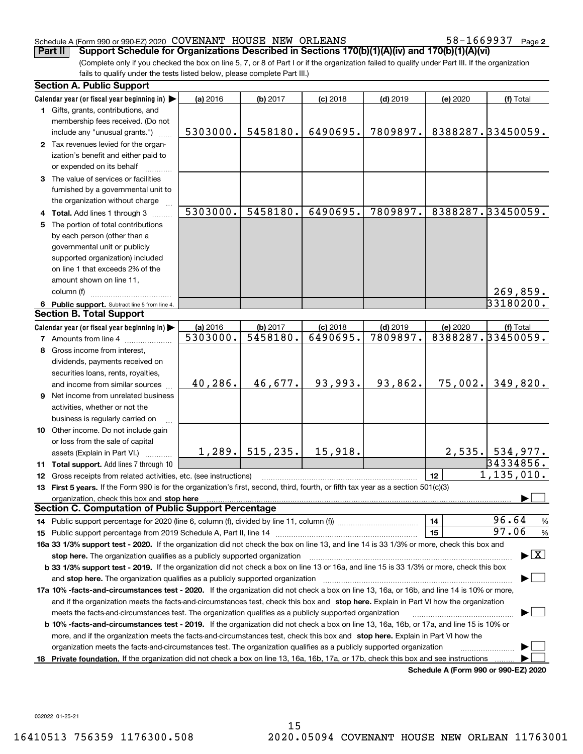Schedule A (Form 990 or 990-EZ) 2020 COVENANT HOUSE NEW ORLEANS 58-1669937 Page 2

**Part II** **Support Schedule for Organizations Described in Sections 170(b)(1)(A)(iv) and 170(b)(1)(A)(vi)**

(Complete only if you checked the box on line 5, 7, or 8 of Part I or if the organization failed to qualify under Part III. If the organization fails to qualify under the tests listed below, please complete Part III.)

## Section A. Public Support

| Calendar year (or fiscal year beginning in) ▶ | (a) 2016 | (b) 2017 | (c) 2018 | (d) 2019 | (e) 2020 | (f) Total |
|---|---|---|---|---|---|---|
| **1** Gifts, grants, contributions, and membership fees received. (Do not include any "unusual grants.") | 5303000. | 5458180. | 6490695. | 7809897. | 8388287. | 33450059. |
| **2** Tax revenues levied for the organization's benefit and either paid to or expended on its behalf | | | | | | |
| **3** The value of services or facilities furnished by a governmental unit to the organization without charge | | | | | | |
| **4 Total.** Add lines 1 through 3 | 5303000. | 5458180. | 6490695. | 7809897. | 8388287. | 33450059. |
| **5** The portion of total contributions by each person (other than a governmental unit or publicly supported organization) included on line 1 that exceeds 2% of the amount shown on line 11, column (f) | | | | | | 269,859. |
| **6 Public support.** Subtract line 5 from line 4. | | | | | | 33180200. |

## Section B. Total Support

| Calendar year (or fiscal year beginning in) ▶ | (a) 2016 | (b) 2017 | (c) 2018 | (d) 2019 | (e) 2020 | (f) Total |
|---|---|---|---|---|---|---|
| **7** Amounts from line 4 | 5303000. | 5458180. | 6490695. | 7809897. | 8388287. | 33450059. |
| **8** Gross income from interest, dividends, payments received on securities loans, rents, royalties, and income from similar sources | 40,286. | 46,677. | 93,993. | 93,862. | 75,002. | 349,820. |
| **9** Net income from unrelated business activities, whether or not the business is regularly carried on | | | | | | |
| **10** Other income. Do not include gain or loss from the sale of capital assets (Explain in Part VI.) | 1,289. | 515,235. | 15,918. | | 2,535. | 534,977. |
| **11 Total support.** Add lines 7 through 10 | | | | | | 34334856. |

**12** Gross receipts from related activities, etc. (see instructions) | **12** | 1,135,010.

**13 First 5 years.** If the Form 990 is for the organization's first, second, third, fourth, or fifth tax year as a section 501(c)(3) organization, check this box and **stop here** ▶ ☐

## Section C. Computation of Public Support Percentage

**14** Public support percentage for 2020 (line 6, column (f), divided by line 11, column (f)) | **14** | 96.64 %

**15** Public support percentage from 2019 Schedule A, Part II, line 14 | **15** | 97.06 %

**16a 33 1/3% support test - 2020.** If the organization did not check the box on line 13, and line 14 is 33 1/3% or more, check this box and **stop here.** The organization qualifies as a publicly supported organization ▶ ☒

**b 33 1/3% support test - 2019.** If the organization did not check a box on line 13 or 16a, and line 15 is 33 1/3% or more, check this box and **stop here.** The organization qualifies as a publicly supported organization ▶ ☐

**17a 10% -facts-and-circumstances test - 2020.** If the organization did not check a box on line 13, 16a, or 16b, and line 14 is 10% or more, and if the organization meets the facts-and-circumstances test, check this box and **stop here.** Explain in Part VI how the organization meets the facts-and-circumstances test. The organization qualifies as a publicly supported organization ▶ ☐

**b 10% -facts-and-circumstances test - 2019.** If the organization did not check a box on line 13, 16a, 16b, or 17a, and line 15 is 10% or more, and if the organization meets the facts-and-circumstances test, check this box and **stop here.** Explain in Part VI how the organization meets the facts-and-circumstances test. The organization qualifies as a publicly supported organization ▶ ☐

**18 Private foundation.** If the organization did not check a box on line 13, 16a, 16b, 17a, or 17b, check this box and see instructions ▶ ☐

**Schedule A (Form 990 or 990-EZ) 2020**

032022 01-25-21

16410513 756359 1176300.508 2020.05094 COVENANT HOUSE NEW ORLEAN 11763001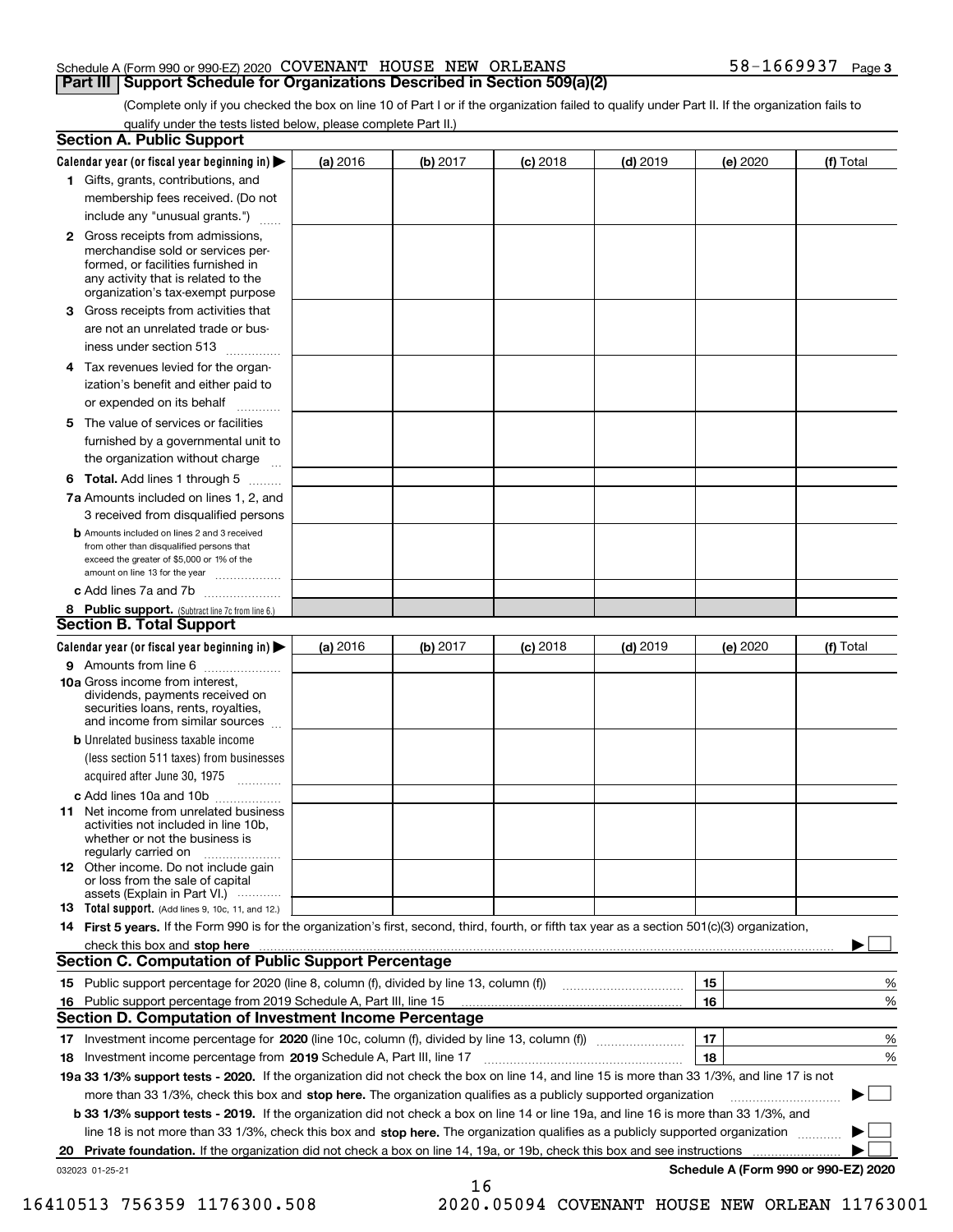Schedule A (Form 990 or 990-EZ) 2020 COVENANT HOUSE NEW ORLEANS 58-1669937 Page 3

**Part III | Support Schedule for Organizations Described in Section 509(a)(2)**

(Complete only if you checked the box on line 10 of Part I or if the organization failed to qualify under Part II. If the organization fails to qualify under the tests listed below, please complete Part II.)

### Section A. Public Support

| Calendar year (or fiscal year beginning in) ▶ | (a) 2016 | (b) 2017 | (c) 2018 | (d) 2019 | (e) 2020 | (f) Total |
|---|---|---|---|---|---|---|
| 1 Gifts, grants, contributions, and membership fees received. (Do not include any "unusual grants.") | | | | | | |
| 2 Gross receipts from admissions, merchandise sold or services performed, or facilities furnished in any activity that is related to the organization's tax-exempt purpose | | | | | | |
| 3 Gross receipts from activities that are not an unrelated trade or business under section 513 | | | | | | |
| 4 Tax revenues levied for the organization's benefit and either paid to or expended on its behalf | | | | | | |
| 5 The value of services or facilities furnished by a governmental unit to the organization without charge | | | | | | |
| 6 **Total.** Add lines 1 through 5 | | | | | | |
| 7a Amounts included on lines 1, 2, and 3 received from disqualified persons | | | | | | |
| b Amounts included on lines 2 and 3 received from other than disqualified persons that exceed the greater of $5,000 or 1% of the amount on line 13 for the year | | | | | | |
| c Add lines 7a and 7b | | | | | | |
| 8 **Public support.** (Subtract line 7c from line 6.) | | | | | | |

### Section B. Total Support

| Calendar year (or fiscal year beginning in) ▶ | (a) 2016 | (b) 2017 | (c) 2018 | (d) 2019 | (e) 2020 | (f) Total |
|---|---|---|---|---|---|---|
| 9 Amounts from line 6 | | | | | | |
| 10a Gross income from interest, dividends, payments received on securities loans, rents, royalties, and income from similar sources | | | | | | |
| b Unrelated business taxable income (less section 511 taxes) from businesses acquired after June 30, 1975 | | | | | | |
| c Add lines 10a and 10b | | | | | | |
| 11 Net income from unrelated business activities not included in line 10b, whether or not the business is regularly carried on | | | | | | |
| 12 Other income. Do not include gain or loss from the sale of capital assets (Explain in Part VI.) | | | | | | |
| 13 **Total support.** (Add lines 9, 10c, 11, and 12.) | | | | | | |

14 **First 5 years.** If the Form 990 is for the organization's first, second, third, fourth, or fifth tax year as a section 501(c)(3) organization, check this box and **stop here** ▶ ☐

### Section C. Computation of Public Support Percentage

| | | | |
|---|---|---|---|
| 15 | Public support percentage for 2020 (line 8, column (f), divided by line 13, column (f)) | 15 | % |
| 16 | Public support percentage from 2019 Schedule A, Part III, line 15 | 16 | % |

### Section D. Computation of Investment Income Percentage

| | | | |
|---|---|---|---|
| 17 | Investment income percentage for **2020** (line 10c, column (f), divided by line 13, column (f)) | 17 | % |
| 18 | Investment income percentage from **2019** Schedule A, Part III, line 17 | 18 | % |

**19a 33 1/3% support tests - 2020.** If the organization did not check the box on line 14, and line 15 is more than 33 1/3%, and line 17 is not more than 33 1/3%, check this box and **stop here.** The organization qualifies as a publicly supported organization ▶ ☐

**b 33 1/3% support tests - 2019.** If the organization did not check a box on line 14 or line 19a, and line 16 is more than 33 1/3%, and line 18 is not more than 33 1/3%, check this box and **stop here.** The organization qualifies as a publicly supported organization ▶ ☐

**20 Private foundation.** If the organization did not check a box on line 14, 19a, or 19b, check this box and see instructions ▶ ☐

032023 01-25-21 **Schedule A (Form 990 or 990-EZ) 2020**

16410513 756359 1176300.508 2020.05094 COVENANT HOUSE NEW ORLEAN 11763001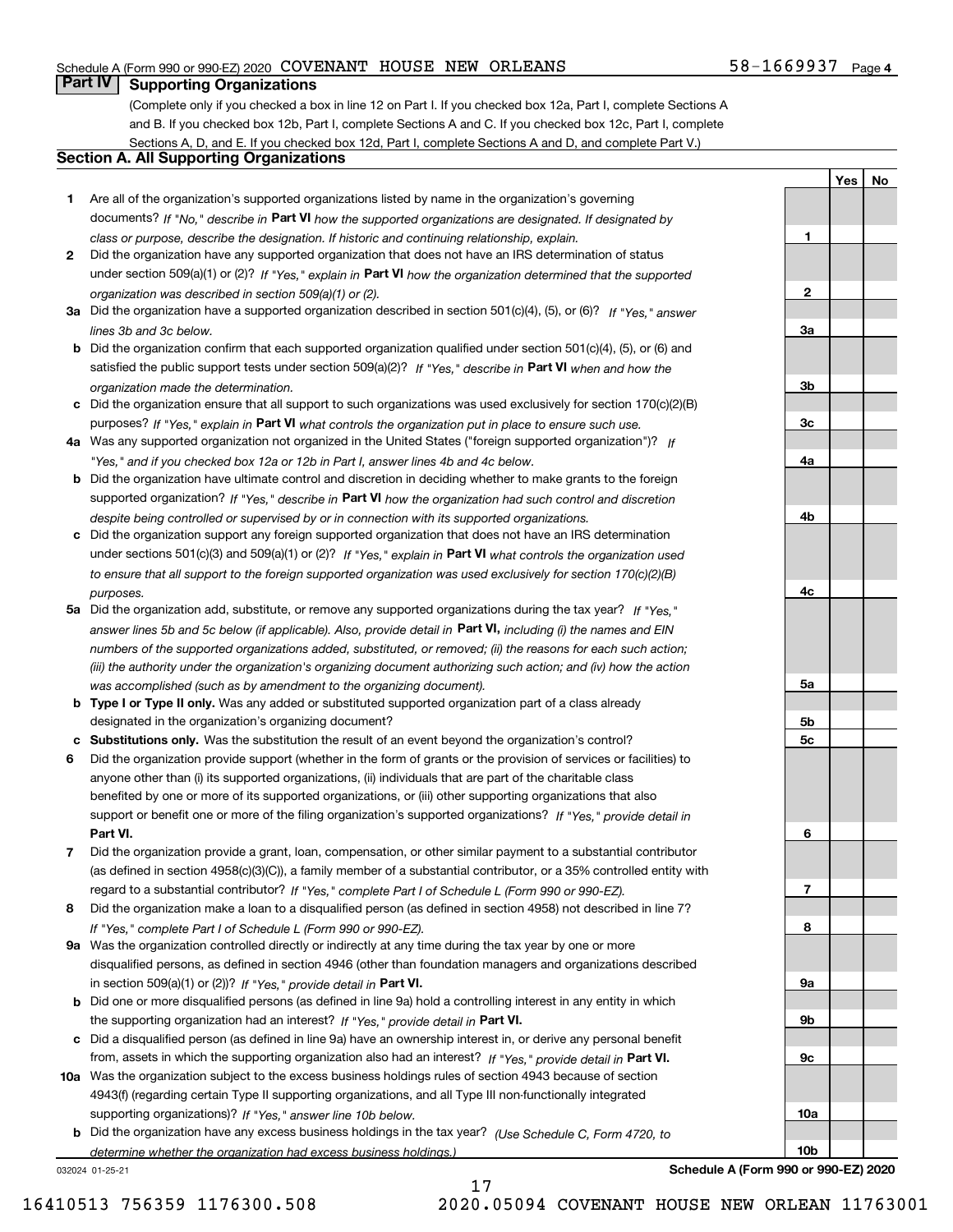Schedule A (Form 990 or 990-EZ) 2020 COVENANT HOUSE NEW ORLEANS 58-1669937 Page 4

## Part IV Supporting Organizations

(Complete only if you checked a box in line 12 on Part I. If you checked box 12a, Part I, complete Sections A and B. If you checked box 12b, Part I, complete Sections A and C. If you checked box 12c, Part I, complete Sections A, D, and E. If you checked box 12d, Part I, complete Sections A and D, and complete Part V.)

### Section A. All Supporting Organizations

| | | Line | Yes | No |
|---|---|---|---|---|
| **1** | Are all of the organization's supported organizations listed by name in the organization's governing documents? *If "No," describe in* **Part VI** *how the supported organizations are designated. If designated by class or purpose, describe the designation. If historic and continuing relationship, explain.* | 1 | | |
| **2** | Did the organization have any supported organization that does not have an IRS determination of status under section 509(a)(1) or (2)? *If "Yes," explain in* **Part VI** *how the organization determined that the supported organization was described in section 509(a)(1) or (2).* | 2 | | |
| **3a** | Did the organization have a supported organization described in section 501(c)(4), (5), or (6)? *If "Yes," answer lines 3b and 3c below.* | 3a | | |
| **b** | Did the organization confirm that each supported organization qualified under section 501(c)(4), (5), or (6) and satisfied the public support tests under section 509(a)(2)? *If "Yes," describe in* **Part VI** *when and how the organization made the determination.* | 3b | | |
| **c** | Did the organization ensure that all support to such organizations was used exclusively for section 170(c)(2)(B) purposes? *If "Yes," explain in* **Part VI** *what controls the organization put in place to ensure such use.* | 3c | | |
| **4a** | Was any supported organization not organized in the United States ("foreign supported organization")? *If "Yes," and if you checked box 12a or 12b in Part I, answer lines 4b and 4c below.* | 4a | | |
| **b** | Did the organization have ultimate control and discretion in deciding whether to make grants to the foreign supported organization? *If "Yes," describe in* **Part VI** *how the organization had such control and discretion despite being controlled or supervised by or in connection with its supported organizations.* | 4b | | |
| **c** | Did the organization support any foreign supported organization that does not have an IRS determination under sections 501(c)(3) and 509(a)(1) or (2)? *If "Yes," explain in* **Part VI** *what controls the organization used to ensure that all support to the foreign supported organization was used exclusively for section 170(c)(2)(B) purposes.* | 4c | | |
| **5a** | Did the organization add, substitute, or remove any supported organizations during the tax year? *If "Yes," answer lines 5b and 5c below (if applicable). Also, provide detail in* **Part VI,** *including (i) the names and EIN numbers of the supported organizations added, substituted, or removed; (ii) the reasons for each such action; (iii) the authority under the organization's organizing document authorizing such action; and (iv) how the action was accomplished (such as by amendment to the organizing document).* | 5a | | |
| **b** | **Type I or Type II only.** Was any added or substituted supported organization part of a class already designated in the organization's organizing document? | 5b | | |
| **c** | **Substitutions only.** Was the substitution the result of an event beyond the organization's control? | 5c | | |
| **6** | Did the organization provide support (whether in the form of grants or the provision of services or facilities) to anyone other than (i) its supported organizations, (ii) individuals that are part of the charitable class benefited by one or more of its supported organizations, or (iii) other supporting organizations that also support or benefit one or more of the filing organization's supported organizations? *If "Yes," provide detail in* **Part VI.** | 6 | | |
| **7** | Did the organization provide a grant, loan, compensation, or other similar payment to a substantial contributor (as defined in section 4958(c)(3)(C)), a family member of a substantial contributor, or a 35% controlled entity with regard to a substantial contributor? *If "Yes," complete Part I of Schedule L (Form 990 or 990-EZ).* | 7 | | |
| **8** | Did the organization make a loan to a disqualified person (as defined in section 4958) not described in line 7? *If "Yes," complete Part I of Schedule L (Form 990 or 990-EZ).* | 8 | | |
| **9a** | Was the organization controlled directly or indirectly at any time during the tax year by one or more disqualified persons, as defined in section 4946 (other than foundation managers and organizations described in section 509(a)(1) or (2))? *If "Yes," provide detail in* **Part VI.** | 9a | | |
| **b** | Did one or more disqualified persons (as defined in line 9a) hold a controlling interest in any entity in which the supporting organization had an interest? *If "Yes," provide detail in* **Part VI.** | 9b | | |
| **c** | Did a disqualified person (as defined in line 9a) have an ownership interest in, or derive any personal benefit from, assets in which the supporting organization also had an interest? *If "Yes," provide detail in* **Part VI.** | 9c | | |
| **10a** | Was the organization subject to the excess business holdings rules of section 4943 because of section 4943(f) (regarding certain Type II supporting organizations, and all Type III non-functionally integrated supporting organizations)? *If "Yes," answer line 10b below.* | 10a | | |
| **b** | Did the organization have any excess business holdings in the tax year? *(Use Schedule C, Form 4720, to determine whether the organization had excess business holdings.)* | 10b | | |

032024 01-25-21 **Schedule A (Form 990 or 990-EZ) 2020**

16410513 756359 1176300.508 2020.05094 COVENANT HOUSE NEW ORLEAN 11763001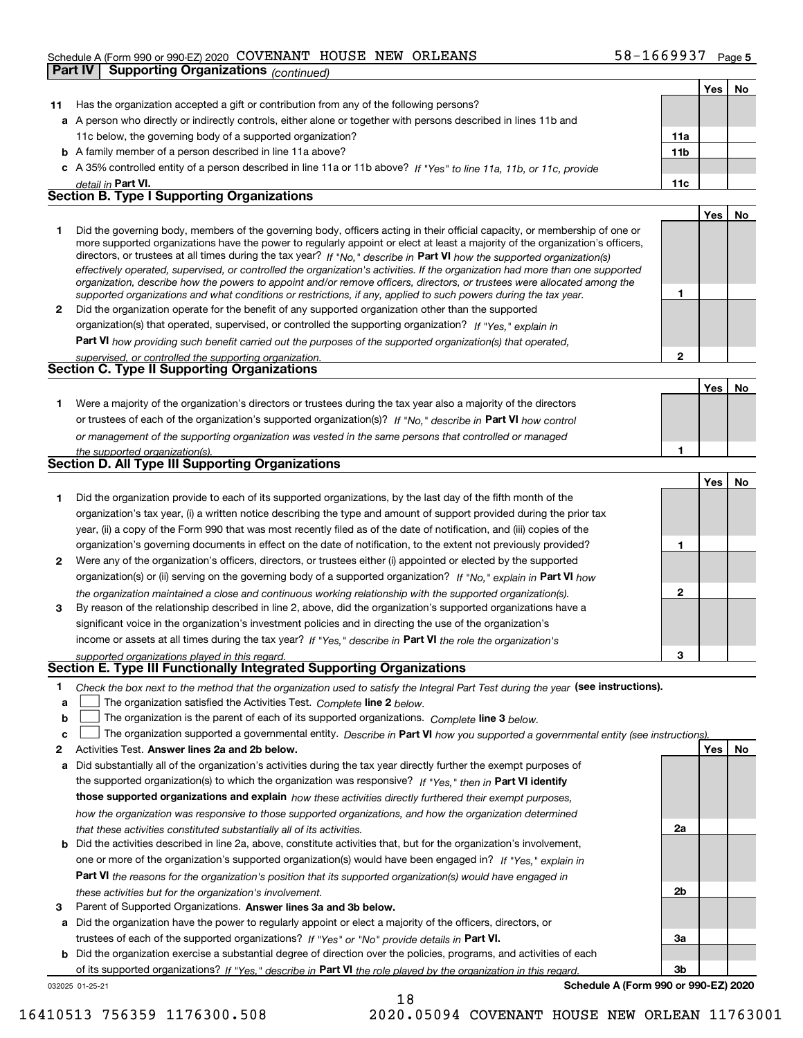Schedule A (Form 990 or 990-EZ) 2020 COVENANT HOUSE NEW ORLEANS 58-1669937 Page 5

**Part IV | Supporting Organizations** *(continued)*

| | | | Yes | No |
|---|---|---|---|---|
| **11** | Has the organization accepted a gift or contribution from any of the following persons? | | | |
| **a** | A person who directly or indirectly controls, either alone or together with persons described in lines 11b and 11c below, the governing body of a supported organization? | **11a** | | |
| **b** | A family member of a person described in line 11a above? | **11b** | | |
| **c** | A 35% controlled entity of a person described in line 11a or 11b above? *If "Yes" to line 11a, 11b, or 11c, provide detail in* **Part VI.** | **11c** | | |

### Section B. Type I Supporting Organizations

| | | | Yes | No |
|---|---|---|---|---|
| **1** | Did the governing body, members of the governing body, officers acting in their official capacity, or membership of one or more supported organizations have the power to regularly appoint or elect at least a majority of the organization's officers, directors, or trustees at all times during the tax year? *If "No," describe in* **Part VI** *how the supported organization(s) effectively operated, supervised, or controlled the organization's activities. If the organization had more than one supported organization, describe how the powers to appoint and/or remove officers, directors, or trustees were allocated among the supported organizations and what conditions or restrictions, if any, applied to such powers during the tax year.* | **1** | | |
| **2** | Did the organization operate for the benefit of any supported organization other than the supported organization(s) that operated, supervised, or controlled the supporting organization? *If "Yes," explain in* **Part VI** *how providing such benefit carried out the purposes of the supported organization(s) that operated, supervised, or controlled the supporting organization.* | **2** | | |

### Section C. Type II Supporting Organizations

| | | | Yes | No |
|---|---|---|---|---|
| **1** | Were a majority of the organization's directors or trustees during the tax year also a majority of the directors or trustees of each of the organization's supported organization(s)? *If "No," describe in* **Part VI** *how control or management of the supporting organization was vested in the same persons that controlled or managed the supported organization(s).* | **1** | | |

### Section D. All Type III Supporting Organizations

| | | | Yes | No |
|---|---|---|---|---|
| **1** | Did the organization provide to each of its supported organizations, by the last day of the fifth month of the organization's tax year, (i) a written notice describing the type and amount of support provided during the prior tax year, (ii) a copy of the Form 990 that was most recently filed as of the date of notification, and (iii) copies of the organization's governing documents in effect on the date of notification, to the extent not previously provided? | **1** | | |
| **2** | Were any of the organization's officers, directors, or trustees either (i) appointed or elected by the supported organization(s) or (ii) serving on the governing body of a supported organization? *If "No," explain in* **Part VI** *how the organization maintained a close and continuous working relationship with the supported organization(s).* | **2** | | |
| **3** | By reason of the relationship described in line 2, above, did the organization's supported organizations have a significant voice in the organization's investment policies and in directing the use of the organization's income or assets at all times during the tax year? *If "Yes," describe in* **Part VI** *the role the organization's supported organizations played in this regard.* | **3** | | |

### Section E. Type III Functionally Integrated Supporting Organizations

**1** *Check the box next to the method that the organization used to satisfy the Integral Part Test during the year* **(see instructions).**

**a** ☐ The organization satisfied the Activities Test. *Complete* **line 2** *below.*

**b** ☐ The organization is the parent of each of its supported organizations. *Complete* **line 3** *below.*

**c** ☐ The organization supported a governmental entity. *Describe in* **Part VI** *how you supported a governmental entity (see instructions).*

| | | | Yes | No |
|---|---|---|---|---|
| **2** | Activities Test. **Answer lines 2a and 2b below.** | | | |
| **a** | Did substantially all of the organization's activities during the tax year directly further the exempt purposes of the supported organization(s) to which the organization was responsive? *If "Yes," then in* **Part VI identify those supported organizations and explain** *how these activities directly furthered their exempt purposes, how the organization was responsive to those supported organizations, and how the organization determined that these activities constituted substantially all of its activities.* | **2a** | | |
| **b** | Did the activities described in line 2a, above, constitute activities that, but for the organization's involvement, one or more of the organization's supported organization(s) would have been engaged in? *If "Yes," explain in* **Part VI** *the reasons for the organization's position that its supported organization(s) would have engaged in these activities but for the organization's involvement.* | **2b** | | |
| **3** | Parent of Supported Organizations. **Answer lines 3a and 3b below.** | | | |
| **a** | Did the organization have the power to regularly appoint or elect a majority of the officers, directors, or trustees of each of the supported organizations? *If "Yes" or "No" provide details in* **Part VI.** | **3a** | | |
| **b** | Did the organization exercise a substantial degree of direction over the policies, programs, and activities of each of its supported organizations? *If "Yes," describe in* **Part VI** *the role played by the organization in this regard.* | **3b** | | |

032025 01-25-21 **Schedule A (Form 990 or 990-EZ) 2020**

16410513 756359 1176300.508 2020.05094 COVENANT HOUSE NEW ORLEAN 11763001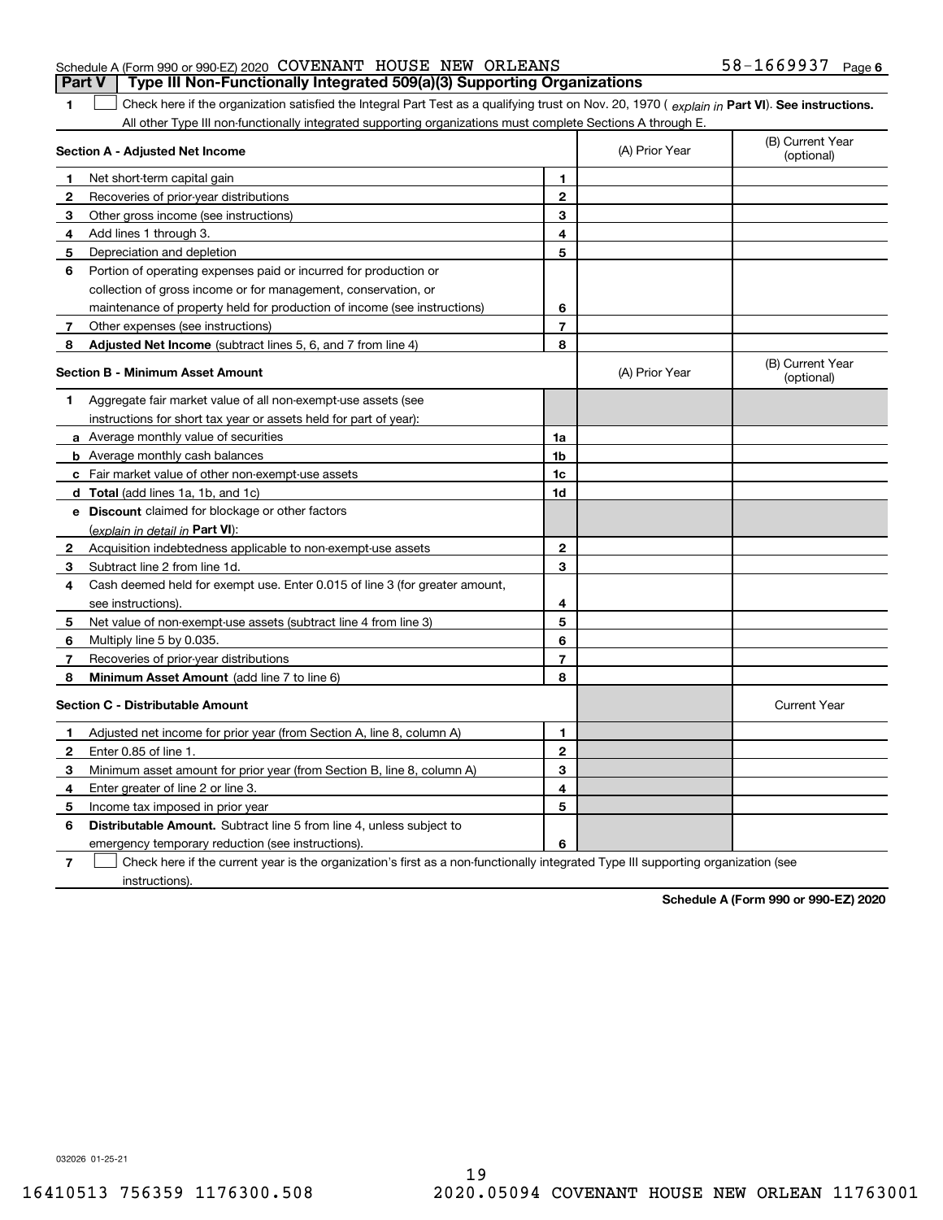Schedule A (Form 990 or 990-EZ) 2020 COVENANT HOUSE NEW ORLEANS 58-1669937 Page 6

## Part V Type III Non-Functionally Integrated 509(a)(3) Supporting Organizations

**1** ☐ Check here if the organization satisfied the Integral Part Test as a qualifying trust on Nov. 20, 1970 ( *explain in* **Part VI**). **See instructions.** All other Type III non-functionally integrated supporting organizations must complete Sections A through E.

| **Section A - Adjusted Net Income** | | | (A) Prior Year | (B) Current Year (optional) |
|---|---|---|---|---|
| **1** | Net short-term capital gain | **1** | | |
| **2** | Recoveries of prior-year distributions | **2** | | |
| **3** | Other gross income (see instructions) | **3** | | |
| **4** | Add lines 1 through 3. | **4** | | |
| **5** | Depreciation and depletion | **5** | | |
| **6** | Portion of operating expenses paid or incurred for production or collection of gross income or for management, conservation, or maintenance of property held for production of income (see instructions) | **6** | | |
| **7** | Other expenses (see instructions) | **7** | | |
| **8** | **Adjusted Net Income** (subtract lines 5, 6, and 7 from line 4) | **8** | | |

| **Section B - Minimum Asset Amount** | | | (A) Prior Year | (B) Current Year (optional) |
|---|---|---|---|---|
| **1** | Aggregate fair market value of all non-exempt-use assets (see instructions for short tax year or assets held for part of year): | | | |
| **a** | Average monthly value of securities | **1a** | | |
| **b** | Average monthly cash balances | **1b** | | |
| **c** | Fair market value of other non-exempt-use assets | **1c** | | |
| **d** | **Total** (add lines 1a, 1b, and 1c) | **1d** | | |
| **e** | **Discount** claimed for blockage or other factors (*explain in detail in* **Part VI**): | | | |
| **2** | Acquisition indebtedness applicable to non-exempt-use assets | **2** | | |
| **3** | Subtract line 2 from line 1d. | **3** | | |
| **4** | Cash deemed held for exempt use. Enter 0.015 of line 3 (for greater amount, see instructions). | **4** | | |
| **5** | Net value of non-exempt-use assets (subtract line 4 from line 3) | **5** | | |
| **6** | Multiply line 5 by 0.035. | **6** | | |
| **7** | Recoveries of prior-year distributions | **7** | | |
| **8** | **Minimum Asset Amount** (add line 7 to line 6) | **8** | | |

| **Section C - Distributable Amount** | | | | Current Year |
|---|---|---|---|---|
| **1** | Adjusted net income for prior year (from Section A, line 8, column A) | **1** | | |
| **2** | Enter 0.85 of line 1. | **2** | | |
| **3** | Minimum asset amount for prior year (from Section B, line 8, column A) | **3** | | |
| **4** | Enter greater of line 2 or line 3. | **4** | | |
| **5** | Income tax imposed in prior year | **5** | | |
| **6** | **Distributable Amount.** Subtract line 5 from line 4, unless subject to emergency temporary reduction (see instructions). | **6** | | |

**7** ☐ Check here if the current year is the organization's first as a non-functionally integrated Type III supporting organization (see instructions).

**Schedule A (Form 990 or 990-EZ) 2020**

032026 01-25-21

16410513 756359 1176300.508 2020.05094 COVENANT HOUSE NEW ORLEAN 11763001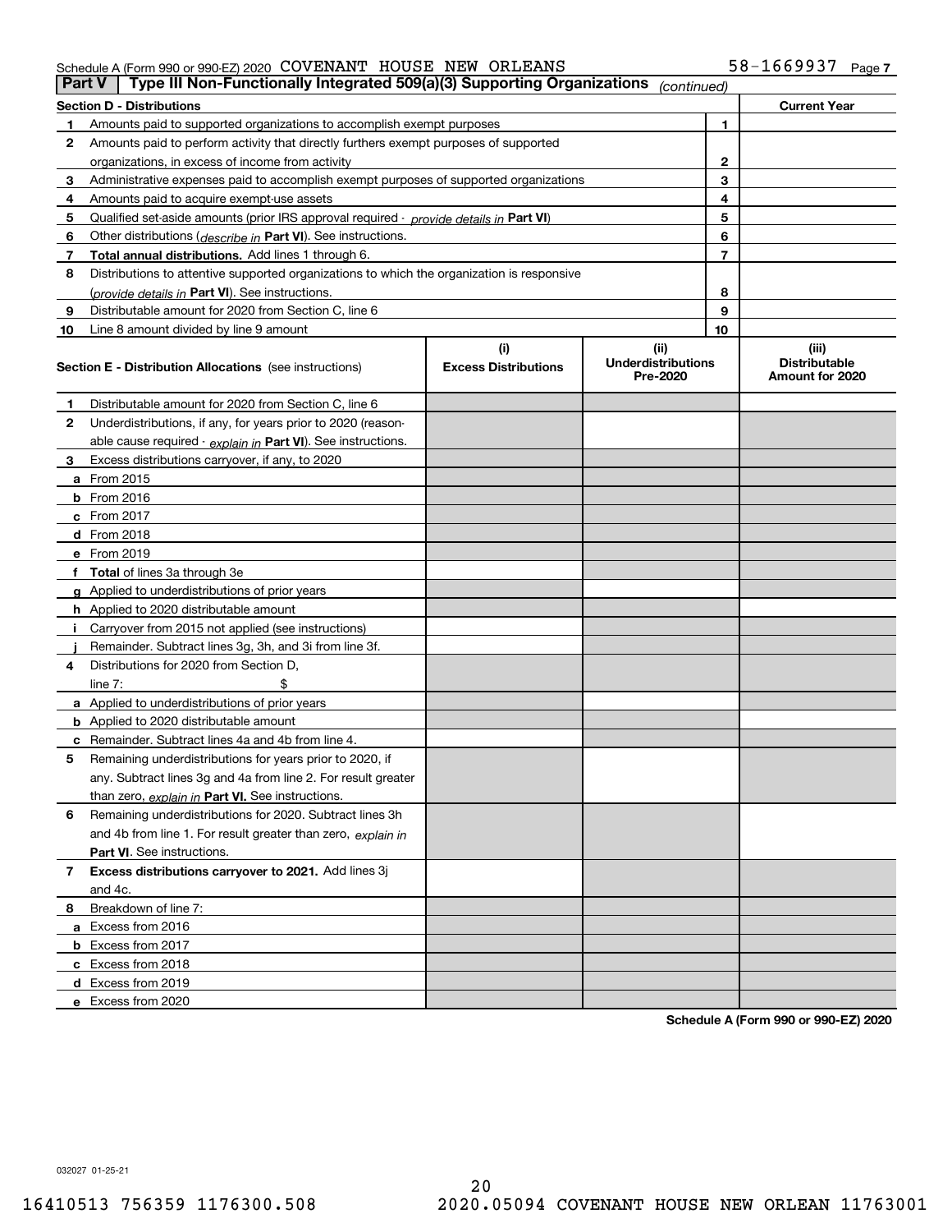Schedule A (Form 990 or 990-EZ) 2020 COVENANT HOUSE NEW ORLEANS 58-1669937 Page 7

## Part V Type III Non-Functionally Integrated 509(a)(3) Supporting Organizations *(continued)*

| Section D - Distributions | | | Current Year |
|---|---|---|---|
| 1 | Amounts paid to supported organizations to accomplish exempt purposes | 1 | |
| 2 | Amounts paid to perform activity that directly furthers exempt purposes of supported organizations, in excess of income from activity | 2 | |
| 3 | Administrative expenses paid to accomplish exempt purposes of supported organizations | 3 | |
| 4 | Amounts paid to acquire exempt-use assets | 4 | |
| 5 | Qualified set-aside amounts (prior IRS approval required - *provide details in* **Part VI**) | 5 | |
| 6 | Other distributions (*describe in* **Part VI**). See instructions. | 6 | |
| 7 | **Total annual distributions.** Add lines 1 through 6. | 7 | |
| 8 | Distributions to attentive supported organizations to which the organization is responsive (*provide details in* **Part VI**). See instructions. | 8 | |
| 9 | Distributable amount for 2020 from Section C, line 6 | 9 | |
| 10 | Line 8 amount divided by line 9 amount | 10 | |

| Section E - Distribution Allocations (see instructions) | (i) Excess Distributions | (ii) Underdistributions Pre-2020 | (iii) Distributable Amount for 2020 |
|---|---|---|---|
| **1** Distributable amount for 2020 from Section C, line 6 | | | |
| **2** Underdistributions, if any, for years prior to 2020 (reasonable cause required - *explain in* **Part VI**). See instructions. | | | |
| **3** Excess distributions carryover, if any, to 2020 | | | |
| **a** From 2015 | | | |
| **b** From 2016 | | | |
| **c** From 2017 | | | |
| **d** From 2018 | | | |
| **e** From 2019 | | | |
| **f** **Total** of lines 3a through 3e | | | |
| **g** Applied to underdistributions of prior years | | | |
| **h** Applied to 2020 distributable amount | | | |
| **i** Carryover from 2015 not applied (see instructions) | | | |
| **j** Remainder. Subtract lines 3g, 3h, and 3i from line 3f. | | | |
| **4** Distributions for 2020 from Section D, line 7: $ | | | |
| **a** Applied to underdistributions of prior years | | | |
| **b** Applied to 2020 distributable amount | | | |
| **c** Remainder. Subtract lines 4a and 4b from line 4. | | | |
| **5** Remaining underdistributions for years prior to 2020, if any. Subtract lines 3g and 4a from line 2. For result greater than zero, *explain in* **Part VI.** See instructions. | | | |
| **6** Remaining underdistributions for 2020. Subtract lines 3h and 4b from line 1. For result greater than zero, *explain in* **Part VI**. See instructions. | | | |
| **7** **Excess distributions carryover to 2021.** Add lines 3j and 4c. | | | |
| **8** Breakdown of line 7: | | | |
| **a** Excess from 2016 | | | |
| **b** Excess from 2017 | | | |
| **c** Excess from 2018 | | | |
| **d** Excess from 2019 | | | |
| **e** Excess from 2020 | | | |

**Schedule A (Form 990 or 990-EZ) 2020**

032027 01-25-21

16410513 756359 1176300.508 2020.05094 COVENANT HOUSE NEW ORLEAN 11763001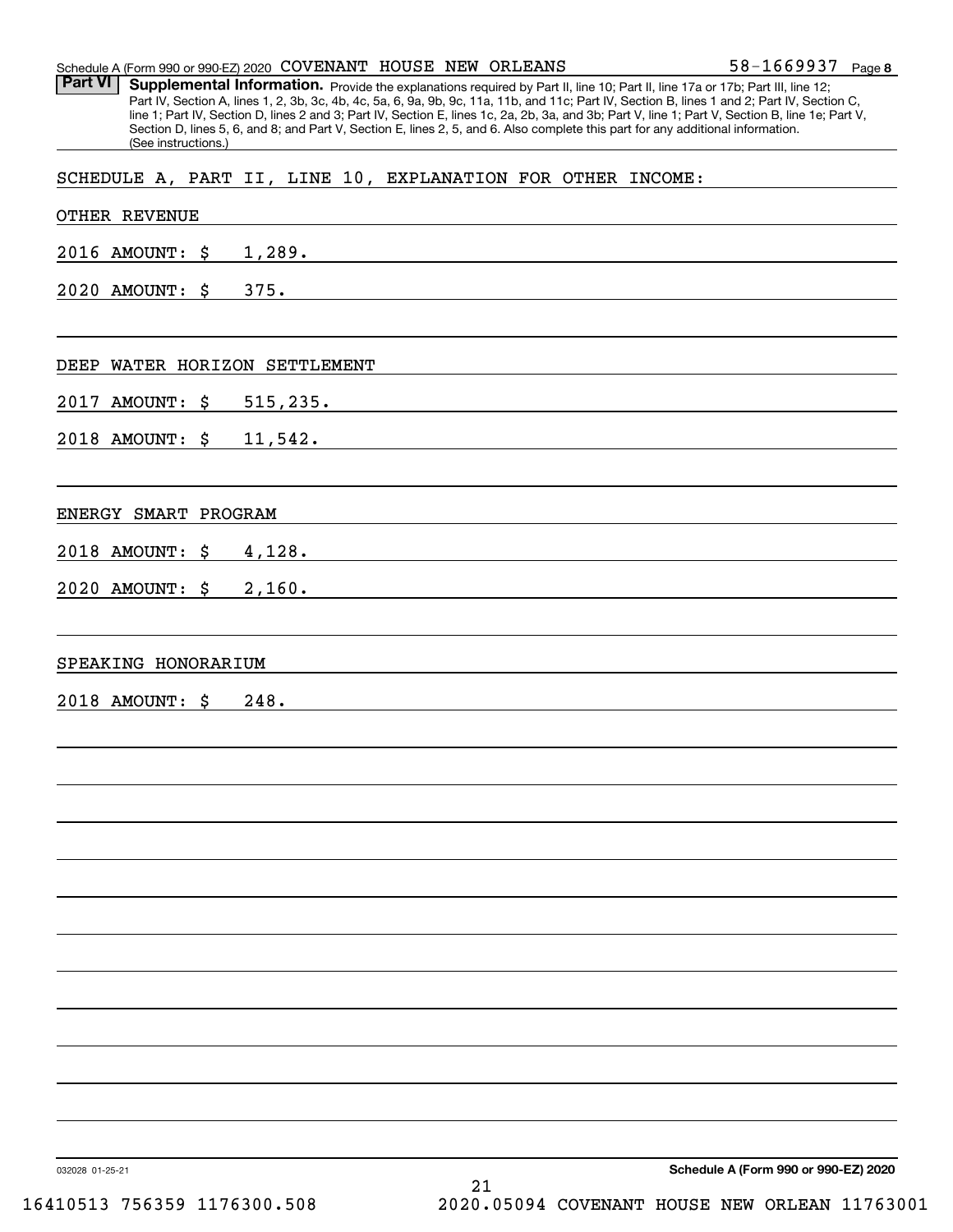Schedule A (Form 990 or 990-EZ) 2020 COVENANT HOUSE NEW ORLEANS 58-1669937 Page 8

**Part VI** **Supplemental Information.** Provide the explanations required by Part II, line 10; Part II, line 17a or 17b; Part III, line 12; Part IV, Section A, lines 1, 2, 3b, 3c, 4b, 4c, 5a, 6, 9a, 9b, 9c, 11a, 11b, and 11c; Part IV, Section B, lines 1 and 2; Part IV, Section C, line 1; Part IV, Section D, lines 2 and 3; Part IV, Section E, lines 1c, 2a, 2b, 3a, and 3b; Part V, line 1; Part V, Section B, line 1e; Part V, Section D, lines 5, 6, and 8; and Part V, Section E, lines 2, 5, and 6. Also complete this part for any additional information. (See instructions.)

SCHEDULE A, PART II, LINE 10, EXPLANATION FOR OTHER INCOME:

OTHER REVENUE

2016 AMOUNT: $ 1,289.

2020 AMOUNT: $ 375.

DEEP WATER HORIZON SETTLEMENT

2017 AMOUNT: $ 515,235.

2018 AMOUNT: $ 11,542.

ENERGY SMART PROGRAM

2018 AMOUNT: $ 4,128.

2020 AMOUNT: $ 2,160.

SPEAKING HONORARIUM

2018 AMOUNT: $ 248.

032028 01-25-21 **Schedule A (Form 990 or 990-EZ) 2020**

16410513 756359 1176300.508 2020.05094 COVENANT HOUSE NEW ORLEAN 11763001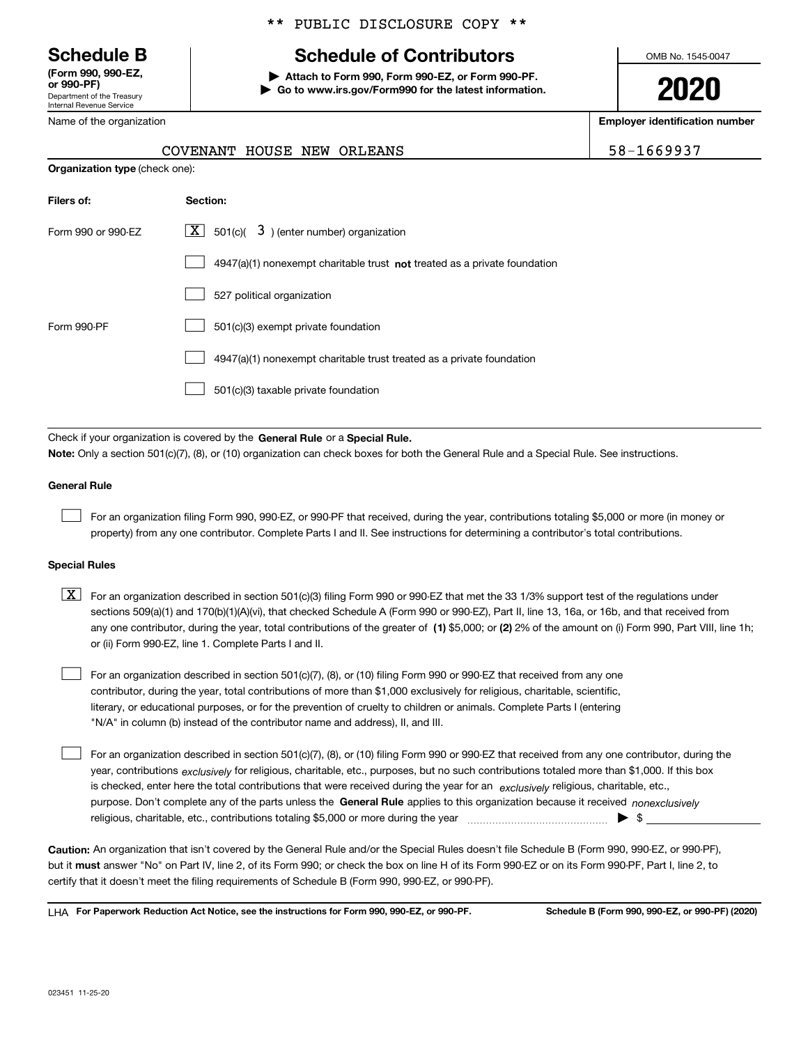\*\* PUBLIC DISCLOSURE COPY \*\*

# Schedule B

**(Form 990, 990-EZ, or 990-PF)**
Department of the Treasury
Internal Revenue Service

## Schedule of Contributors

▶ **Attach to Form 990, Form 990-EZ, or Form 990-PF.**
▶ **Go to www.irs.gov/Form990 for the latest information.**

OMB No. 1545-0047

**2020**

| Name of the organization | Employer identification number |
|---|---|
| COVENANT HOUSE NEW ORLEANS | 58-1669937 |

**Organization type** (check one):

| Filers of: | Section: |
|---|---|
| Form 990 or 990-EZ | [X] 501(c)( 3 ) (enter number) organization |
| | [ ] 4947(a)(1) nonexempt charitable trust **not** treated as a private foundation |
| | [ ] 527 political organization |
| Form 990-PF | [ ] 501(c)(3) exempt private foundation |
| | [ ] 4947(a)(1) nonexempt charitable trust treated as a private foundation |
| | [ ] 501(c)(3) taxable private foundation |

Check if your organization is covered by the **General Rule** or a **Special Rule.**

**Note:** Only a section 501(c)(7), (8), or (10) organization can check boxes for both the General Rule and a Special Rule. See instructions.

### General Rule

[ ] For an organization filing Form 990, 990-EZ, or 990-PF that received, during the year, contributions totaling $5,000 or more (in money or property) from any one contributor. Complete Parts I and II. See instructions for determining a contributor's total contributions.

### Special Rules

[X] For an organization described in section 501(c)(3) filing Form 990 or 990-EZ that met the 33 1/3% support test of the regulations under sections 509(a)(1) and 170(b)(1)(A)(vi), that checked Schedule A (Form 990 or 990-EZ), Part II, line 13, 16a, or 16b, and that received from any one contributor, during the year, total contributions of the greater of **(1)** $5,000; or **(2)** 2% of the amount on (i) Form 990, Part VIII, line 1h; or (ii) Form 990-EZ, line 1. Complete Parts I and II.

[ ] For an organization described in section 501(c)(7), (8), or (10) filing Form 990 or 990-EZ that received from any one contributor, during the year, total contributions of more than $1,000 exclusively for religious, charitable, scientific, literary, or educational purposes, or for the prevention of cruelty to children or animals. Complete Parts I (entering "N/A" in column (b) instead of the contributor name and address), II, and III.

[ ] For an organization described in section 501(c)(7), (8), or (10) filing Form 990 or 990-EZ that received from any one contributor, during the year, contributions *exclusively* for religious, charitable, etc., purposes, but no such contributions totaled more than $1,000. If this box is checked, enter here the total contributions that were received during the year for an *exclusively* religious, charitable, etc., purpose. Don't complete any of the parts unless the **General Rule** applies to this organization because it received *nonexclusively* religious, charitable, etc., contributions totaling $5,000 or more during the year ▶ $

**Caution:** An organization that isn't covered by the General Rule and/or the Special Rules doesn't file Schedule B (Form 990, 990-EZ, or 990-PF), but it **must** answer "No" on Part IV, line 2, of its Form 990; or check the box on line H of its Form 990-EZ or on its Form 990-PF, Part I, line 2, to certify that it doesn't meet the filing requirements of Schedule B (Form 990, 990-EZ, or 990-PF).

LHA **For Paperwork Reduction Act Notice, see the instructions for Form 990, 990-EZ, or 990-PF.** **Schedule B (Form 990, 990-EZ, or 990-PF) (2020)**

023451 11-25-20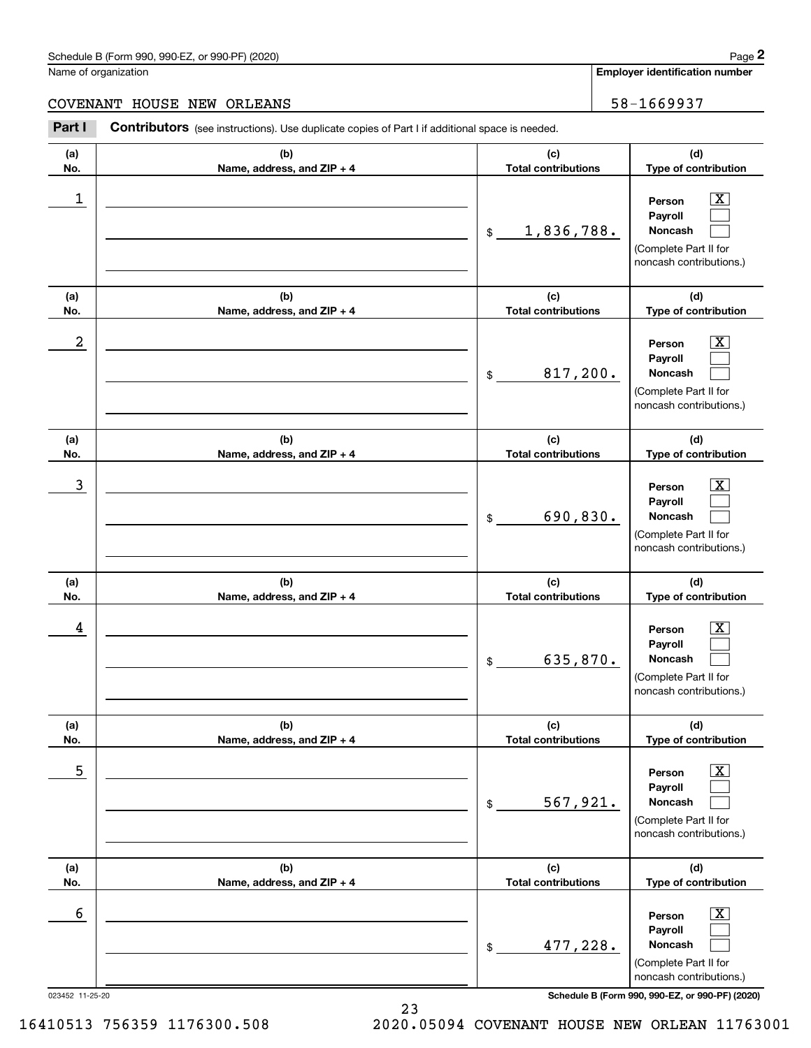Schedule B (Form 990, 990-EZ, or 990-PF) (2020) Page **2**

Name of organization: COVENANT HOUSE NEW ORLEANS

**Employer identification number**: 58-1669937

**Part I** **Contributors** (see instructions). Use duplicate copies of Part I if additional space is needed.

| (a) No. | (b) Name, address, and ZIP + 4 | (c) Total contributions | (d) Type of contribution |
|---|---|---|---|
| 1 | | $ 1,836,788. | Person [X] Payroll [ ] Noncash [ ] (Complete Part II for noncash contributions.) |
| 2 | | $ 817,200. | Person [X] Payroll [ ] Noncash [ ] (Complete Part II for noncash contributions.) |
| 3 | | $ 690,830. | Person [X] Payroll [ ] Noncash [ ] (Complete Part II for noncash contributions.) |
| 4 | | $ 635,870. | Person [X] Payroll [ ] Noncash [ ] (Complete Part II for noncash contributions.) |
| 5 | | $ 567,921. | Person [X] Payroll [ ] Noncash [ ] (Complete Part II for noncash contributions.) |
| 6 | | $ 477,228. | Person [X] Payroll [ ] Noncash [ ] (Complete Part II for noncash contributions.) |

023452 11-25-20 **Schedule B (Form 990, 990-EZ, or 990-PF) (2020)**

16410513 756359 1176300.508 2020.05094 COVENANT HOUSE NEW ORLEAN 11763001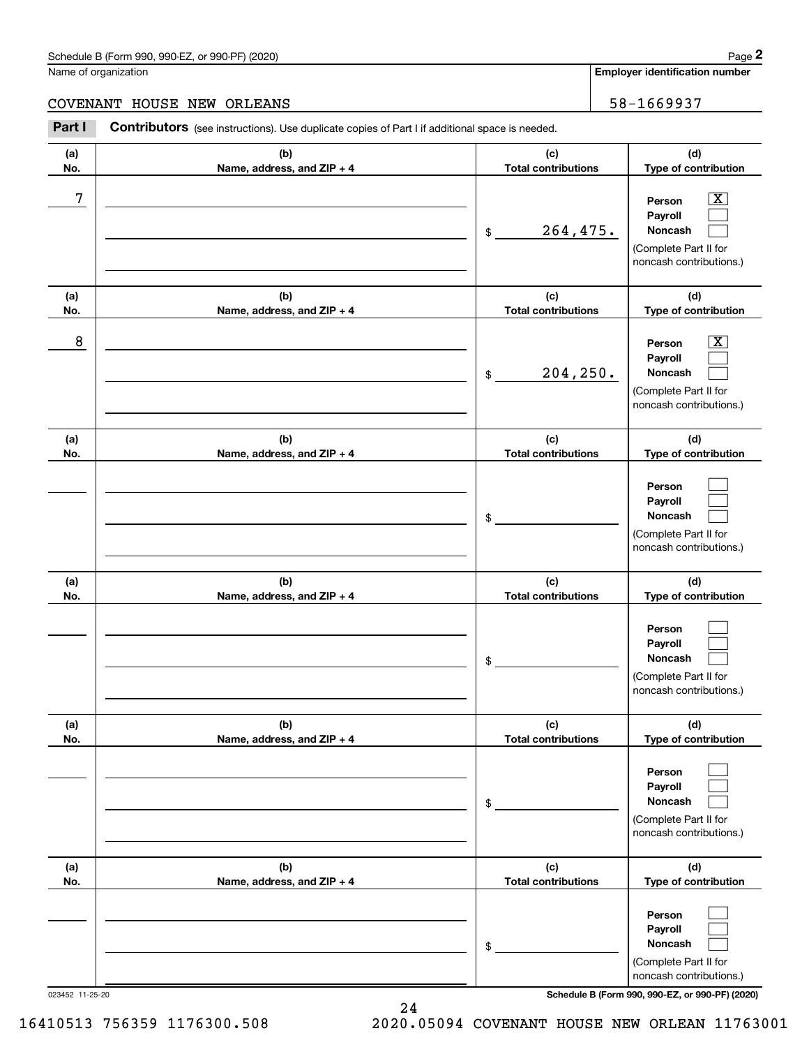Schedule B (Form 990, 990-EZ, or 990-PF) (2020)

Name of organization: COVENANT HOUSE NEW ORLEANS

**Employer identification number**: 58-1669937

**Part I** **Contributors** (see instructions). Use duplicate copies of Part I if additional space is needed.

| (a) No. | (b) Name, address, and ZIP + 4 | (c) Total contributions | (d) Type of contribution |
|---|---|---|---|
| 7 | | $ 264,475. | Person [X] Payroll [ ] Noncash [ ] (Complete Part II for noncash contributions.) |
| 8 | | $ 204,250. | Person [X] Payroll [ ] Noncash [ ] (Complete Part II for noncash contributions.) |
| | | $ | Person [ ] Payroll [ ] Noncash [ ] (Complete Part II for noncash contributions.) |
| | | $ | Person [ ] Payroll [ ] Noncash [ ] (Complete Part II for noncash contributions.) |
| | | $ | Person [ ] Payroll [ ] Noncash [ ] (Complete Part II for noncash contributions.) |
| | | $ | Person [ ] Payroll [ ] Noncash [ ] (Complete Part II for noncash contributions.) |

023452 11-25-20 **Schedule B (Form 990, 990-EZ, or 990-PF) (2020)**

16410513 756359 1176300.508 2020.05094 COVENANT HOUSE NEW ORLEAN 11763001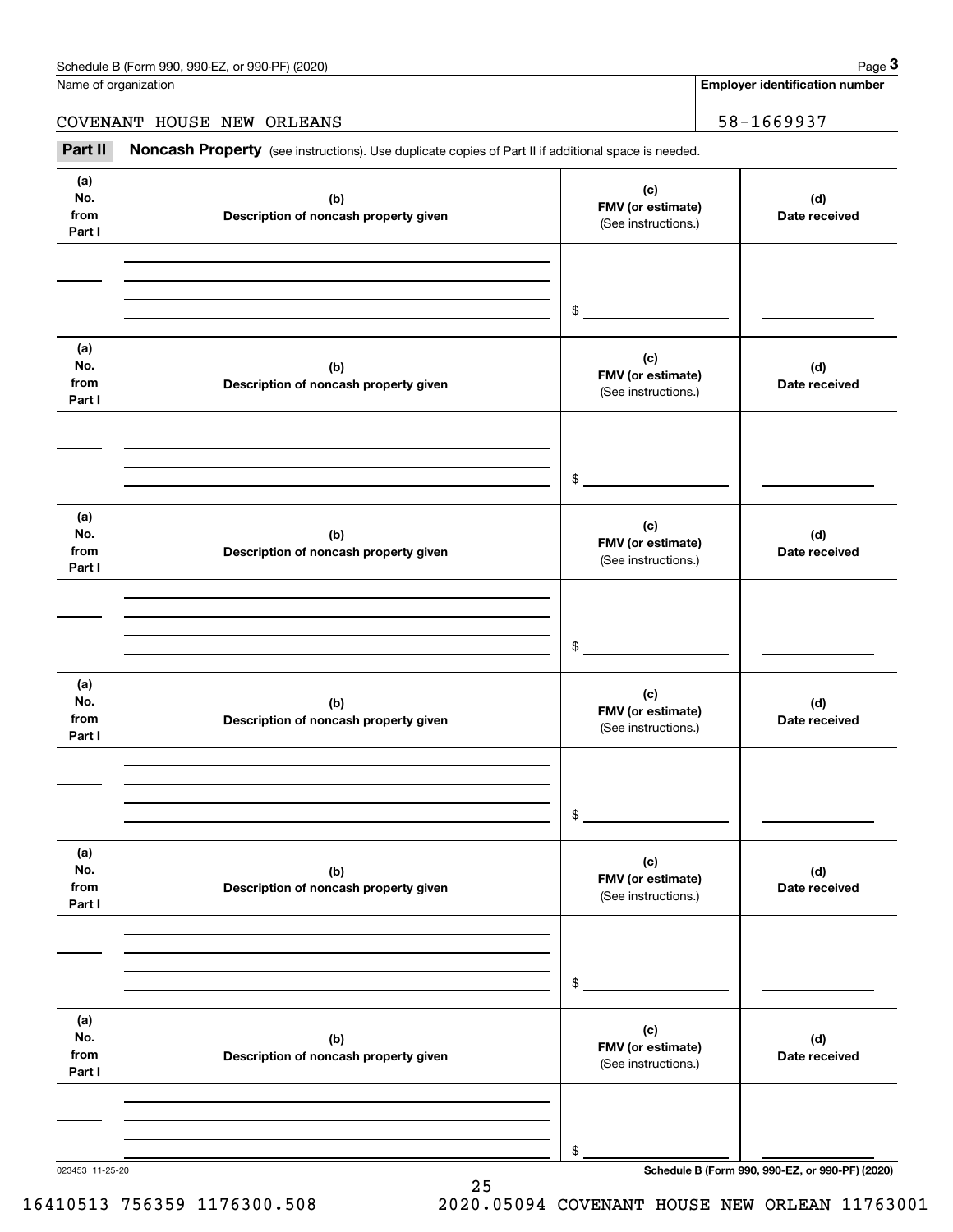Name of organization

COVENANT HOUSE NEW ORLEANS

**Employer identification number**

58-1669937

**Part II** **Noncash Property** (see instructions). Use duplicate copies of Part II if additional space is needed.

| (a) No. from Part I | (b) Description of noncash property given | (c) FMV (or estimate) (See instructions.) | (d) Date received |
|---|---|---|---|
| | | $ | |

| (a) No. from Part I | (b) Description of noncash property given | (c) FMV (or estimate) (See instructions.) | (d) Date received |
|---|---|---|---|
| | | $ | |

| (a) No. from Part I | (b) Description of noncash property given | (c) FMV (or estimate) (See instructions.) | (d) Date received |
|---|---|---|---|
| | | $ | |

| (a) No. from Part I | (b) Description of noncash property given | (c) FMV (or estimate) (See instructions.) | (d) Date received |
|---|---|---|---|
| | | $ | |

| (a) No. from Part I | (b) Description of noncash property given | (c) FMV (or estimate) (See instructions.) | (d) Date received |
|---|---|---|---|
| | | $ | |

| (a) No. from Part I | (b) Description of noncash property given | (c) FMV (or estimate) (See instructions.) | (d) Date received |
|---|---|---|---|
| | | $ | |

023453 11-25-20

**Schedule B (Form 990, 990-EZ, or 990-PF) (2020)**

16410513 756359 1176300.508 2020.05094 COVENANT HOUSE NEW ORLEAN 11763001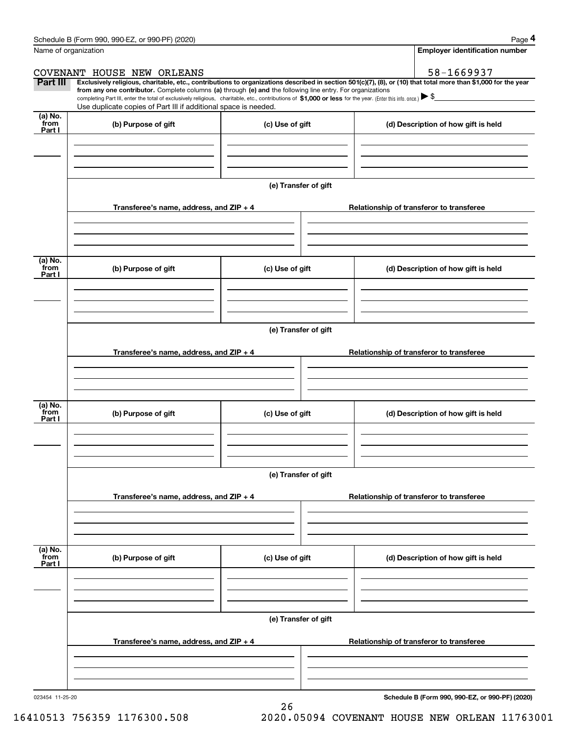Name of organization

COVENANT HOUSE NEW ORLEANS

**Employer identification number**

58-1669937

**Part III** **Exclusively religious, charitable, etc., contributions to organizations described in section 501(c)(7), (8), or (10) that total more than $1,000 for the year from any one contributor.** Complete columns **(a)** through **(e) and** the following line entry. For organizations completing Part III, enter the total of exclusively religious, charitable, etc., contributions of **$1,000 or less** for the year. (Enter this info. once.) ▶ $

Use duplicate copies of Part III if additional space is needed.

| (a) No. from Part I | (b) Purpose of gift | (c) Use of gift | (d) Description of how gift is held |
|---|---|---|---|
| | | | |

**(e) Transfer of gift**

| Transferee's name, address, and ZIP + 4 | Relationship of transferor to transferee |
|---|---|
| | |

| (a) No. from Part I | (b) Purpose of gift | (c) Use of gift | (d) Description of how gift is held |
|---|---|---|---|
| | | | |

**(e) Transfer of gift**

| Transferee's name, address, and ZIP + 4 | Relationship of transferor to transferee |
|---|---|
| | |

| (a) No. from Part I | (b) Purpose of gift | (c) Use of gift | (d) Description of how gift is held |
|---|---|---|---|
| | | | |

**(e) Transfer of gift**

| Transferee's name, address, and ZIP + 4 | Relationship of transferor to transferee |
|---|---|
| | |

| (a) No. from Part I | (b) Purpose of gift | (c) Use of gift | (d) Description of how gift is held |
|---|---|---|---|
| | | | |

**(e) Transfer of gift**

| Transferee's name, address, and ZIP + 4 | Relationship of transferor to transferee |
|---|---|
| | |

023454 11-25-20

**Schedule B (Form 990, 990-EZ, or 990-PF) (2020)**

16410513 756359 1176300.508 2020.05094 COVENANT HOUSE NEW ORLEAN 11763001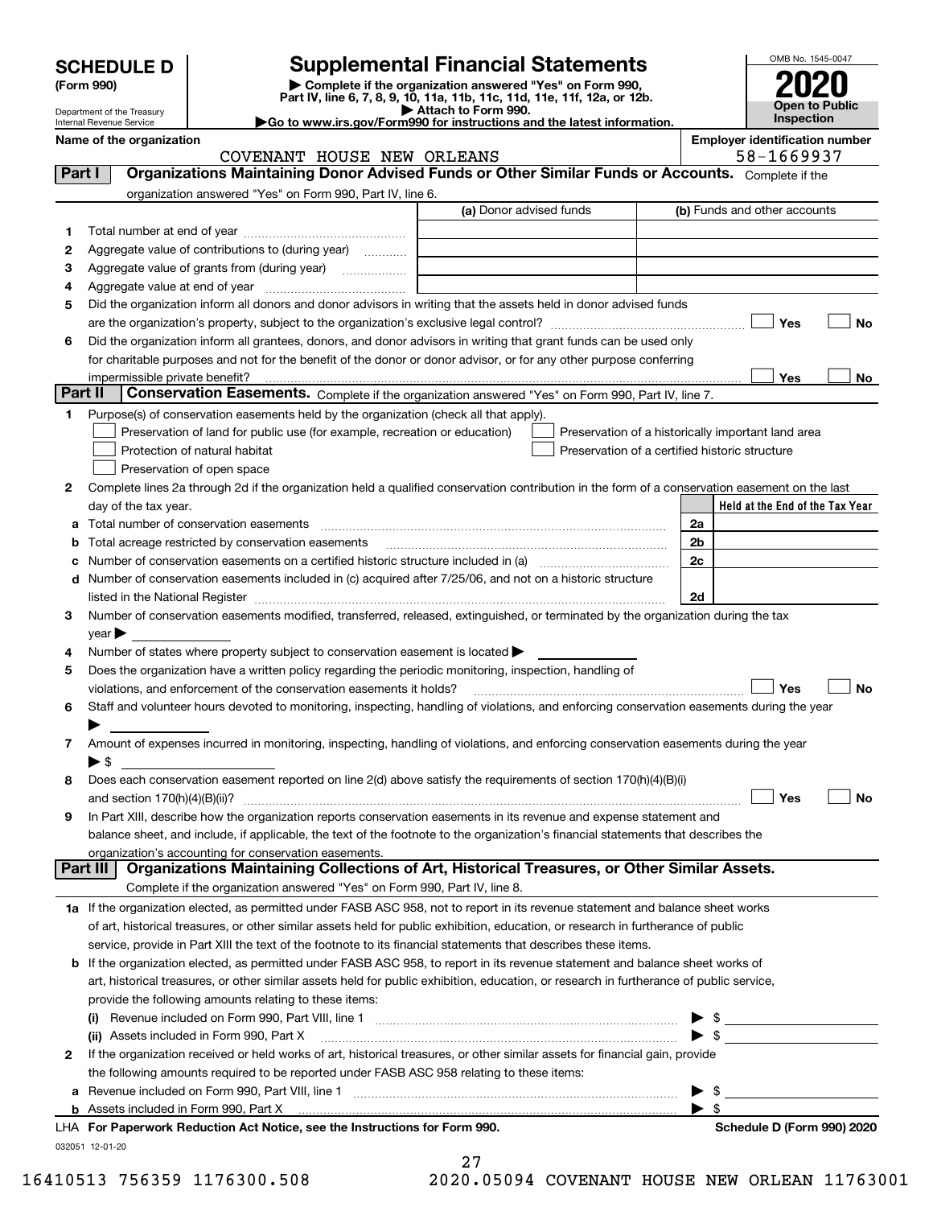# SCHEDULE D (Form 990)

Department of the Treasury
Internal Revenue Service

# Supplemental Financial Statements

▶ Complete if the organization answered "Yes" on Form 990, Part IV, line 6, 7, 8, 9, 10, 11a, 11b, 11c, 11d, 11e, 11f, 12a, or 12b.
▶ Attach to Form 990.
▶Go to www.irs.gov/Form990 for instructions and the latest information.

OMB No. 1545-0047

**2020**

**Open to Public Inspection**

**Name of the organization**
COVENANT HOUSE NEW ORLEANS

**Employer identification number**
58-1669937

## Part I — Organizations Maintaining Donor Advised Funds or Other Similar Funds or Accounts.
Complete if the organization answered "Yes" on Form 990, Part IV, line 6.

| | | (a) Donor advised funds | (b) Funds and other accounts |
|---|---|---|---|
| 1 | Total number at end of year | | |
| 2 | Aggregate value of contributions to (during year) | | |
| 3 | Aggregate value of grants from (during year) | | |
| 4 | Aggregate value at end of year | | |

5 Did the organization inform all donors and donor advisors in writing that the assets held in donor advised funds are the organization's property, subject to the organization's exclusive legal control? ☐ Yes ☐ No

6 Did the organization inform all grantees, donors, and donor advisors in writing that grant funds can be used only for charitable purposes and not for the benefit of the donor or donor advisor, or for any other purpose conferring impermissible private benefit? ☐ Yes ☐ No

## Part II — Conservation Easements.
Complete if the organization answered "Yes" on Form 990, Part IV, line 7.

1 Purpose(s) of conservation easements held by the organization (check all that apply).

☐ Preservation of land for public use (for example, recreation or education)
☐ Protection of natural habitat
☐ Preservation of open space
☐ Preservation of a historically important land area
☐ Preservation of a certified historic structure

2 Complete lines 2a through 2d if the organization held a qualified conservation contribution in the form of a conservation easement on the last day of the tax year.

| | | | Held at the End of the Tax Year |
|---|---|---|---|
| a | Total number of conservation easements | 2a | |
| b | Total acreage restricted by conservation easements | 2b | |
| c | Number of conservation easements on a certified historic structure included in (a) | 2c | |
| d | Number of conservation easements included in (c) acquired after 7/25/06, and not on a historic structure listed in the National Register | 2d | |

3 Number of conservation easements modified, transferred, released, extinguished, or terminated by the organization during the tax year ▶

4 Number of states where property subject to conservation easement is located ▶

5 Does the organization have a written policy regarding the periodic monitoring, inspection, handling of violations, and enforcement of the conservation easements it holds? ☐ Yes ☐ No

6 Staff and volunteer hours devoted to monitoring, inspecting, handling of violations, and enforcing conservation easements during the year ▶

7 Amount of expenses incurred in monitoring, inspecting, handling of violations, and enforcing conservation easements during the year ▶ $

8 Does each conservation easement reported on line 2(d) above satisfy the requirements of section 170(h)(4)(B)(i) and section 170(h)(4)(B)(ii)? ☐ Yes ☐ No

9 In Part XIII, describe how the organization reports conservation easements in its revenue and expense statement and balance sheet, and include, if applicable, the text of the footnote to the organization's financial statements that describes the organization's accounting for conservation easements.

## Part III — Organizations Maintaining Collections of Art, Historical Treasures, or Other Similar Assets.
Complete if the organization answered "Yes" on Form 990, Part IV, line 8.

1a If the organization elected, as permitted under FASB ASC 958, not to report in its revenue statement and balance sheet works of art, historical treasures, or other similar assets held for public exhibition, education, or research in furtherance of public service, provide in Part XIII the text of the footnote to its financial statements that describes these items.

b If the organization elected, as permitted under FASB ASC 958, to report in its revenue statement and balance sheet works of art, historical treasures, or other similar assets held for public exhibition, education, or research in furtherance of public service, provide the following amounts relating to these items:

(i) Revenue included on Form 990, Part VIII, line 1 ▶ $

(ii) Assets included in Form 990, Part X ▶ $

2 If the organization received or held works of art, historical treasures, or other similar assets for financial gain, provide the following amounts required to be reported under FASB ASC 958 relating to these items:

a Revenue included on Form 990, Part VIII, line 1 ▶ $

b Assets included in Form 990, Part X ▶ $

LHA For Paperwork Reduction Act Notice, see the Instructions for Form 990. Schedule D (Form 990) 2020

032051 12-01-20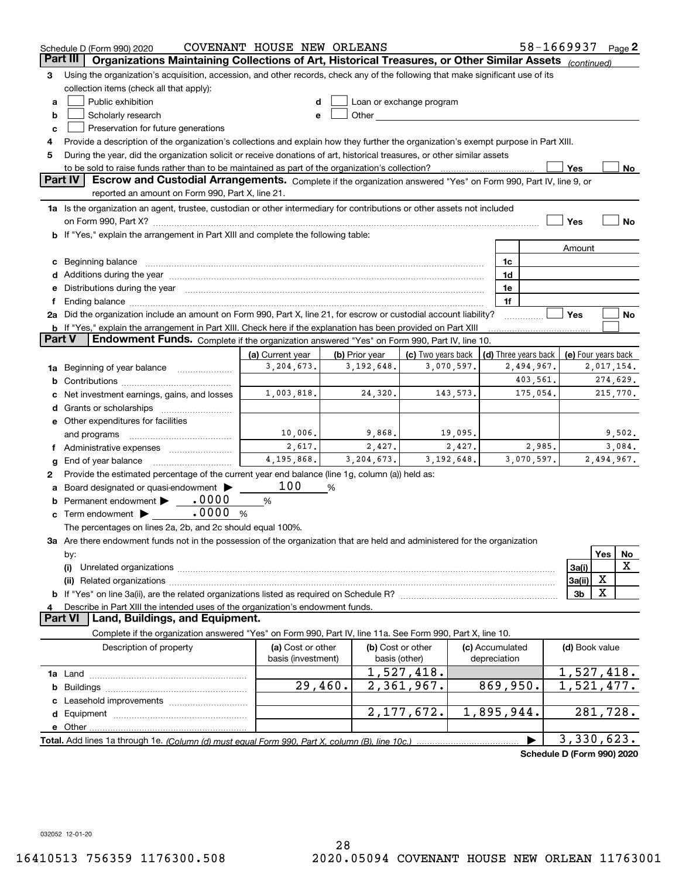Schedule D (Form 990) 2020 COVENANT HOUSE NEW ORLEANS 58-1669937 Page 2

## Part III | Organizations Maintaining Collections of Art, Historical Treasures, or Other Similar Assets *(continued)*

**3** Using the organization's acquisition, accession, and other records, check any of the following that make significant use of its collection items (check all that apply):

- **a** ☐ Public exhibition
- **b** ☐ Scholarly research
- **c** ☐ Preservation for future generations
- **d** ☐ Loan or exchange program
- **e** ☐ Other

**4** Provide a description of the organization's collections and explain how they further the organization's exempt purpose in Part XIII.

**5** During the year, did the organization solicit or receive donations of art, historical treasures, or other similar assets to be sold to raise funds rather than to be maintained as part of the organization's collection? ☐ Yes ☐ No

## Part IV | Escrow and Custodial Arrangements.

Complete if the organization answered "Yes" on Form 990, Part IV, line 9, or reported an amount on Form 990, Part X, line 21.

**1a** Is the organization an agent, trustee, custodian or other intermediary for contributions or other assets not included on Form 990, Part X? ☐ Yes ☐ No

**b** If "Yes," explain the arrangement in Part XIII and complete the following table:

| | | Amount |
|---|---|---|
| **c** Beginning balance | 1c | |
| **d** Additions during the year | 1d | |
| **e** Distributions during the year | 1e | |
| **f** Ending balance | 1f | |

**2a** Did the organization include an amount on Form 990, Part X, line 21, for escrow or custodial account liability? ☐ Yes ☐ No

**b** If "Yes," explain the arrangement in Part XIII. Check here if the explanation has been provided on Part XIII ☐

## Part V | Endowment Funds.

Complete if the organization answered "Yes" on Form 990, Part IV, line 10.

| | (a) Current year | (b) Prior year | (c) Two years back | (d) Three years back | (e) Four years back |
|---|---|---|---|---|---|
| **1a** Beginning of year balance | 3,204,673. | 3,192,648. | 3,070,597. | 2,494,967. | 2,017,154. |
| **b** Contributions | | | | 403,561. | 274,629. |
| **c** Net investment earnings, gains, and losses | 1,003,818. | 24,320. | 143,573. | 175,054. | 215,770. |
| **d** Grants or scholarships | | | | | |
| **e** Other expenditures for facilities and programs | 10,006. | 9,868. | 19,095. | | 9,502. |
| **f** Administrative expenses | 2,617. | 2,427. | 2,427. | 2,985. | 3,084. |
| **g** End of year balance | 4,195,868. | 3,204,673. | 3,192,648. | 3,070,597. | 2,494,967. |

**2** Provide the estimated percentage of the current year end balance (line 1g, column (a)) held as:

- **a** Board designated or quasi-endowment ▶ 100 %
- **b** Permanent endowment ▶ .0000 %
- **c** Term endowment ▶ .0000 %

The percentages on lines 2a, 2b, and 2c should equal 100%.

**3a** Are there endowment funds not in the possession of the organization that are held and administered for the organization by:

| | | Yes | No |
|---|---|---|---|
| **(i)** Unrelated organizations | 3a(i) | | X |
| **(ii)** Related organizations | 3a(ii) | X | |
| **b** If "Yes" on line 3a(ii), are the related organizations listed as required on Schedule R? | 3b | X | |

**4** Describe in Part XIII the intended uses of the organization's endowment funds.

## Part VI | Land, Buildings, and Equipment.

Complete if the organization answered "Yes" on Form 990, Part IV, line 11a. See Form 990, Part X, line 10.

| Description of property | (a) Cost or other basis (investment) | (b) Cost or other basis (other) | (c) Accumulated depreciation | (d) Book value |
|---|---|---|---|---|
| **1a** Land | | 1,527,418. | | 1,527,418. |
| **b** Buildings | 29,460. | 2,361,967. | 869,950. | 1,521,477. |
| **c** Leasehold improvements | | | | |
| **d** Equipment | | 2,177,672. | 1,895,944. | 281,728. |
| **e** Other | | | | |
| **Total.** Add lines 1a through 1e. *(Column (d) must equal Form 990, Part X, column (B), line 10c.)* | | | ▶ | 3,330,623. |

**Schedule D (Form 990) 2020**

032052 12-01-20

16410513 756359 1176300.508 2020.05094 COVENANT HOUSE NEW ORLEAN 11763001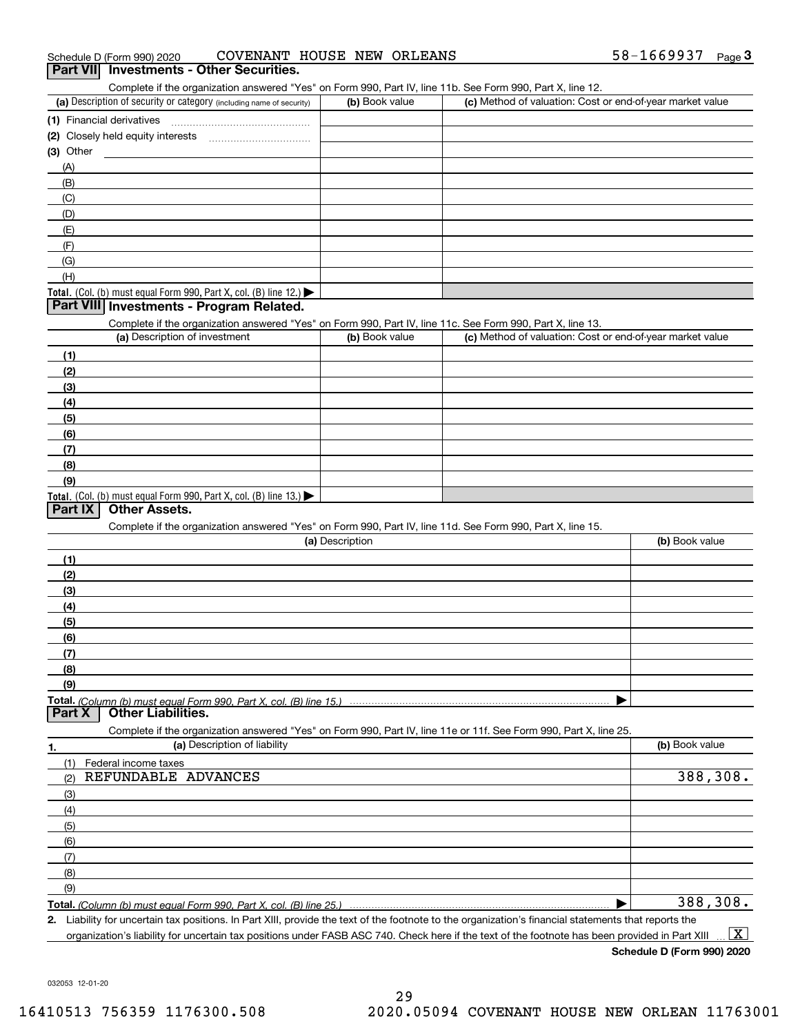Schedule D (Form 990) 2020 COVENANT HOUSE NEW ORLEANS 58-1669937 Page 3

## Part VII Investments - Other Securities.

Complete if the organization answered "Yes" on Form 990, Part IV, line 11b. See Form 990, Part X, line 12.

| (a) Description of security or category (including name of security) | (b) Book value | (c) Method of valuation: Cost or end-of-year market value |
|---|---|---|
| (1) Financial derivatives | | |
| (2) Closely held equity interests | | |
| (3) Other | | |
| (A) | | |
| (B) | | |
| (C) | | |
| (D) | | |
| (E) | | |
| (F) | | |
| (G) | | |
| (H) | | |
| **Total.** (Col. (b) must equal Form 990, Part X, col. (B) line 12.) ▶ | | |

## Part VIII Investments - Program Related.

Complete if the organization answered "Yes" on Form 990, Part IV, line 11c. See Form 990, Part X, line 13.

| (a) Description of investment | (b) Book value | (c) Method of valuation: Cost or end-of-year market value |
|---|---|---|
| (1) | | |
| (2) | | |
| (3) | | |
| (4) | | |
| (5) | | |
| (6) | | |
| (7) | | |
| (8) | | |
| (9) | | |
| **Total.** (Col. (b) must equal Form 990, Part X, col. (B) line 13.) ▶ | | |

## Part IX Other Assets.

Complete if the organization answered "Yes" on Form 990, Part IV, line 11d. See Form 990, Part X, line 15.

| (a) Description | (b) Book value |
|---|---|
| (1) | |
| (2) | |
| (3) | |
| (4) | |
| (5) | |
| (6) | |
| (7) | |
| (8) | |
| (9) | |
| **Total.** *(Column (b) must equal Form 990, Part X, col. (B) line 15.)* ▶ | |

## Part X Other Liabilities.

Complete if the organization answered "Yes" on Form 990, Part IV, line 11e or 11f. See Form 990, Part X, line 25.

| 1. (a) Description of liability | (b) Book value |
|---|---|
| (1) Federal income taxes | |
| (2) REFUNDABLE ADVANCES | 388,308. |
| (3) | |
| (4) | |
| (5) | |
| (6) | |
| (7) | |
| (8) | |
| (9) | |
| **Total.** *(Column (b) must equal Form 990, Part X, col. (B) line 25.)* ▶ | 388,308. |

2. Liability for uncertain tax positions. In Part XIII, provide the text of the footnote to the organization's financial statements that reports the organization's liability for uncertain tax positions under FASB ASC 740. Check here if the text of the footnote has been provided in Part XIII ... [X]

**Schedule D (Form 990) 2020**

032053 12-01-20

16410513 756359 1176300.508 2020.05094 COVENANT HOUSE NEW ORLEAN 11763001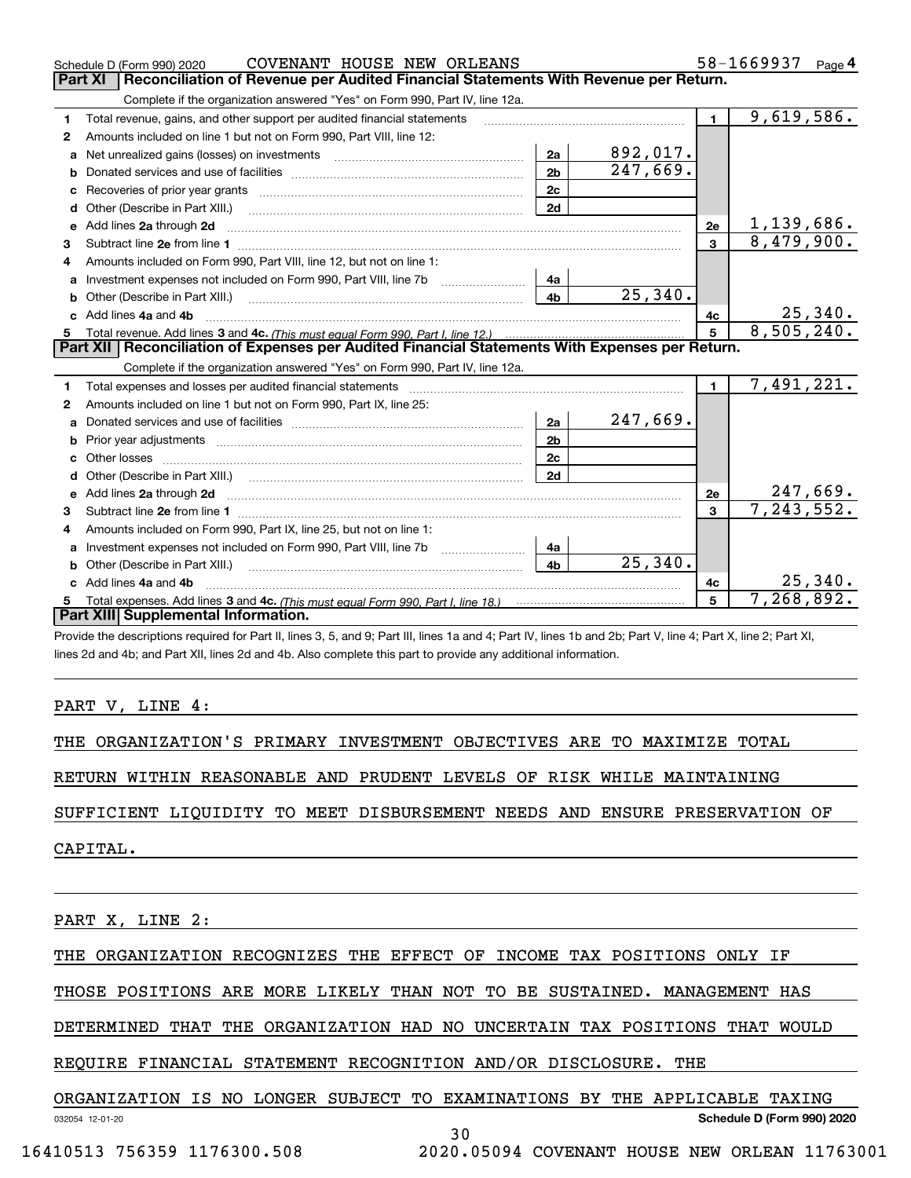Schedule D (Form 990) 2020 COVENANT HOUSE NEW ORLEANS 58-1669937 Page 4

## Part XI Reconciliation of Revenue per Audited Financial Statements With Revenue per Return.

Complete if the organization answered "Yes" on Form 990, Part IV, line 12a.

| | | | | | |
|---|---|---|---|---|---|
| **1** | Total revenue, gains, and other support per audited financial statements | | | 1 | 9,619,586. |
| **2** | Amounts included on line 1 but not on Form 990, Part VIII, line 12: | | | | |
| **a** | Net unrealized gains (losses) on investments | 2a | 892,017. | | |
| **b** | Donated services and use of facilities | 2b | 247,669. | | |
| **c** | Recoveries of prior year grants | 2c | | | |
| **d** | Other (Describe in Part XIII.) | 2d | | | |
| **e** | Add lines **2a** through **2d** | | | 2e | 1,139,686. |
| **3** | Subtract line **2e** from line **1** | | | 3 | 8,479,900. |
| **4** | Amounts included on Form 990, Part VIII, line 12, but not on line 1: | | | | |
| **a** | Investment expenses not included on Form 990, Part VIII, line 7b | 4a | | | |
| **b** | Other (Describe in Part XIII.) | 4b | 25,340. | | |
| **c** | Add lines **4a** and **4b** | | | 4c | 25,340. |
| **5** | Total revenue. Add lines **3** and **4c.** *(This must equal Form 990, Part I, line 12.)* | | | 5 | 8,505,240. |

## Part XII Reconciliation of Expenses per Audited Financial Statements With Expenses per Return.

Complete if the organization answered "Yes" on Form 990, Part IV, line 12a.

| | | | | | |
|---|---|---|---|---|---|
| **1** | Total expenses and losses per audited financial statements | | | 1 | 7,491,221. |
| **2** | Amounts included on line 1 but not on Form 990, Part IX, line 25: | | | | |
| **a** | Donated services and use of facilities | 2a | 247,669. | | |
| **b** | Prior year adjustments | 2b | | | |
| **c** | Other losses | 2c | | | |
| **d** | Other (Describe in Part XIII.) | 2d | | | |
| **e** | Add lines **2a** through **2d** | | | 2e | 247,669. |
| **3** | Subtract line **2e** from line **1** | | | 3 | 7,243,552. |
| **4** | Amounts included on Form 990, Part IX, line 25, but not on line 1: | | | | |
| **a** | Investment expenses not included on Form 990, Part VIII, line 7b | 4a | | | |
| **b** | Other (Describe in Part XIII.) | 4b | 25,340. | | |
| **c** | Add lines **4a** and **4b** | | | 4c | 25,340. |
| **5** | Total expenses. Add lines **3** and **4c.** *(This must equal Form 990, Part I, line 18.)* | | | 5 | 7,268,892. |

## Part XIII Supplemental Information.

Provide the descriptions required for Part II, lines 3, 5, and 9; Part III, lines 1a and 4; Part IV, lines 1b and 2b; Part V, line 4; Part X, line 2; Part XI, lines 2d and 4b; and Part XII, lines 2d and 4b. Also complete this part to provide any additional information.

PART V, LINE 4:

THE ORGANIZATION'S PRIMARY INVESTMENT OBJECTIVES ARE TO MAXIMIZE TOTAL RETURN WITHIN REASONABLE AND PRUDENT LEVELS OF RISK WHILE MAINTAINING SUFFICIENT LIQUIDITY TO MEET DISBURSEMENT NEEDS AND ENSURE PRESERVATION OF CAPITAL.

PART X, LINE 2:

THE ORGANIZATION RECOGNIZES THE EFFECT OF INCOME TAX POSITIONS ONLY IF THOSE POSITIONS ARE MORE LIKELY THAN NOT TO BE SUSTAINED. MANAGEMENT HAS DETERMINED THAT THE ORGANIZATION HAD NO UNCERTAIN TAX POSITIONS THAT WOULD REQUIRE FINANCIAL STATEMENT RECOGNITION AND/OR DISCLOSURE. THE ORGANIZATION IS NO LONGER SUBJECT TO EXAMINATIONS BY THE APPLICABLE TAXING

032054 12-01-20 Schedule D (Form 990) 2020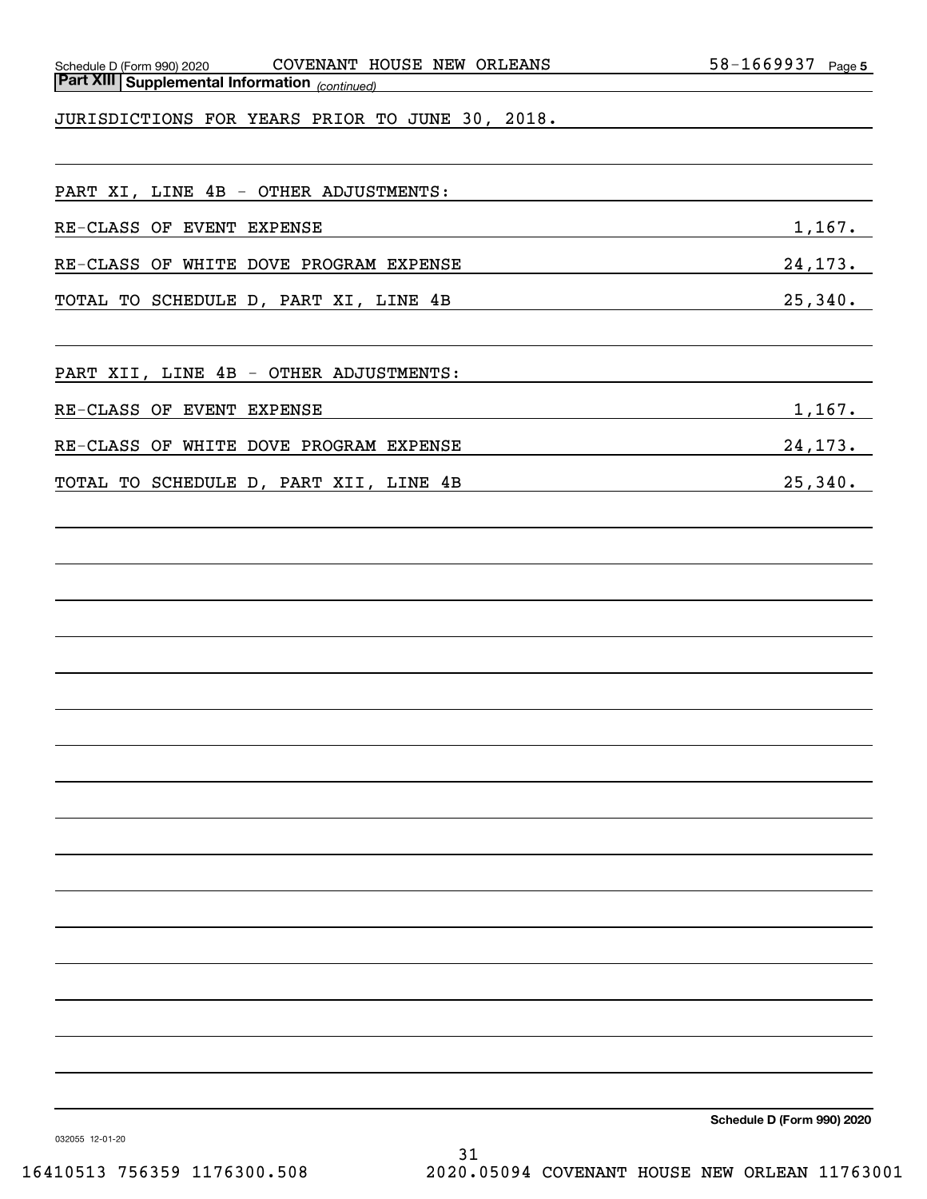**Part XIII | Supplemental Information** *(continued)*

JURISDICTIONS FOR YEARS PRIOR TO JUNE 30, 2018.

PART XI, LINE 4B - OTHER ADJUSTMENTS:

| | |
|---|---|
| RE-CLASS OF EVENT EXPENSE | 1,167. |
| RE-CLASS OF WHITE DOVE PROGRAM EXPENSE | 24,173. |
| TOTAL TO SCHEDULE D, PART XI, LINE 4B | 25,340. |

PART XII, LINE 4B - OTHER ADJUSTMENTS:

| | |
|---|---|
| RE-CLASS OF EVENT EXPENSE | 1,167. |
| RE-CLASS OF WHITE DOVE PROGRAM EXPENSE | 24,173. |
| TOTAL TO SCHEDULE D, PART XII, LINE 4B | 25,340. |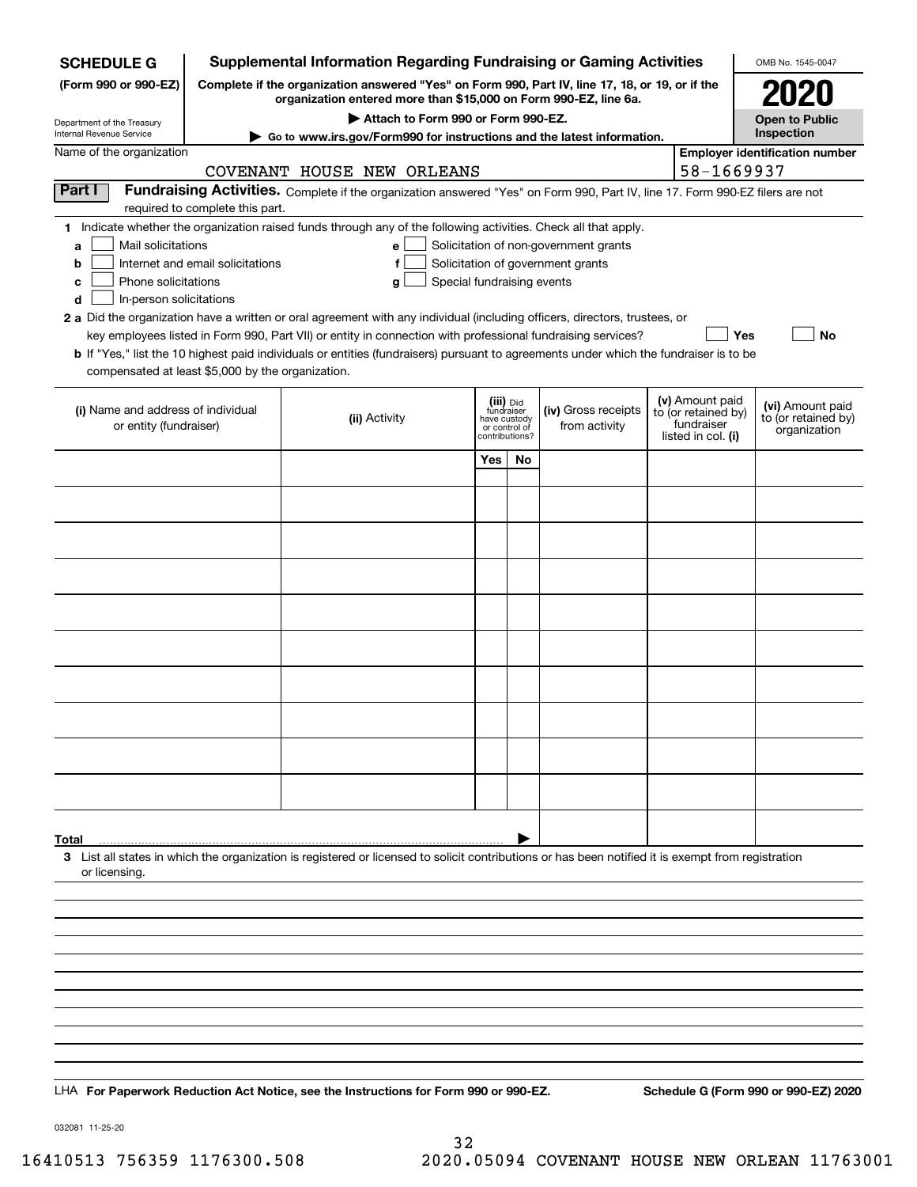**SCHEDULE G**
**(Form 990 or 990-EZ)**

Department of the Treasury
Internal Revenue Service

# Supplemental Information Regarding Fundraising or Gaming Activities

**Complete if the organization answered "Yes" on Form 990, Part IV, line 17, 18, or 19, or if the organization entered more than $15,000 on Form 990-EZ, line 6a.**

**▶ Attach to Form 990 or Form 990-EZ.**

**▶ Go to www.irs.gov/Form990 for instructions and the latest information.**

OMB No. 1545-0047

**2020**

**Open to Public Inspection**

Name of the organization: COVENANT HOUSE NEW ORLEANS

**Employer identification number:** 58-1669937

**Part I** **Fundraising Activities.** Complete if the organization answered "Yes" on Form 990, Part IV, line 17. Form 990-EZ filers are not required to complete this part.

**1** Indicate whether the organization raised funds through any of the following activities. Check all that apply.

- **a** ☐ Mail solicitations
- **b** ☐ Internet and email solicitations
- **c** ☐ Phone solicitations
- **d** ☐ In-person solicitations
- **e** ☐ Solicitation of non-government grants
- **f** ☐ Solicitation of government grants
- **g** ☐ Special fundraising events

**2 a** Did the organization have a written or oral agreement with any individual (including officers, directors, trustees, or key employees listed in Form 990, Part VII) or entity in connection with professional fundraising services? ☐ **Yes** ☐ **No**

**b** If "Yes," list the 10 highest paid individuals or entities (fundraisers) pursuant to agreements under which the fundraiser is to be compensated at least $5,000 by the organization.

| (i) Name and address of individual or entity (fundraiser) | (ii) Activity | (iii) Did fundraiser have custody or control of contributions? | | (iv) Gross receipts from activity | (v) Amount paid to (or retained by) fundraiser listed in col. (i) | (vi) Amount paid to (or retained by) organization |
|---|---|---|---|---|---|---|
| | | Yes | No | | | |
| | | | | | | |
| | | | | | | |
| | | | | | | |
| | | | | | | |
| | | | | | | |
| | | | | | | |
| | | | | | | |
| | | | | | | |
| | | | | | | |
| | | | | | | |
| **Total** ▶ | | | | | | |

**3** List all states in which the organization is registered or licensed to solicit contributions or has been notified it is exempt from registration or licensing.

LHA **For Paperwork Reduction Act Notice, see the Instructions for Form 990 or 990-EZ.** **Schedule G (Form 990 or 990-EZ) 2020**

032081 11-25-20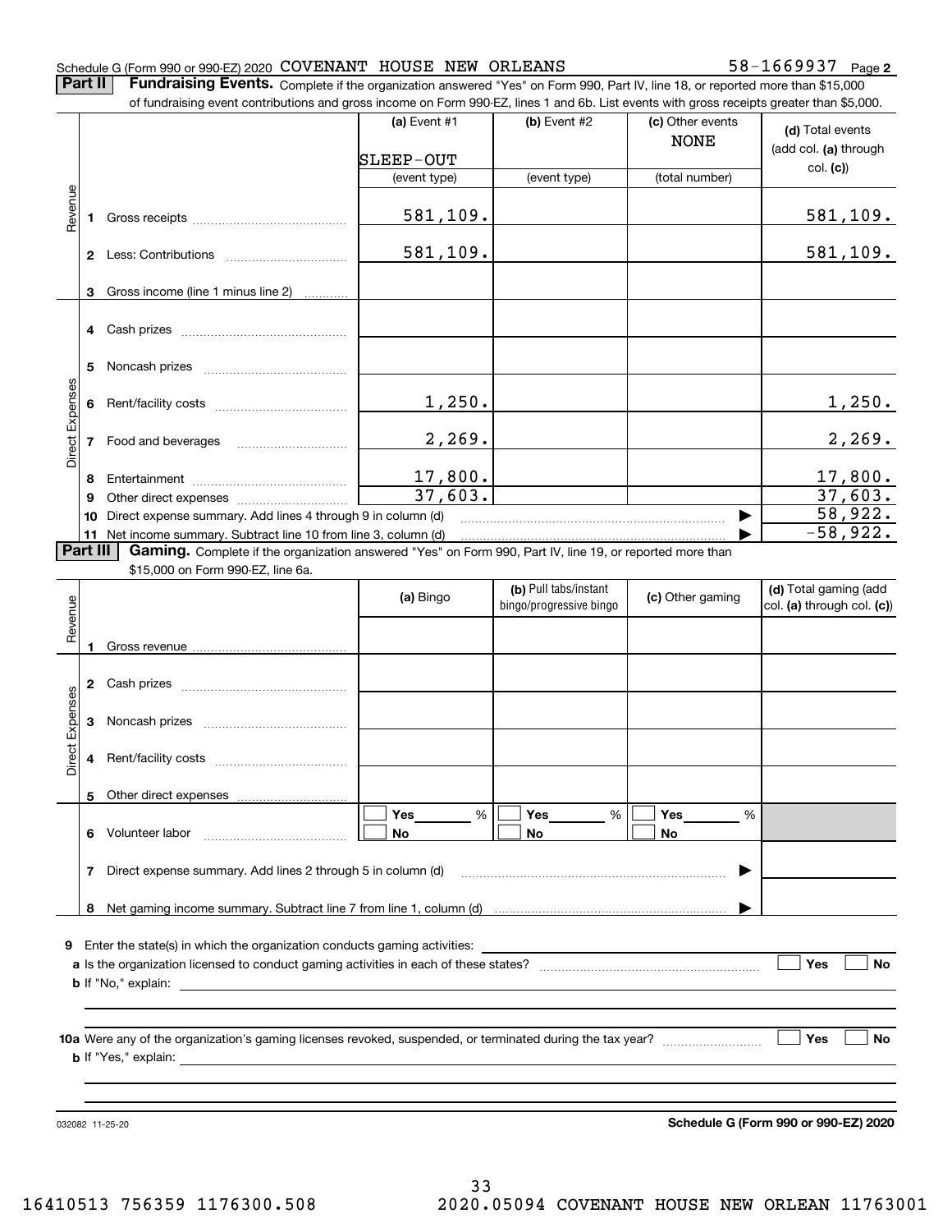Schedule G (Form 990 or 990-EZ) 2020 COVENANT HOUSE NEW ORLEANS 58-1669937 Page **2**

**Part II** **Fundraising Events.** Complete if the organization answered "Yes" on Form 990, Part IV, line 18, or reported more than $15,000 of fundraising event contributions and gross income on Form 990-EZ, lines 1 and 6b. List events with gross receipts greater than $5,000.

| | | (a) Event #1 SLEEP-OUT (event type) | (b) Event #2 (event type) | (c) Other events NONE (total number) | (d) Total events (add col. (a) through col. (c)) |
|---|---|---|---|---|---|
| Revenue | 1 Gross receipts | 581,109. | | | 581,109. |
| | 2 Less: Contributions | 581,109. | | | 581,109. |
| | 3 Gross income (line 1 minus line 2) | | | | |
| Direct Expenses | 4 Cash prizes | | | | |
| | 5 Noncash prizes | | | | |
| | 6 Rent/facility costs | 1,250. | | | 1,250. |
| | 7 Food and beverages | 2,269. | | | 2,269. |
| | 8 Entertainment | 17,800. | | | 17,800. |
| | 9 Other direct expenses | 37,603. | | | 37,603. |
| | 10 Direct expense summary. Add lines 4 through 9 in column (d) | | | ▶ | 58,922. |
| | 11 Net income summary. Subtract line 10 from line 3, column (d) | | | ▶ | -58,922. |

**Part III** **Gaming.** Complete if the organization answered "Yes" on Form 990, Part IV, line 19, or reported more than $15,000 on Form 990-EZ, line 6a.

| | | (a) Bingo | (b) Pull tabs/instant bingo/progressive bingo | (c) Other gaming | (d) Total gaming (add col. (a) through col. (c)) |
|---|---|---|---|---|---|
| Revenue | 1 Gross revenue | | | | |
| Direct Expenses | 2 Cash prizes | | | | |
| | 3 Noncash prizes | | | | |
| | 4 Rent/facility costs | | | | |
| | 5 Other direct expenses | | | | |
| | 6 Volunteer labor | ☐ Yes ___ % ☐ No | ☐ Yes ___ % ☐ No | ☐ Yes ___ % ☐ No | |
| | 7 Direct expense summary. Add lines 2 through 5 in column (d) | | | ▶ | |
| | 8 Net gaming income summary. Subtract line 7 from line 1, column (d) | | | ▶ | |

**9** Enter the state(s) in which the organization conducts gaming activities: ______

**a** Is the organization licensed to conduct gaming activities in each of these states? ☐ Yes ☐ No

**b** If "No," explain:

**10a** Were any of the organization's gaming licenses revoked, suspended, or terminated during the tax year? ☐ Yes ☐ No

**b** If "Yes," explain:

032082 11-25-20 **Schedule G (Form 990 or 990-EZ) 2020**

16410513 756359 1176300.508 2020.05094 COVENANT HOUSE NEW ORLEAN 11763001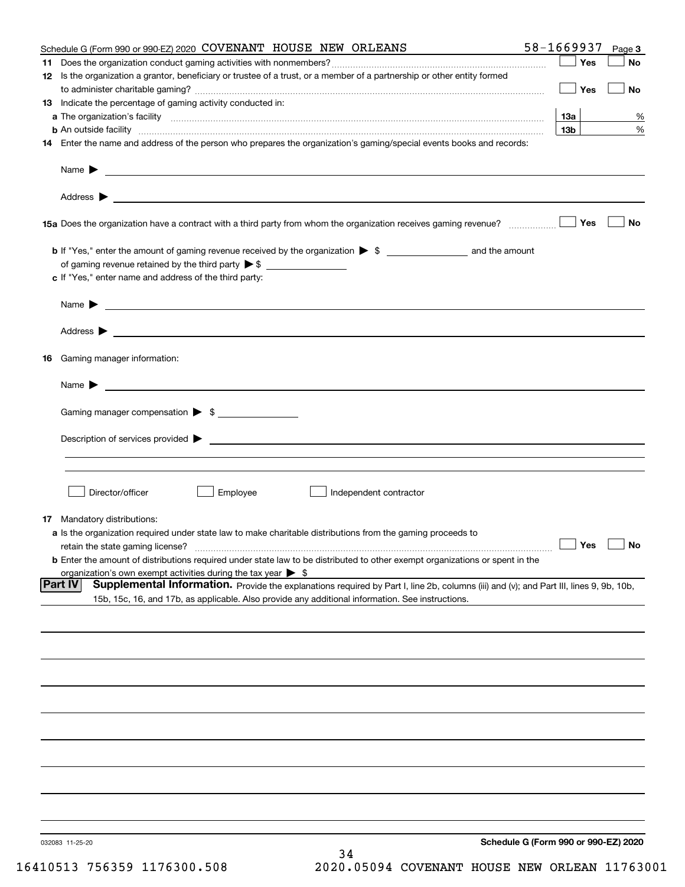Schedule G (Form 990 or 990-EZ) 2020 COVENANT HOUSE NEW ORLEANS 58-1669937 Page 3

**11** Does the organization conduct gaming activities with nonmembers? ☐ Yes ☐ No

**12** Is the organization a grantor, beneficiary or trustee of a trust, or a member of a partnership or other entity formed to administer charitable gaming? ☐ Yes ☐ No

**13** Indicate the percentage of gaming activity conducted in:

**a** The organization's facility **13a** %

**b** An outside facility **13b** %

**14** Enter the name and address of the person who prepares the organization's gaming/special events books and records:

Name ▶

Address ▶

**15a** Does the organization have a contract with a third party from whom the organization receives gaming revenue? ☐ Yes ☐ No

**b** If "Yes," enter the amount of gaming revenue received by the organization ▶ $ ________ and the amount of gaming revenue retained by the third party ▶ $ ________

**c** If "Yes," enter name and address of the third party:

Name ▶

Address ▶

**16** Gaming manager information:

Name ▶

Gaming manager compensation ▶ $ ________

Description of services provided ▶

☐ Director/officer ☐ Employee ☐ Independent contractor

**17** Mandatory distributions:

**a** Is the organization required under state law to make charitable distributions from the gaming proceeds to retain the state gaming license? ☐ Yes ☐ No

**b** Enter the amount of distributions required under state law to be distributed to other exempt organizations or spent in the organization's own exempt activities during the tax year ▶ $

**Part IV** **Supplemental Information.** Provide the explanations required by Part I, line 2b, columns (iii) and (v); and Part III, lines 9, 9b, 10b, 15b, 15c, 16, and 17b, as applicable. Also provide any additional information. See instructions.

032083 11-25-20

**Schedule G (Form 990 or 990-EZ) 2020**

16410513 756359 1176300.508 2020.05094 COVENANT HOUSE NEW ORLEAN 11763001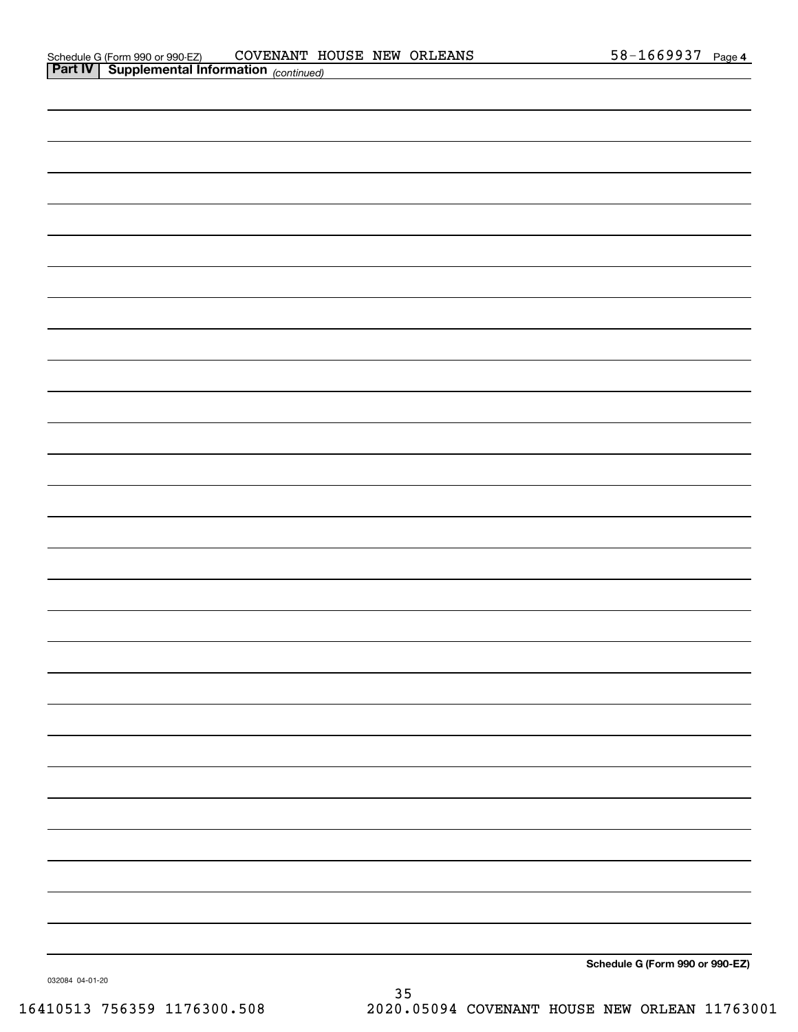Schedule G (Form 990 or 990-EZ) COVENANT HOUSE NEW ORLEANS 58-1669937 Page 4

**Part IV | Supplemental Information** *(continued)*

**Schedule G (Form 990 or 990-EZ)**

032084 04-01-20

16410513 756359 1176300.508 2020.05094 COVENANT HOUSE NEW ORLEAN 11763001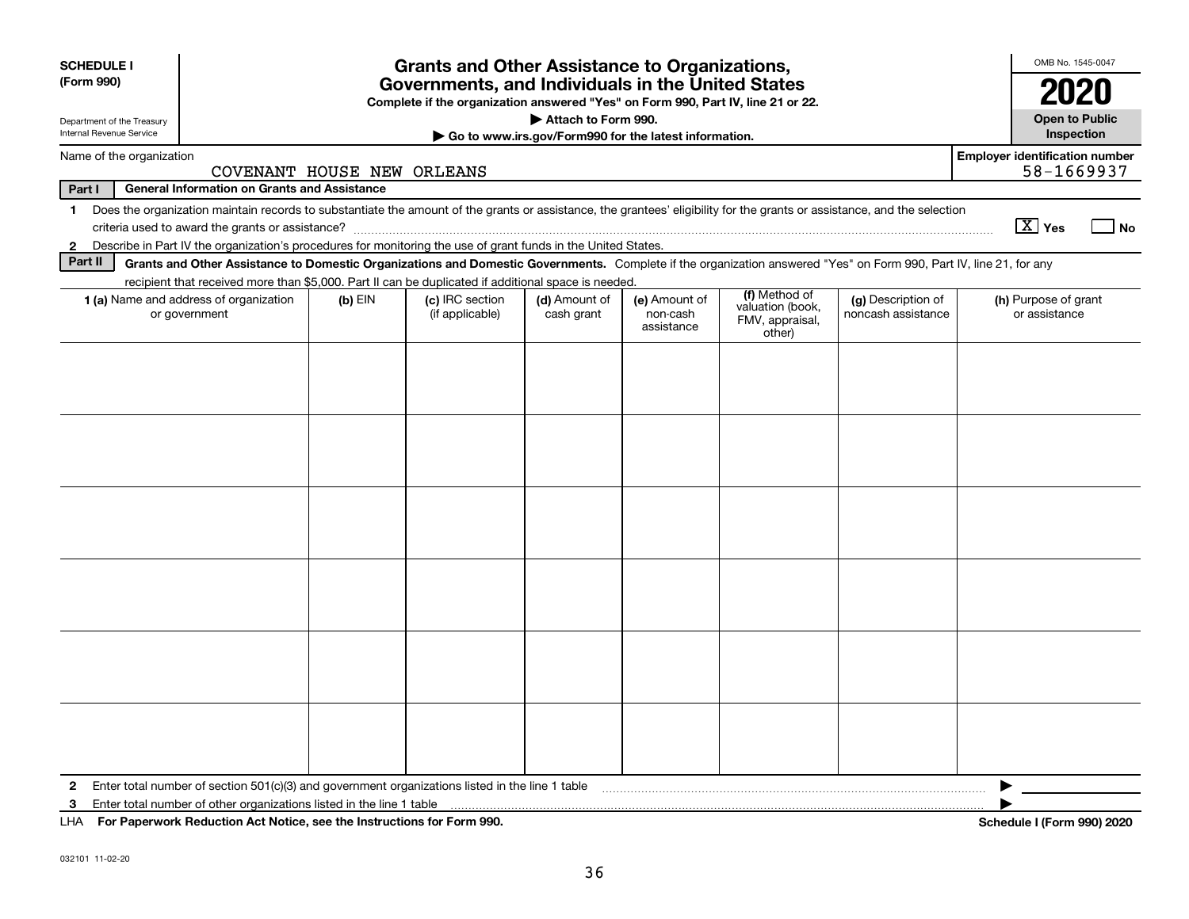**SCHEDULE I (Form 990)**

Department of the Treasury
Internal Revenue Service

# Grants and Other Assistance to Organizations, Governments, and Individuals in the United States

**Complete if the organization answered "Yes" on Form 990, Part IV, line 21 or 22.**

**▶ Attach to Form 990.**

**▶ Go to www.irs.gov/Form990 for the latest information.**

OMB No. 1545-0047

**2020**

**Open to Public Inspection**

Name of the organization: COVENANT HOUSE NEW ORLEANS

Employer identification number: 58-1669937

**Part I — General Information on Grants and Assistance**

1 Does the organization maintain records to substantiate the amount of the grants or assistance, the grantees' eligibility for the grants or assistance, and the selection criteria used to award the grants or assistance? [X] Yes [ ] No

2 Describe in Part IV the organization's procedures for monitoring the use of grant funds in the United States.

**Part II — Grants and Other Assistance to Domestic Organizations and Domestic Governments.** Complete if the organization answered "Yes" on Form 990, Part IV, line 21, for any recipient that received more than $5,000. Part II can be duplicated if additional space is needed.

| 1 (a) Name and address of organization or government | (b) EIN | (c) IRC section (if applicable) | (d) Amount of cash grant | (e) Amount of non-cash assistance | (f) Method of valuation (book, FMV, appraisal, other) | (g) Description of noncash assistance | (h) Purpose of grant or assistance |
|---|---|---|---|---|---|---|---|
| | | | | | | | |
| | | | | | | | |
| | | | | | | | |
| | | | | | | | |
| | | | | | | | |
| | | | | | | | |

2 Enter total number of section 501(c)(3) and government organizations listed in the line 1 table ▶

3 Enter total number of other organizations listed in the line 1 table ▶

LHA **For Paperwork Reduction Act Notice, see the Instructions for Form 990.** **Schedule I (Form 990) 2020**

032101 11-02-20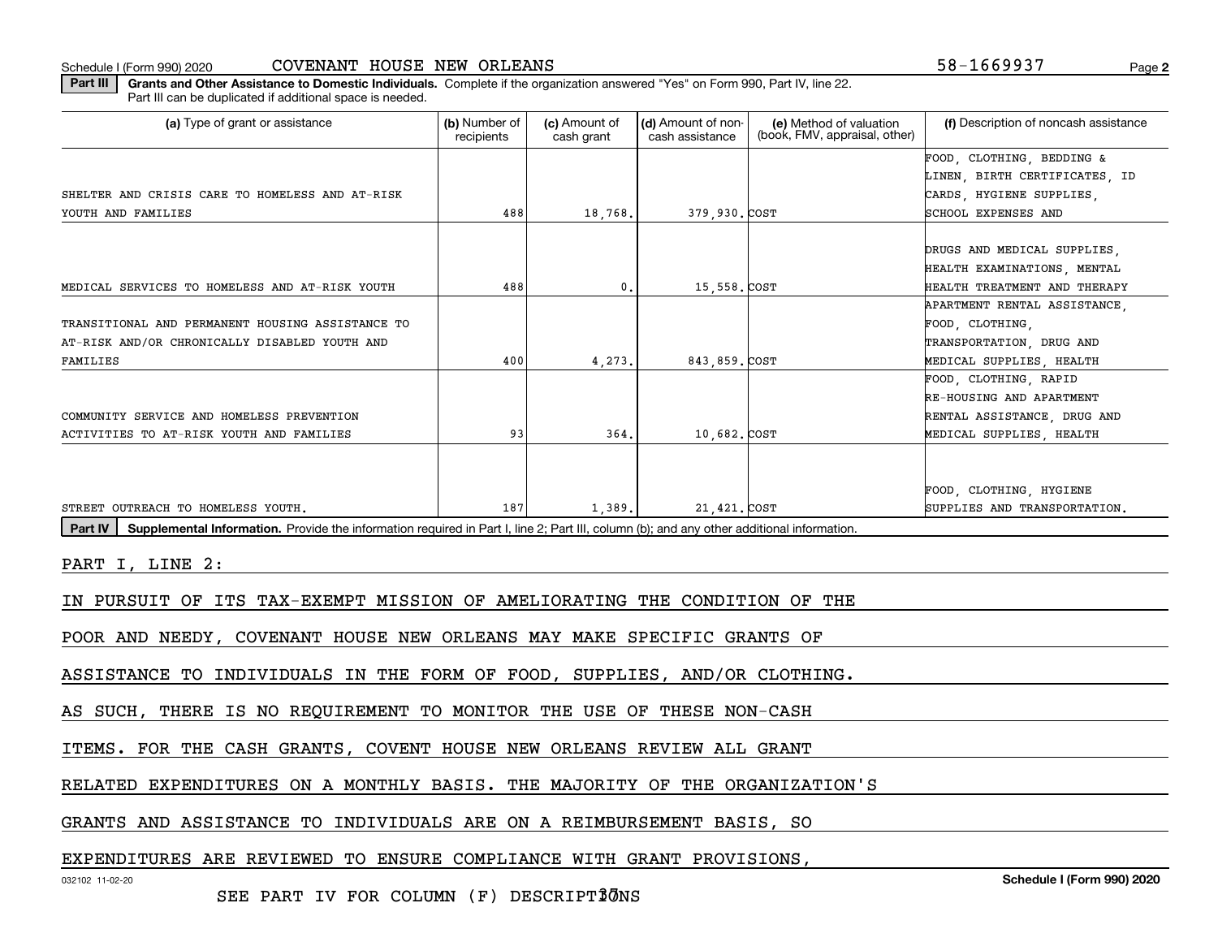Schedule I (Form 990) 2020 COVENANT HOUSE NEW ORLEANS 58-1669937 Page **2**

**Part III** **Grants and Other Assistance to Domestic Individuals.** Complete if the organization answered "Yes" on Form 990, Part IV, line 22. Part III can be duplicated if additional space is needed.

| (a) Type of grant or assistance | (b) Number of recipients | (c) Amount of cash grant | (d) Amount of non-cash assistance | (e) Method of valuation (book, FMV, appraisal, other) | (f) Description of noncash assistance |
|---|---|---|---|---|---|
| SHELTER AND CRISIS CARE TO HOMELESS AND AT-RISK YOUTH AND FAMILIES | 488 | 18,768. | 379,930. | COST | FOOD, CLOTHING, BEDDING & LINEN, BIRTH CERTIFICATES, ID CARDS, HYGIENE SUPPLIES, SCHOOL EXPENSES AND |
| MEDICAL SERVICES TO HOMELESS AND AT-RISK YOUTH | 488 | 0. | 15,558. | COST | DRUGS AND MEDICAL SUPPLIES, HEALTH EXAMINATIONS, MENTAL HEALTH TREATMENT AND THERAPY |
| TRANSITIONAL AND PERMANENT HOUSING ASSISTANCE TO AT-RISK AND/OR CHRONICALLY DISABLED YOUTH AND FAMILIES | 400 | 4,273. | 843,859. | COST | APARTMENT RENTAL ASSISTANCE, FOOD, CLOTHING, TRANSPORTATION, DRUG AND MEDICAL SUPPLIES, HEALTH |
| COMMUNITY SERVICE AND HOMELESS PREVENTION ACTIVITIES TO AT-RISK YOUTH AND FAMILIES | 93 | 364. | 10,682. | COST | FOOD, CLOTHING, RAPID RE-HOUSING AND APARTMENT RENTAL ASSISTANCE, DRUG AND MEDICAL SUPPLIES, HEALTH |
| STREET OUTREACH TO HOMELESS YOUTH. | 187 | 1,389. | 21,421. | COST | FOOD, CLOTHING, HYGIENE SUPPLIES AND TRANSPORTATION. |

**Part IV** **Supplemental Information.** Provide the information required in Part I, line 2; Part III, column (b); and any other additional information.

PART I, LINE 2:

IN PURSUIT OF ITS TAX-EXEMPT MISSION OF AMELIORATING THE CONDITION OF THE POOR AND NEEDY, COVENANT HOUSE NEW ORLEANS MAY MAKE SPECIFIC GRANTS OF ASSISTANCE TO INDIVIDUALS IN THE FORM OF FOOD, SUPPLIES, AND/OR CLOTHING. AS SUCH, THERE IS NO REQUIREMENT TO MONITOR THE USE OF THESE NON-CASH ITEMS. FOR THE CASH GRANTS, COVENT HOUSE NEW ORLEANS REVIEW ALL GRANT RELATED EXPENDITURES ON A MONTHLY BASIS. THE MAJORITY OF THE ORGANIZATION'S GRANTS AND ASSISTANCE TO INDIVIDUALS ARE ON A REIMBURSEMENT BASIS, SO EXPENDITURES ARE REVIEWED TO ENSURE COMPLIANCE WITH GRANT PROVISIONS,

032102 11-02-20 **Schedule I (Form 990) 2020**

SEE PART IV FOR COLUMN (F) DESCRIPTIONS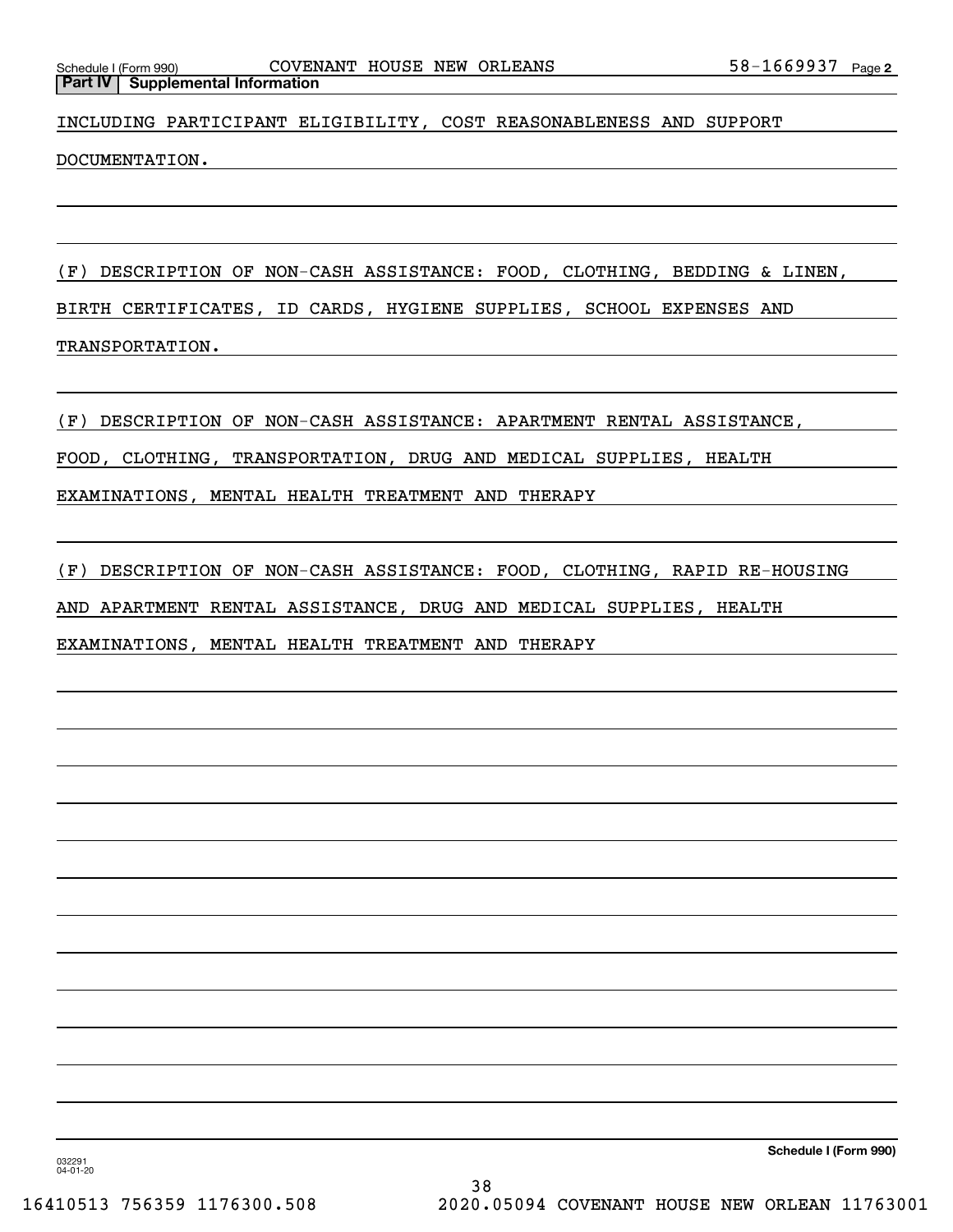## Part IV | Supplemental Information

INCLUDING PARTICIPANT ELIGIBILITY, COST REASONABLENESS AND SUPPORT DOCUMENTATION.

(F) DESCRIPTION OF NON-CASH ASSISTANCE: FOOD, CLOTHING, BEDDING & LINEN, BIRTH CERTIFICATES, ID CARDS, HYGIENE SUPPLIES, SCHOOL EXPENSES AND TRANSPORTATION.

(F) DESCRIPTION OF NON-CASH ASSISTANCE: APARTMENT RENTAL ASSISTANCE, FOOD, CLOTHING, TRANSPORTATION, DRUG AND MEDICAL SUPPLIES, HEALTH EXAMINATIONS, MENTAL HEALTH TREATMENT AND THERAPY

(F) DESCRIPTION OF NON-CASH ASSISTANCE: FOOD, CLOTHING, RAPID RE-HOUSING AND APARTMENT RENTAL ASSISTANCE, DRUG AND MEDICAL SUPPLIES, HEALTH EXAMINATIONS, MENTAL HEALTH TREATMENT AND THERAPY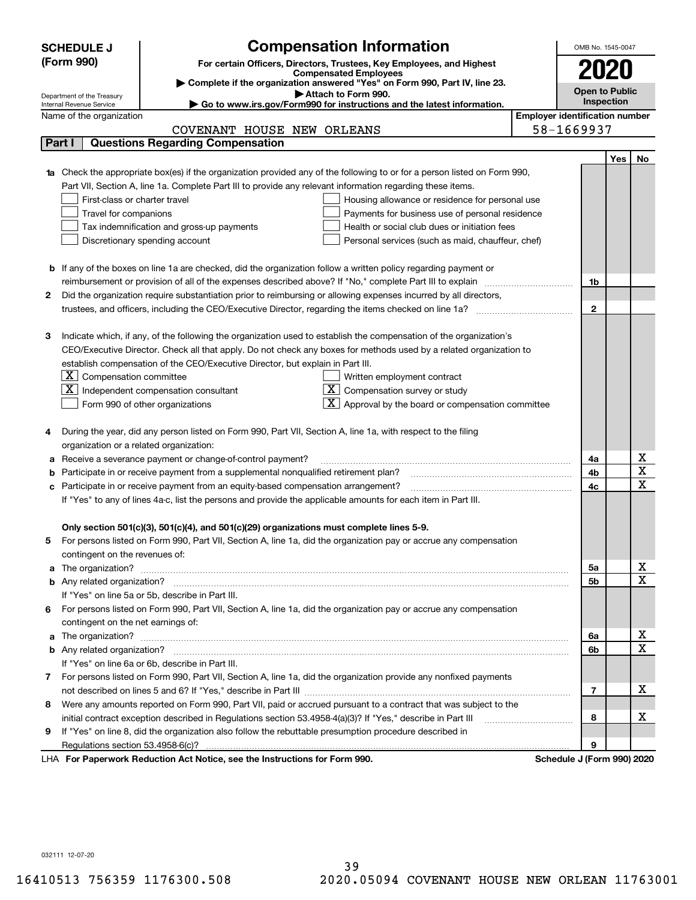**SCHEDULE J (Form 990)**

Department of the Treasury
Internal Revenue Service

# Compensation Information

**For certain Officers, Directors, Trustees, Key Employees, and Highest Compensated Employees**

▶ Complete if the organization answered "Yes" on Form 990, Part IV, line 23.
▶ Attach to Form 990.
▶ Go to www.irs.gov/Form990 for instructions and the latest information.

OMB No. 1545-0047

**2020**

**Open to Public Inspection**

Name of the organization: COVENANT HOUSE NEW ORLEANS

Employer identification number: 58-1669937

## Part I — Questions Regarding Compensation

| | | | Yes | No |
|---|---|---|---|---|
| **1a** | Check the appropriate box(es) if the organization provided any of the following to or for a person listed on Form 990, Part VII, Section A, line 1a. Complete Part III to provide any relevant information regarding these items.<br>☐ First-class or charter travel ☐ Housing allowance or residence for personal use<br>☐ Travel for companions ☐ Payments for business use of personal residence<br>☐ Tax indemnification and gross-up payments ☐ Health or social club dues or initiation fees<br>☐ Discretionary spending account ☐ Personal services (such as maid, chauffeur, chef) | | | |
| **b** | If any of the boxes on line 1a are checked, did the organization follow a written policy regarding payment or reimbursement or provision of all of the expenses described above? If "No," complete Part III to explain | 1b | | |
| **2** | Did the organization require substantiation prior to reimbursing or allowing expenses incurred by all directors, trustees, and officers, including the CEO/Executive Director, regarding the items checked on line 1a? | 2 | | |
| **3** | Indicate which, if any, of the following the organization used to establish the compensation of the organization's CEO/Executive Director. Check all that apply. Do not check any boxes for methods used by a related organization to establish compensation of the CEO/Executive Director, but explain in Part III.<br>☒ Compensation committee ☐ Written employment contract<br>☒ Independent compensation consultant ☒ Compensation survey or study<br>☐ Form 990 of other organizations ☒ Approval by the board or compensation committee | | | |
| **4** | During the year, did any person listed on Form 990, Part VII, Section A, line 1a, with respect to the filing organization or a related organization: | | | |
| **a** | Receive a severance payment or change-of-control payment? | 4a | | X |
| **b** | Participate in or receive payment from a supplemental nonqualified retirement plan? | 4b | | X |
| **c** | Participate in or receive payment from an equity-based compensation arrangement? | 4c | | X |
| | If "Yes" to any of lines 4a-c, list the persons and provide the applicable amounts for each item in Part III. | | | |
| | **Only section 501(c)(3), 501(c)(4), and 501(c)(29) organizations must complete lines 5-9.** | | | |
| **5** | For persons listed on Form 990, Part VII, Section A, line 1a, did the organization pay or accrue any compensation contingent on the revenues of: | | | |
| **a** | The organization? | 5a | | X |
| **b** | Any related organization? | 5b | | X |
| | If "Yes" on line 5a or 5b, describe in Part III. | | | |
| **6** | For persons listed on Form 990, Part VII, Section A, line 1a, did the organization pay or accrue any compensation contingent on the net earnings of: | | | |
| **a** | The organization? | 6a | | X |
| **b** | Any related organization? | 6b | | X |
| | If "Yes" on line 6a or 6b, describe in Part III. | | | |
| **7** | For persons listed on Form 990, Part VII, Section A, line 1a, did the organization provide any nonfixed payments not described on lines 5 and 6? If "Yes," describe in Part III | 7 | | X |
| **8** | Were any amounts reported on Form 990, Part VII, paid or accrued pursuant to a contract that was subject to the initial contract exception described in Regulations section 53.4958-4(a)(3)? If "Yes," describe in Part III | 8 | | X |
| **9** | If "Yes" on line 8, did the organization also follow the rebuttable presumption procedure described in Regulations section 53.4958-6(c)? | 9 | | |

LHA **For Paperwork Reduction Act Notice, see the Instructions for Form 990.** **Schedule J (Form 990) 2020**

032111 12-07-20

16410513 756359 1176300.508 2020.05094 COVENANT HOUSE NEW ORLEAN 11763001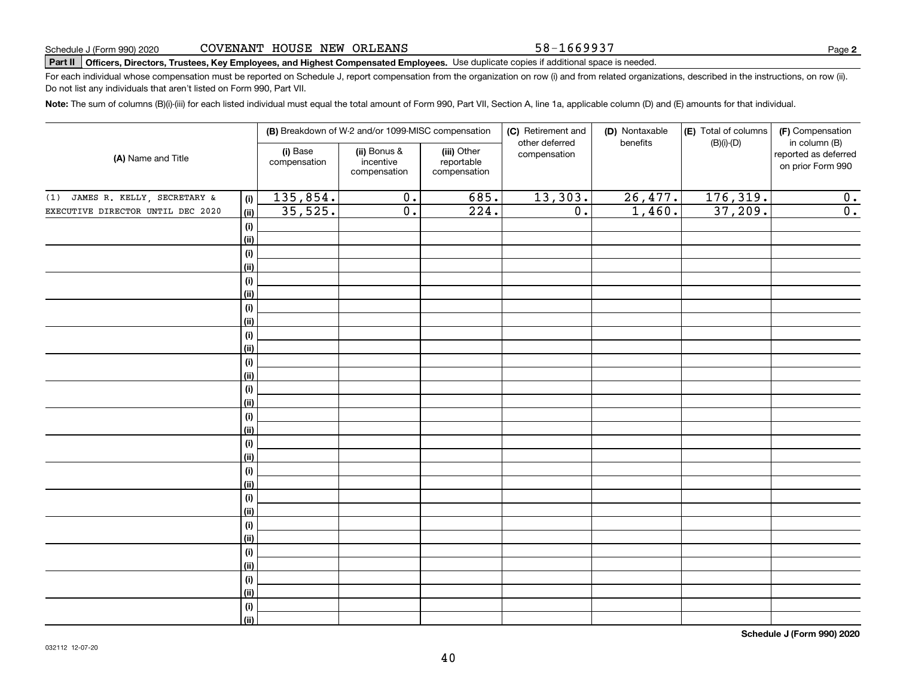Schedule J (Form 990) 2020 COVENANT HOUSE NEW ORLEANS 58-1669937

**Part II** **Officers, Directors, Trustees, Key Employees, and Highest Compensated Employees.** Use duplicate copies if additional space is needed.

For each individual whose compensation must be reported on Schedule J, report compensation from the organization on row (i) and from related organizations, described in the instructions, on row (ii). Do not list any individuals that aren't listed on Form 990, Part VII.

**Note:** The sum of columns (B)(i)-(iii) for each listed individual must equal the total amount of Form 990, Part VII, Section A, line 1a, applicable column (D) and (E) amounts for that individual.

| (A) Name and Title | | (B) Breakdown of W-2 and/or 1099-MISC compensation | | | (C) Retirement and other deferred compensation | (D) Nontaxable benefits | (E) Total of columns (B)(i)-(D) | (F) Compensation in column (B) reported as deferred on prior Form 990 |
|---|---|---|---|---|---|---|---|---|
| | | (i) Base compensation | (ii) Bonus & incentive compensation | (iii) Other reportable compensation | | | | |
| (1) JAMES R. KELLY, SECRETARY & | (i) | 135,854. | 0. | 685. | 13,303. | 26,477. | 176,319. | 0. |
| EXECUTIVE DIRECTOR UNTIL DEC 2020 | (ii) | 35,525. | 0. | 224. | 0. | 1,460. | 37,209. | 0. |

**Schedule J (Form 990) 2020**

032112 12-07-20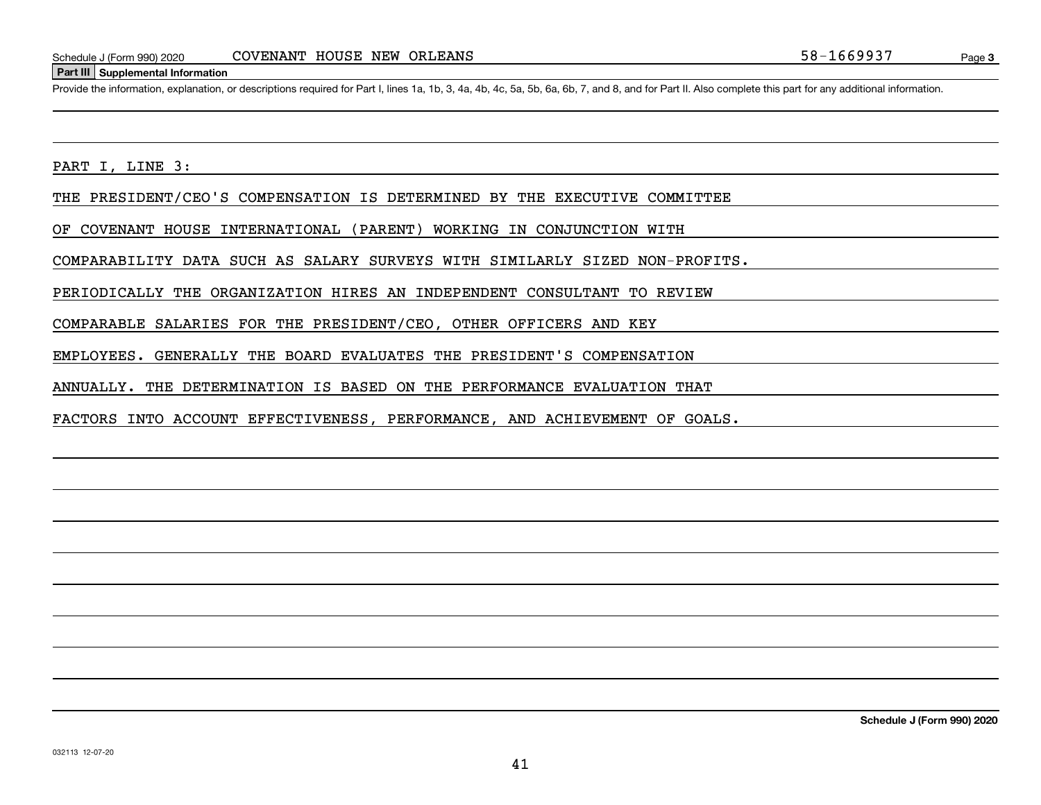Schedule J (Form 990) 2020 COVENANT HOUSE NEW ORLEANS 58-1669937

## Part III Supplemental Information

Provide the information, explanation, or descriptions required for Part I, lines 1a, 1b, 3, 4a, 4b, 4c, 5a, 5b, 6a, 6b, 7, and 8, and for Part II. Also complete this part for any additional information.

PART I, LINE 3:

THE PRESIDENT/CEO'S COMPENSATION IS DETERMINED BY THE EXECUTIVE COMMITTEE OF COVENANT HOUSE INTERNATIONAL (PARENT) WORKING IN CONJUNCTION WITH COMPARABILITY DATA SUCH AS SALARY SURVEYS WITH SIMILARLY SIZED NON-PROFITS. PERIODICALLY THE ORGANIZATION HIRES AN INDEPENDENT CONSULTANT TO REVIEW COMPARABLE SALARIES FOR THE PRESIDENT/CEO, OTHER OFFICERS AND KEY EMPLOYEES. GENERALLY THE BOARD EVALUATES THE PRESIDENT'S COMPENSATION ANNUALLY. THE DETERMINATION IS BASED ON THE PERFORMANCE EVALUATION THAT FACTORS INTO ACCOUNT EFFECTIVENESS, PERFORMANCE, AND ACHIEVEMENT OF GOALS.

Schedule J (Form 990) 2020

032113 12-07-20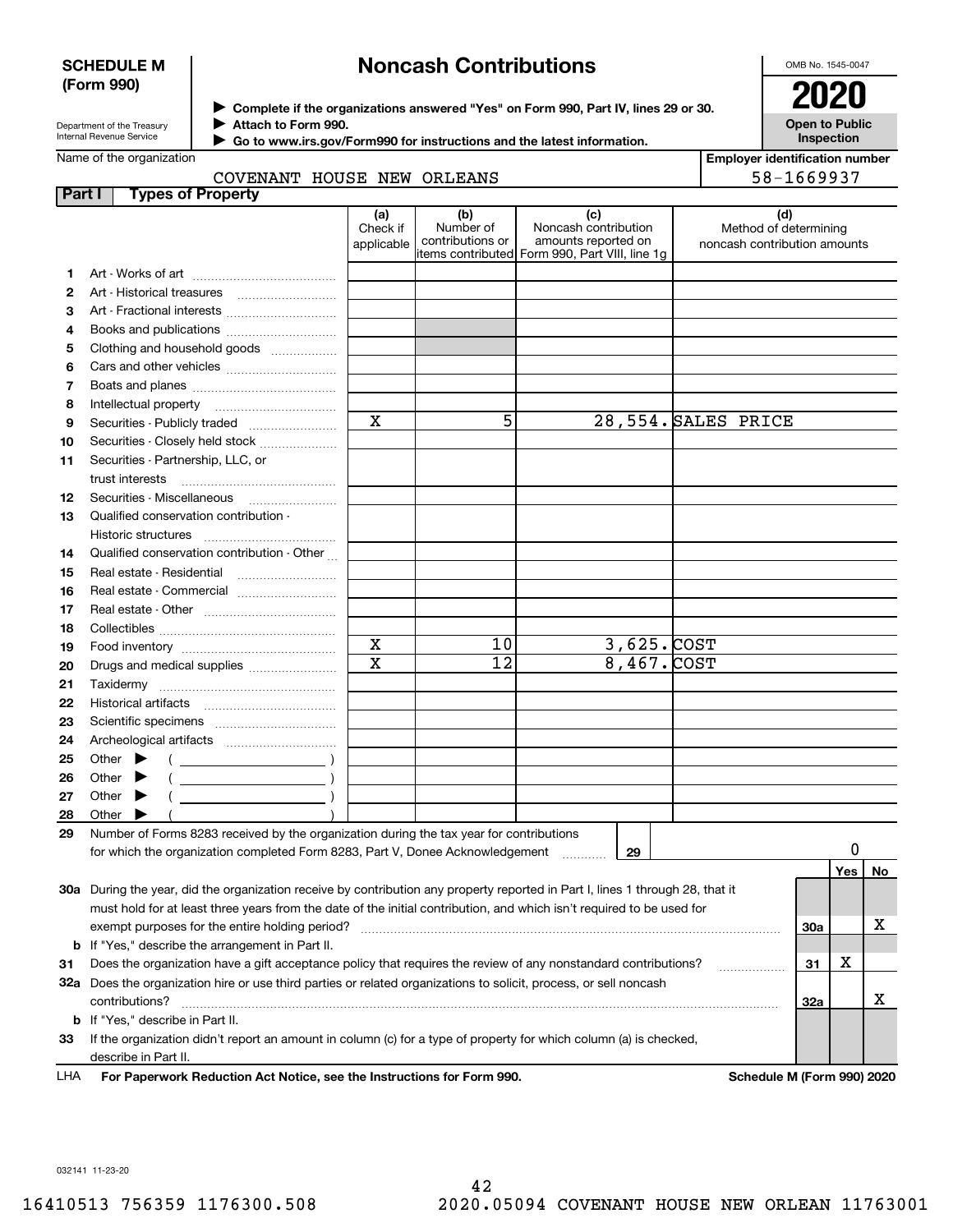**SCHEDULE M (Form 990)**

Department of the Treasury
Internal Revenue Service

# Noncash Contributions

▶ Complete if the organizations answered "Yes" on Form 990, Part IV, lines 29 or 30.
▶ Attach to Form 990.
▶ Go to www.irs.gov/Form990 for instructions and the latest information.

OMB No. 1545-0047

**2020**

**Open to Public Inspection**

Name of the organization: COVENANT HOUSE NEW ORLEANS

Employer identification number: 58-1669937

## Part I Types of Property

| | | (a) Check if applicable | (b) Number of contributions or items contributed | (c) Noncash contribution amounts reported on Form 990, Part VIII, line 1g | (d) Method of determining noncash contribution amounts |
|---|---|---|---|---|---|
| 1 | Art - Works of art | | | | |
| 2 | Art - Historical treasures | | | | |
| 3 | Art - Fractional interests | | | | |
| 4 | Books and publications | | | | |
| 5 | Clothing and household goods | | | | |
| 6 | Cars and other vehicles | | | | |
| 7 | Boats and planes | | | | |
| 8 | Intellectual property | | | | |
| 9 | Securities - Publicly traded | X | 5 | 28,554. | SALES PRICE |
| 10 | Securities - Closely held stock | | | | |
| 11 | Securities - Partnership, LLC, or trust interests | | | | |
| 12 | Securities - Miscellaneous | | | | |
| 13 | Qualified conservation contribution - Historic structures | | | | |
| 14 | Qualified conservation contribution - Other | | | | |
| 15 | Real estate - Residential | | | | |
| 16 | Real estate - Commercial | | | | |
| 17 | Real estate - Other | | | | |
| 18 | Collectibles | | | | |
| 19 | Food inventory | X | 10 | 3,625. | COST |
| 20 | Drugs and medical supplies | X | 12 | 8,467. | COST |
| 21 | Taxidermy | | | | |
| 22 | Historical artifacts | | | | |
| 23 | Scientific specimens | | | | |
| 24 | Archeological artifacts | | | | |
| 25 | Other ▶ ( ) | | | | |
| 26 | Other ▶ ( ) | | | | |
| 27 | Other ▶ ( ) | | | | |
| 28 | Other ▶ ( ) | | | | |

**29** Number of Forms 8283 received by the organization during the tax year for contributions for which the organization completed Form 8283, Part V, Donee Acknowledgement ..... **29** | 0

| | | | Yes | No |
|---|---|---|---|---|
| 30a | During the year, did the organization receive by contribution any property reported in Part I, lines 1 through 28, that it must hold for at least three years from the date of the initial contribution, and which isn't required to be used for exempt purposes for the entire holding period? | 30a | | X |
| b | If "Yes," describe the arrangement in Part II. | | | |
| 31 | Does the organization have a gift acceptance policy that requires the review of any nonstandard contributions? | 31 | X | |
| 32a | Does the organization hire or use third parties or related organizations to solicit, process, or sell noncash contributions? | 32a | | X |
| b | If "Yes," describe in Part II. | | | |
| 33 | If the organization didn't report an amount in column (c) for a type of property for which column (a) is checked, describe in Part II. | | | |

LHA **For Paperwork Reduction Act Notice, see the Instructions for Form 990.** **Schedule M (Form 990) 2020**

032141 11-23-20

16410513 756359 1176300.508 2020.05094 COVENANT HOUSE NEW ORLEAN 11763001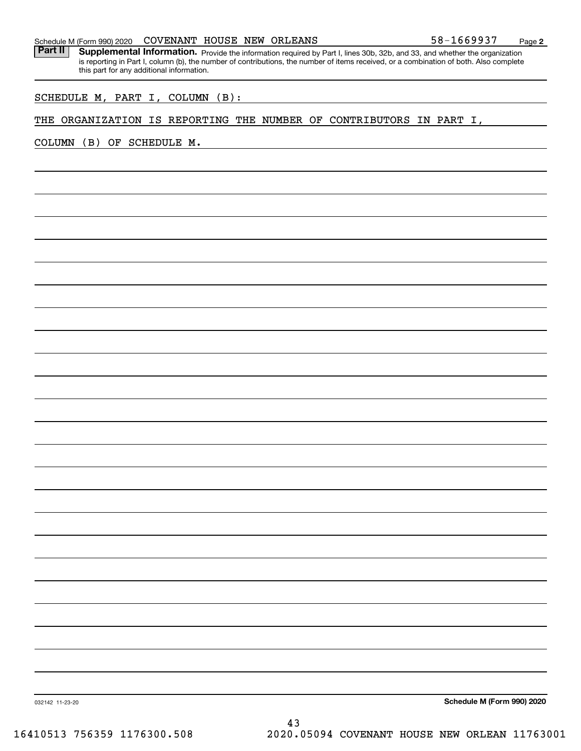Schedule M (Form 990) 2020 COVENANT HOUSE NEW ORLEANS 58-1669937 Page 2

**Part II** **Supplemental Information.** Provide the information required by Part I, lines 30b, 32b, and 33, and whether the organization is reporting in Part I, column (b), the number of contributions, the number of items received, or a combination of both. Also complete this part for any additional information.

SCHEDULE M, PART I, COLUMN (B):

THE ORGANIZATION IS REPORTING THE NUMBER OF CONTRIBUTORS IN PART I, COLUMN (B) OF SCHEDULE M.

032142 11-23-20 **Schedule M (Form 990) 2020**

16410513 756359 1176300.508 2020.05094 COVENANT HOUSE NEW ORLEAN 11763001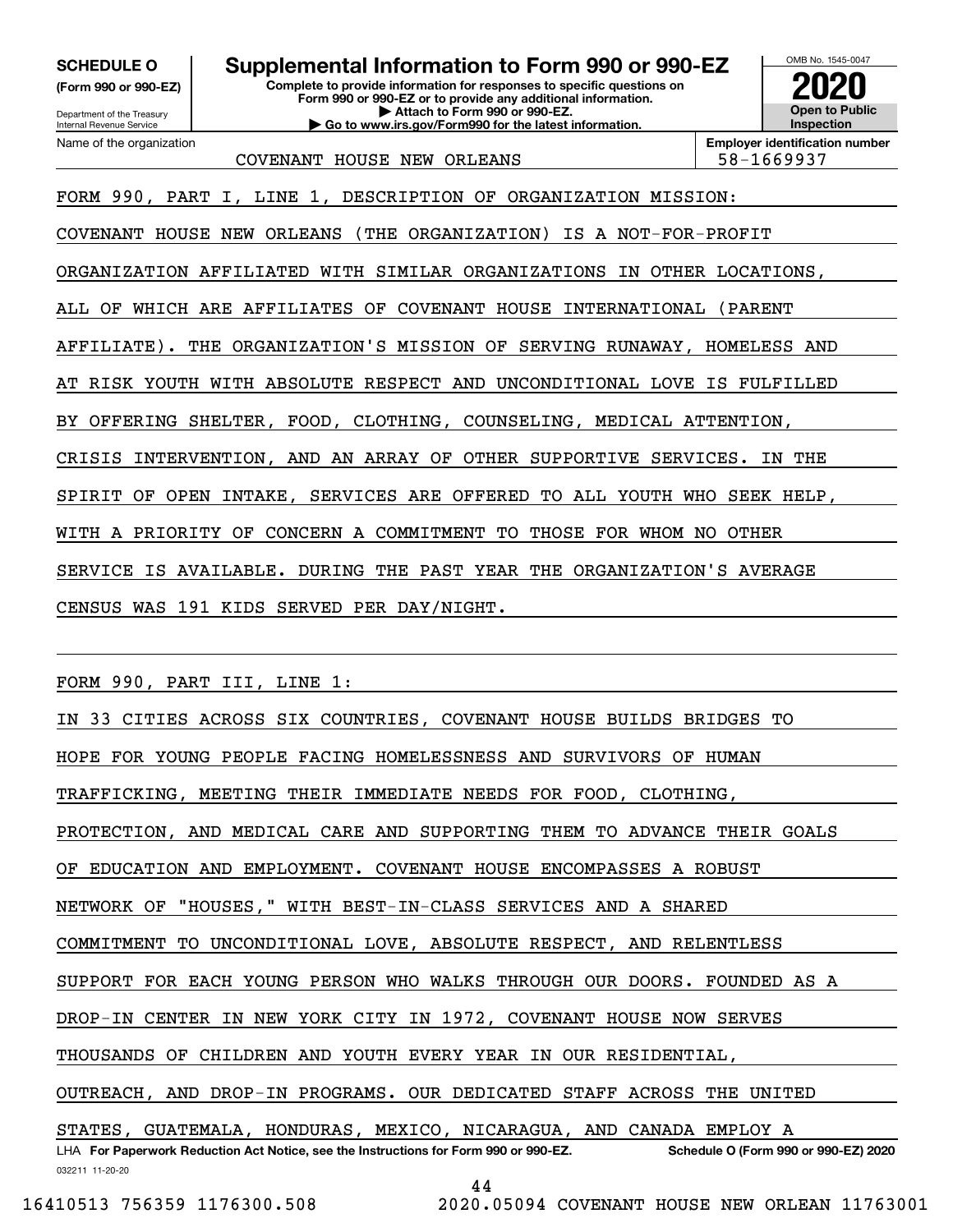**SCHEDULE O** (Form 990 or 990-EZ)

Department of the Treasury
Internal Revenue Service

# Supplemental Information to Form 990 or 990-EZ

**Complete to provide information for responses to specific questions on Form 990 or 990-EZ or to provide any additional information.**
**▶ Attach to Form 990 or 990-EZ.**
**▶ Go to www.irs.gov/Form990 for the latest information.**

OMB No. 1545-0047

**2020**

**Open to Public Inspection**

Name of the organization: COVENANT HOUSE NEW ORLEANS

**Employer identification number:** 58-1669937

FORM 990, PART I, LINE 1, DESCRIPTION OF ORGANIZATION MISSION:

COVENANT HOUSE NEW ORLEANS (THE ORGANIZATION) IS A NOT-FOR-PROFIT ORGANIZATION AFFILIATED WITH SIMILAR ORGANIZATIONS IN OTHER LOCATIONS, ALL OF WHICH ARE AFFILIATES OF COVENANT HOUSE INTERNATIONAL (PARENT AFFILIATE). THE ORGANIZATION'S MISSION OF SERVING RUNAWAY, HOMELESS AND AT RISK YOUTH WITH ABSOLUTE RESPECT AND UNCONDITIONAL LOVE IS FULFILLED BY OFFERING SHELTER, FOOD, CLOTHING, COUNSELING, MEDICAL ATTENTION, CRISIS INTERVENTION, AND AN ARRAY OF OTHER SUPPORTIVE SERVICES. IN THE SPIRIT OF OPEN INTAKE, SERVICES ARE OFFERED TO ALL YOUTH WHO SEEK HELP, WITH A PRIORITY OF CONCERN A COMMITMENT TO THOSE FOR WHOM NO OTHER SERVICE IS AVAILABLE. DURING THE PAST YEAR THE ORGANIZATION'S AVERAGE CENSUS WAS 191 KIDS SERVED PER DAY/NIGHT.

FORM 990, PART III, LINE 1:

IN 33 CITIES ACROSS SIX COUNTRIES, COVENANT HOUSE BUILDS BRIDGES TO HOPE FOR YOUNG PEOPLE FACING HOMELESSNESS AND SURVIVORS OF HUMAN TRAFFICKING, MEETING THEIR IMMEDIATE NEEDS FOR FOOD, CLOTHING, PROTECTION, AND MEDICAL CARE AND SUPPORTING THEM TO ADVANCE THEIR GOALS OF EDUCATION AND EMPLOYMENT. COVENANT HOUSE ENCOMPASSES A ROBUST NETWORK OF "HOUSES," WITH BEST-IN-CLASS SERVICES AND A SHARED COMMITMENT TO UNCONDITIONAL LOVE, ABSOLUTE RESPECT, AND RELENTLESS SUPPORT FOR EACH YOUNG PERSON WHO WALKS THROUGH OUR DOORS. FOUNDED AS A DROP-IN CENTER IN NEW YORK CITY IN 1972, COVENANT HOUSE NOW SERVES THOUSANDS OF CHILDREN AND YOUTH EVERY YEAR IN OUR RESIDENTIAL, OUTREACH, AND DROP-IN PROGRAMS. OUR DEDICATED STAFF ACROSS THE UNITED STATES, GUATEMALA, HONDURAS, MEXICO, NICARAGUA, AND CANADA EMPLOY A

LHA **For Paperwork Reduction Act Notice, see the Instructions for Form 990 or 990-EZ.** **Schedule O (Form 990 or 990-EZ) 2020**

032211 11-20-20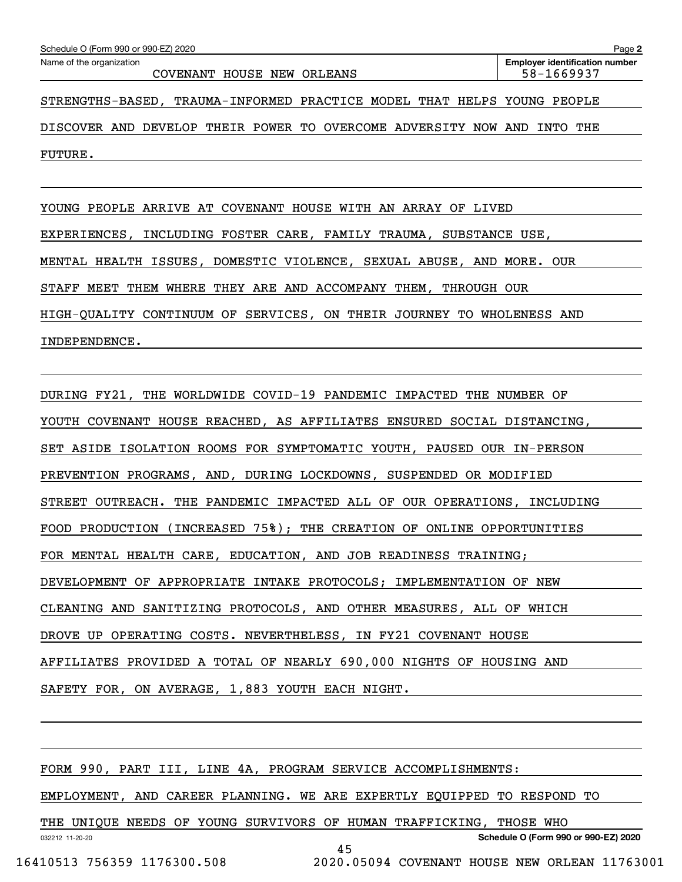STRENGTHS-BASED, TRAUMA-INFORMED PRACTICE MODEL THAT HELPS YOUNG PEOPLE DISCOVER AND DEVELOP THEIR POWER TO OVERCOME ADVERSITY NOW AND INTO THE FUTURE.

YOUNG PEOPLE ARRIVE AT COVENANT HOUSE WITH AN ARRAY OF LIVED EXPERIENCES, INCLUDING FOSTER CARE, FAMILY TRAUMA, SUBSTANCE USE, MENTAL HEALTH ISSUES, DOMESTIC VIOLENCE, SEXUAL ABUSE, AND MORE. OUR STAFF MEET THEM WHERE THEY ARE AND ACCOMPANY THEM, THROUGH OUR HIGH-QUALITY CONTINUUM OF SERVICES, ON THEIR JOURNEY TO WHOLENESS AND INDEPENDENCE.

DURING FY21, THE WORLDWIDE COVID-19 PANDEMIC IMPACTED THE NUMBER OF YOUTH COVENANT HOUSE REACHED, AS AFFILIATES ENSURED SOCIAL DISTANCING, SET ASIDE ISOLATION ROOMS FOR SYMPTOMATIC YOUTH, PAUSED OUR IN-PERSON PREVENTION PROGRAMS, AND, DURING LOCKDOWNS, SUSPENDED OR MODIFIED STREET OUTREACH. THE PANDEMIC IMPACTED ALL OF OUR OPERATIONS, INCLUDING FOOD PRODUCTION (INCREASED 75%); THE CREATION OF ONLINE OPPORTUNITIES FOR MENTAL HEALTH CARE, EDUCATION, AND JOB READINESS TRAINING; DEVELOPMENT OF APPROPRIATE INTAKE PROTOCOLS; IMPLEMENTATION OF NEW CLEANING AND SANITIZING PROTOCOLS, AND OTHER MEASURES, ALL OF WHICH DROVE UP OPERATING COSTS. NEVERTHELESS, IN FY21 COVENANT HOUSE AFFILIATES PROVIDED A TOTAL OF NEARLY 690,000 NIGHTS OF HOUSING AND SAFETY FOR, ON AVERAGE, 1,883 YOUTH EACH NIGHT.

FORM 990, PART III, LINE 4A, PROGRAM SERVICE ACCOMPLISHMENTS:

EMPLOYMENT, AND CAREER PLANNING. WE ARE EXPERTLY EQUIPPED TO RESPOND TO THE UNIQUE NEEDS OF YOUNG SURVIVORS OF HUMAN TRAFFICKING, THOSE WHO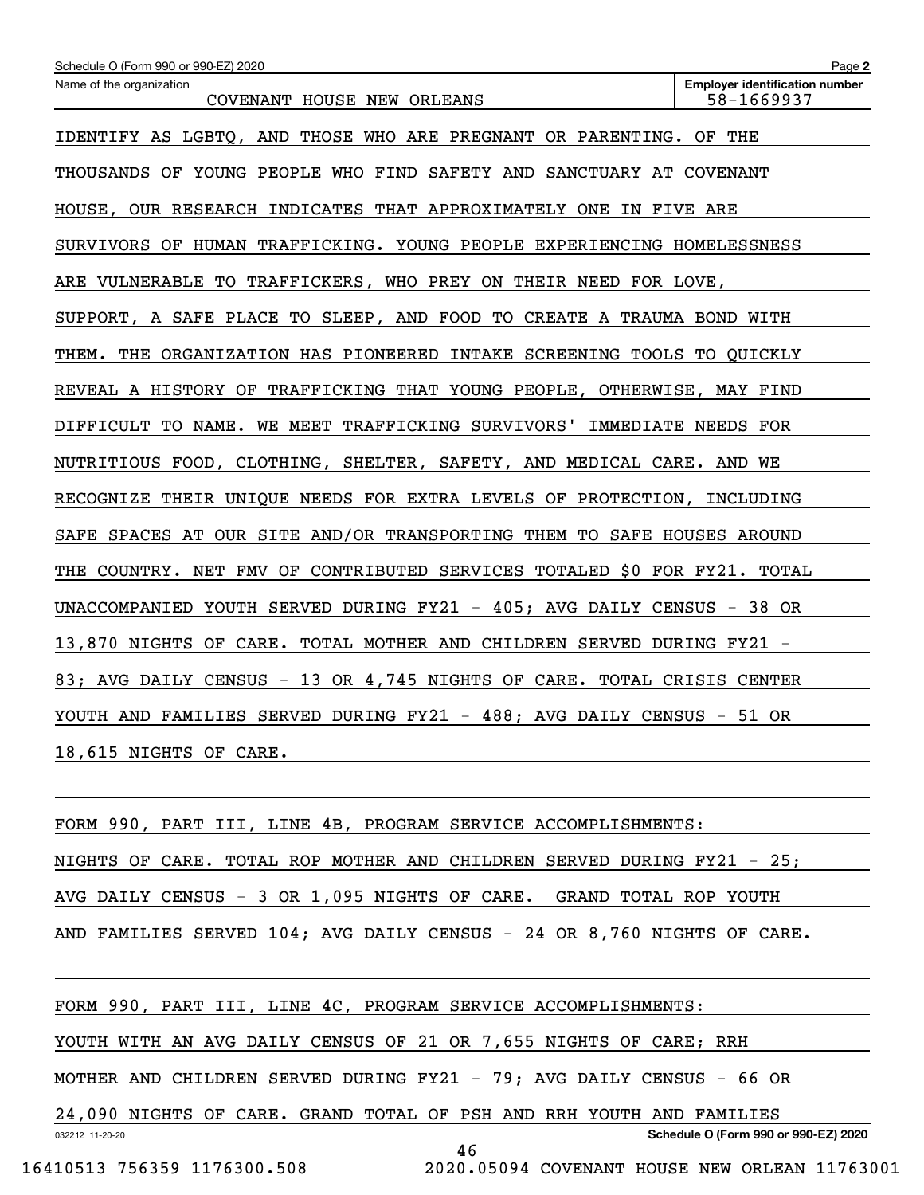Schedule O (Form 990 or 990-EZ) 2020

Name of the organization: COVENANT HOUSE NEW ORLEANS

Employer identification number: 58-1669937

IDENTIFY AS LGBTQ, AND THOSE WHO ARE PREGNANT OR PARENTING. OF THE THOUSANDS OF YOUNG PEOPLE WHO FIND SAFETY AND SANCTUARY AT COVENANT HOUSE, OUR RESEARCH INDICATES THAT APPROXIMATELY ONE IN FIVE ARE SURVIVORS OF HUMAN TRAFFICKING. YOUNG PEOPLE EXPERIENCING HOMELESSNESS ARE VULNERABLE TO TRAFFICKERS, WHO PREY ON THEIR NEED FOR LOVE, SUPPORT, A SAFE PLACE TO SLEEP, AND FOOD TO CREATE A TRAUMA BOND WITH THEM. THE ORGANIZATION HAS PIONEERED INTAKE SCREENING TOOLS TO QUICKLY REVEAL A HISTORY OF TRAFFICKING THAT YOUNG PEOPLE, OTHERWISE, MAY FIND DIFFICULT TO NAME. WE MEET TRAFFICKING SURVIVORS' IMMEDIATE NEEDS FOR NUTRITIOUS FOOD, CLOTHING, SHELTER, SAFETY, AND MEDICAL CARE. AND WE RECOGNIZE THEIR UNIQUE NEEDS FOR EXTRA LEVELS OF PROTECTION, INCLUDING SAFE SPACES AT OUR SITE AND/OR TRANSPORTING THEM TO SAFE HOUSES AROUND THE COUNTRY. NET FMV OF CONTRIBUTED SERVICES TOTALED $0 FOR FY21. TOTAL UNACCOMPANIED YOUTH SERVED DURING FY21 - 405; AVG DAILY CENSUS - 38 OR 13,870 NIGHTS OF CARE. TOTAL MOTHER AND CHILDREN SERVED DURING FY21 - 83; AVG DAILY CENSUS - 13 OR 4,745 NIGHTS OF CARE. TOTAL CRISIS CENTER YOUTH AND FAMILIES SERVED DURING FY21 - 488; AVG DAILY CENSUS - 51 OR 18,615 NIGHTS OF CARE.

FORM 990, PART III, LINE 4B, PROGRAM SERVICE ACCOMPLISHMENTS:

NIGHTS OF CARE. TOTAL ROP MOTHER AND CHILDREN SERVED DURING FY21 - 25; AVG DAILY CENSUS - 3 OR 1,095 NIGHTS OF CARE. GRAND TOTAL ROP YOUTH AND FAMILIES SERVED 104; AVG DAILY CENSUS - 24 OR 8,760 NIGHTS OF CARE.

FORM 990, PART III, LINE 4C, PROGRAM SERVICE ACCOMPLISHMENTS:

YOUTH WITH AN AVG DAILY CENSUS OF 21 OR 7,655 NIGHTS OF CARE; RRH MOTHER AND CHILDREN SERVED DURING FY21 - 79; AVG DAILY CENSUS - 66 OR 24,090 NIGHTS OF CARE. GRAND TOTAL OF PSH AND RRH YOUTH AND FAMILIES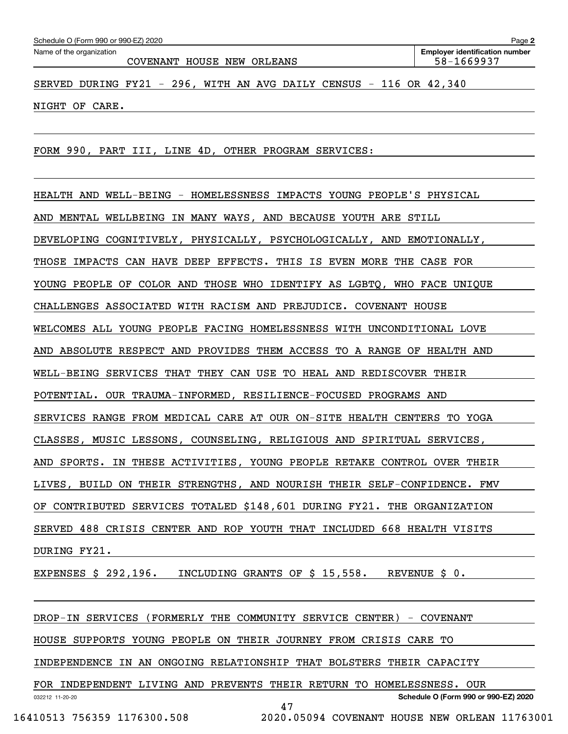Schedule O (Form 990 or 990-EZ) 2020

Name of the organization: COVENANT HOUSE NEW ORLEANS

Employer identification number: 58-1669937

SERVED DURING FY21 - 296, WITH AN AVG DAILY CENSUS - 116 OR 42,340 NIGHT OF CARE.

FORM 990, PART III, LINE 4D, OTHER PROGRAM SERVICES:

HEALTH AND WELL-BEING - HOMELESSNESS IMPACTS YOUNG PEOPLE'S PHYSICAL AND MENTAL WELLBEING IN MANY WAYS, AND BECAUSE YOUTH ARE STILL DEVELOPING COGNITIVELY, PHYSICALLY, PSYCHOLOGICALLY, AND EMOTIONALLY, THOSE IMPACTS CAN HAVE DEEP EFFECTS. THIS IS EVEN MORE THE CASE FOR YOUNG PEOPLE OF COLOR AND THOSE WHO IDENTIFY AS LGBTQ, WHO FACE UNIQUE CHALLENGES ASSOCIATED WITH RACISM AND PREJUDICE. COVENANT HOUSE WELCOMES ALL YOUNG PEOPLE FACING HOMELESSNESS WITH UNCONDITIONAL LOVE AND ABSOLUTE RESPECT AND PROVIDES THEM ACCESS TO A RANGE OF HEALTH AND WELL-BEING SERVICES THAT THEY CAN USE TO HEAL AND REDISCOVER THEIR POTENTIAL. OUR TRAUMA-INFORMED, RESILIENCE-FOCUSED PROGRAMS AND SERVICES RANGE FROM MEDICAL CARE AT OUR ON-SITE HEALTH CENTERS TO YOGA CLASSES, MUSIC LESSONS, COUNSELING, RELIGIOUS AND SPIRITUAL SERVICES, AND SPORTS. IN THESE ACTIVITIES, YOUNG PEOPLE RETAKE CONTROL OVER THEIR LIVES, BUILD ON THEIR STRENGTHS, AND NOURISH THEIR SELF-CONFIDENCE. FMV OF CONTRIBUTED SERVICES TOTALED $148,601 DURING FY21. THE ORGANIZATION SERVED 488 CRISIS CENTER AND ROP YOUTH THAT INCLUDED 668 HEALTH VISITS DURING FY21.

EXPENSES $ 292,196. INCLUDING GRANTS OF $ 15,558. REVENUE $ 0.

DROP-IN SERVICES (FORMERLY THE COMMUNITY SERVICE CENTER) - COVENANT HOUSE SUPPORTS YOUNG PEOPLE ON THEIR JOURNEY FROM CRISIS CARE TO INDEPENDENCE IN AN ONGOING RELATIONSHIP THAT BOLSTERS THEIR CAPACITY FOR INDEPENDENT LIVING AND PREVENTS THEIR RETURN TO HOMELESSNESS. OUR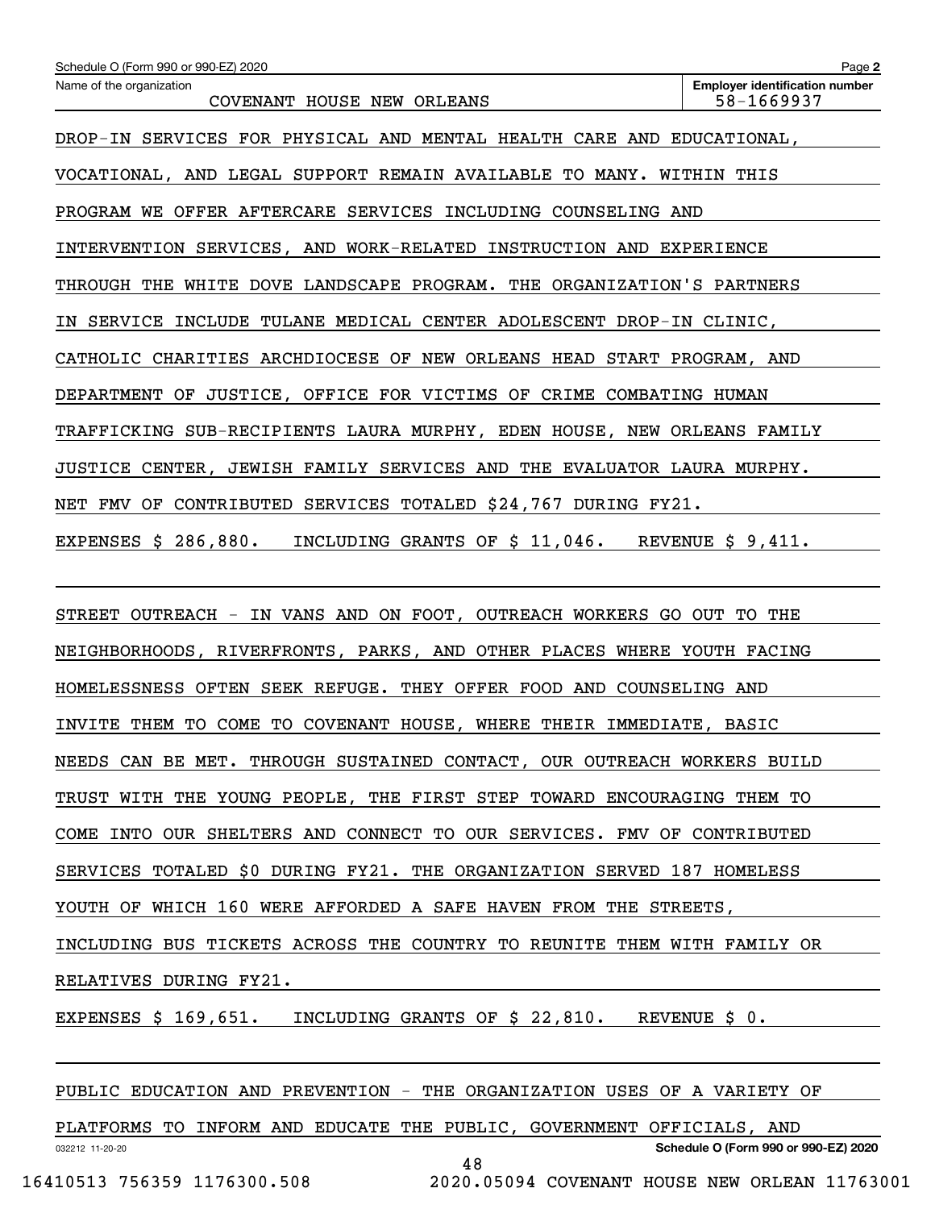Schedule O (Form 990 or 990-EZ) 2020

| Name of the organization | Employer identification number |
| --- | --- |
| COVENANT HOUSE NEW ORLEANS | 58-1669937 |

DROP-IN SERVICES FOR PHYSICAL AND MENTAL HEALTH CARE AND EDUCATIONAL, VOCATIONAL, AND LEGAL SUPPORT REMAIN AVAILABLE TO MANY. WITHIN THIS PROGRAM WE OFFER AFTERCARE SERVICES INCLUDING COUNSELING AND INTERVENTION SERVICES, AND WORK-RELATED INSTRUCTION AND EXPERIENCE THROUGH THE WHITE DOVE LANDSCAPE PROGRAM. THE ORGANIZATION'S PARTNERS IN SERVICE INCLUDE TULANE MEDICAL CENTER ADOLESCENT DROP-IN CLINIC, CATHOLIC CHARITIES ARCHDIOCESE OF NEW ORLEANS HEAD START PROGRAM, AND DEPARTMENT OF JUSTICE, OFFICE FOR VICTIMS OF CRIME COMBATING HUMAN TRAFFICKING SUB-RECIPIENTS LAURA MURPHY, EDEN HOUSE, NEW ORLEANS FAMILY JUSTICE CENTER, JEWISH FAMILY SERVICES AND THE EVALUATOR LAURA MURPHY. NET FMV OF CONTRIBUTED SERVICES TOTALED $24,767 DURING FY21.

EXPENSES $ 286,880.   INCLUDING GRANTS OF $ 11,046.   REVENUE $ 9,411.

STREET OUTREACH - IN VANS AND ON FOOT, OUTREACH WORKERS GO OUT TO THE NEIGHBORHOODS, RIVERFRONTS, PARKS, AND OTHER PLACES WHERE YOUTH FACING HOMELESSNESS OFTEN SEEK REFUGE. THEY OFFER FOOD AND COUNSELING AND INVITE THEM TO COME TO COVENANT HOUSE, WHERE THEIR IMMEDIATE, BASIC NEEDS CAN BE MET. THROUGH SUSTAINED CONTACT, OUR OUTREACH WORKERS BUILD TRUST WITH THE YOUNG PEOPLE, THE FIRST STEP TOWARD ENCOURAGING THEM TO COME INTO OUR SHELTERS AND CONNECT TO OUR SERVICES. FMV OF CONTRIBUTED SERVICES TOTALED $0 DURING FY21. THE ORGANIZATION SERVED 187 HOMELESS YOUTH OF WHICH 160 WERE AFFORDED A SAFE HAVEN FROM THE STREETS, INCLUDING BUS TICKETS ACROSS THE COUNTRY TO REUNITE THEM WITH FAMILY OR RELATIVES DURING FY21.

EXPENSES $ 169,651.   INCLUDING GRANTS OF $ 22,810.   REVENUE $ 0.

PUBLIC EDUCATION AND PREVENTION - THE ORGANIZATION USES OF A VARIETY OF PLATFORMS TO INFORM AND EDUCATE THE PUBLIC, GOVERNMENT OFFICIALS, AND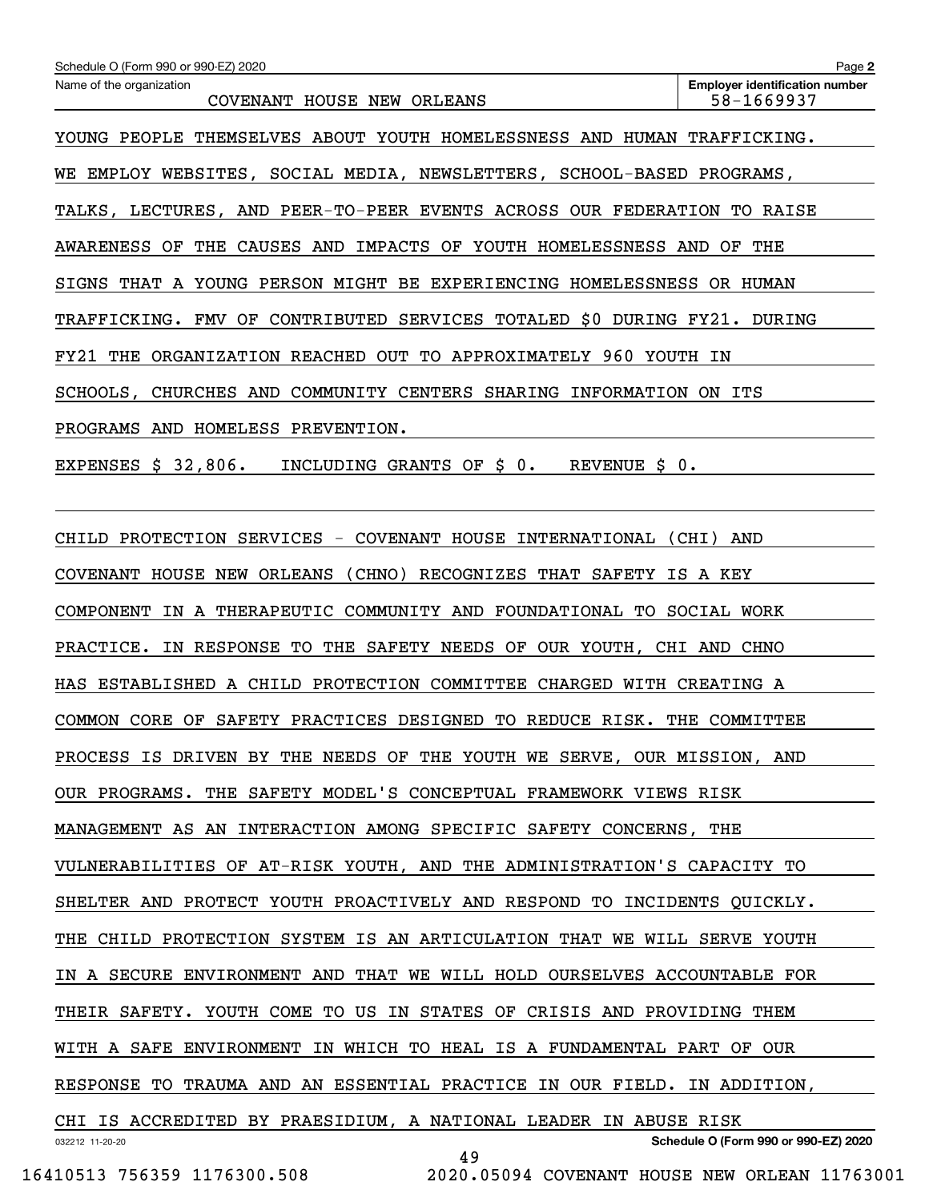Schedule O (Form 990 or 990-EZ) 2020

Name of the organization: COVENANT HOUSE NEW ORLEANS

Employer identification number: 58-1669937

YOUNG PEOPLE THEMSELVES ABOUT YOUTH HOMELESSNESS AND HUMAN TRAFFICKING. WE EMPLOY WEBSITES, SOCIAL MEDIA, NEWSLETTERS, SCHOOL-BASED PROGRAMS, TALKS, LECTURES, AND PEER-TO-PEER EVENTS ACROSS OUR FEDERATION TO RAISE AWARENESS OF THE CAUSES AND IMPACTS OF YOUTH HOMELESSNESS AND OF THE SIGNS THAT A YOUNG PERSON MIGHT BE EXPERIENCING HOMELESSNESS OR HUMAN TRAFFICKING. FMV OF CONTRIBUTED SERVICES TOTALED $0 DURING FY21. DURING FY21 THE ORGANIZATION REACHED OUT TO APPROXIMATELY 960 YOUTH IN SCHOOLS, CHURCHES AND COMMUNITY CENTERS SHARING INFORMATION ON ITS PROGRAMS AND HOMELESS PREVENTION.

EXPENSES $ 32,806.   INCLUDING GRANTS OF $ 0.   REVENUE $ 0.

CHILD PROTECTION SERVICES - COVENANT HOUSE INTERNATIONAL (CHI) AND COVENANT HOUSE NEW ORLEANS (CHNO) RECOGNIZES THAT SAFETY IS A KEY COMPONENT IN A THERAPEUTIC COMMUNITY AND FOUNDATIONAL TO SOCIAL WORK PRACTICE. IN RESPONSE TO THE SAFETY NEEDS OF OUR YOUTH, CHI AND CHNO HAS ESTABLISHED A CHILD PROTECTION COMMITTEE CHARGED WITH CREATING A COMMON CORE OF SAFETY PRACTICES DESIGNED TO REDUCE RISK. THE COMMITTEE PROCESS IS DRIVEN BY THE NEEDS OF THE YOUTH WE SERVE, OUR MISSION, AND OUR PROGRAMS. THE SAFETY MODEL'S CONCEPTUAL FRAMEWORK VIEWS RISK MANAGEMENT AS AN INTERACTION AMONG SPECIFIC SAFETY CONCERNS, THE VULNERABILITIES OF AT-RISK YOUTH, AND THE ADMINISTRATION'S CAPACITY TO SHELTER AND PROTECT YOUTH PROACTIVELY AND RESPOND TO INCIDENTS QUICKLY. THE CHILD PROTECTION SYSTEM IS AN ARTICULATION THAT WE WILL SERVE YOUTH IN A SECURE ENVIRONMENT AND THAT WE WILL HOLD OURSELVES ACCOUNTABLE FOR THEIR SAFETY. YOUTH COME TO US IN STATES OF CRISIS AND PROVIDING THEM WITH A SAFE ENVIRONMENT IN WHICH TO HEAL IS A FUNDAMENTAL PART OF OUR RESPONSE TO TRAUMA AND AN ESSENTIAL PRACTICE IN OUR FIELD. IN ADDITION, CHI IS ACCREDITED BY PRAESIDIUM, A NATIONAL LEADER IN ABUSE RISK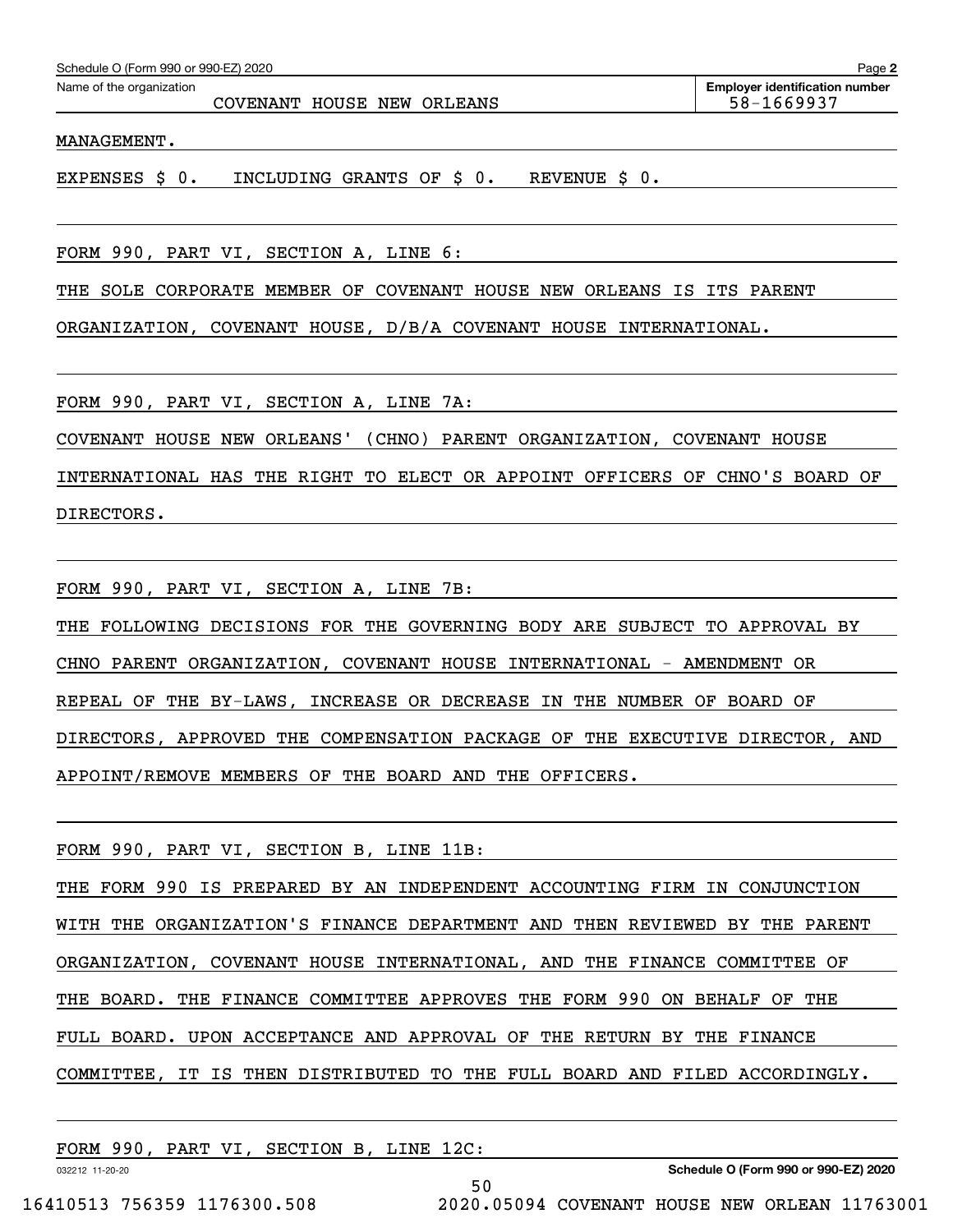Schedule O (Form 990 or 990-EZ) 2020

Name of the organization: COVENANT HOUSE NEW ORLEANS

Employer identification number: 58-1669937

MANAGEMENT.

EXPENSES $ 0. INCLUDING GRANTS OF $ 0. REVENUE $ 0.

FORM 990, PART VI, SECTION A, LINE 6:

THE SOLE CORPORATE MEMBER OF COVENANT HOUSE NEW ORLEANS IS ITS PARENT ORGANIZATION, COVENANT HOUSE, D/B/A COVENANT HOUSE INTERNATIONAL.

FORM 990, PART VI, SECTION A, LINE 7A:

COVENANT HOUSE NEW ORLEANS' (CHNO) PARENT ORGANIZATION, COVENANT HOUSE INTERNATIONAL HAS THE RIGHT TO ELECT OR APPOINT OFFICERS OF CHNO'S BOARD OF DIRECTORS.

FORM 990, PART VI, SECTION A, LINE 7B:

THE FOLLOWING DECISIONS FOR THE GOVERNING BODY ARE SUBJECT TO APPROVAL BY CHNO PARENT ORGANIZATION, COVENANT HOUSE INTERNATIONAL - AMENDMENT OR REPEAL OF THE BY-LAWS, INCREASE OR DECREASE IN THE NUMBER OF BOARD OF DIRECTORS, APPROVED THE COMPENSATION PACKAGE OF THE EXECUTIVE DIRECTOR, AND APPOINT/REMOVE MEMBERS OF THE BOARD AND THE OFFICERS.

FORM 990, PART VI, SECTION B, LINE 11B:

THE FORM 990 IS PREPARED BY AN INDEPENDENT ACCOUNTING FIRM IN CONJUNCTION WITH THE ORGANIZATION'S FINANCE DEPARTMENT AND THEN REVIEWED BY THE PARENT ORGANIZATION, COVENANT HOUSE INTERNATIONAL, AND THE FINANCE COMMITTEE OF THE BOARD. THE FINANCE COMMITTEE APPROVES THE FORM 990 ON BEHALF OF THE FULL BOARD. UPON ACCEPTANCE AND APPROVAL OF THE RETURN BY THE FINANCE COMMITTEE, IT IS THEN DISTRIBUTED TO THE FULL BOARD AND FILED ACCORDINGLY.

FORM 990, PART VI, SECTION B, LINE 12C: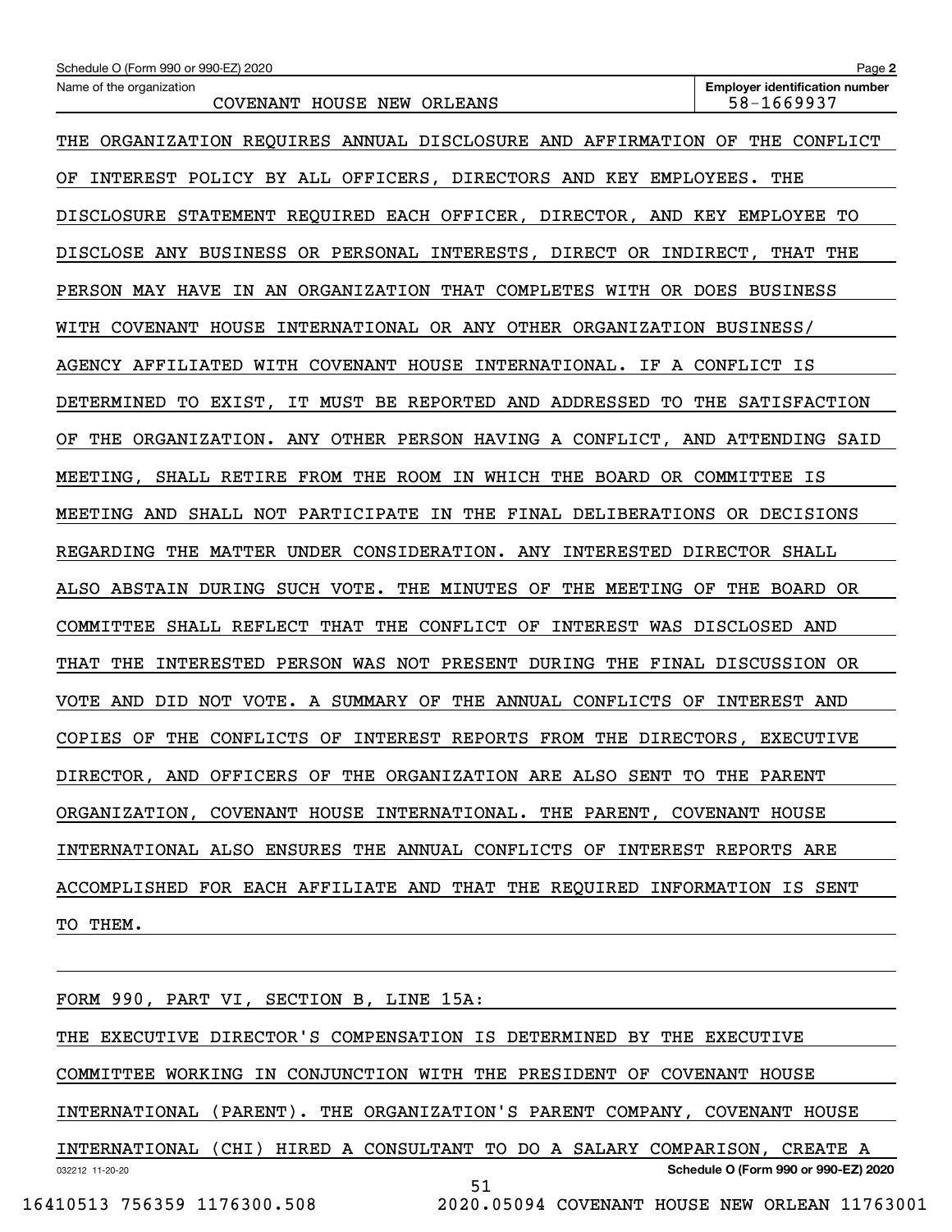Schedule O (Form 990 or 990-EZ) 2020

Name of the organization: COVENANT HOUSE NEW ORLEANS

Employer identification number: 58-1669937

THE ORGANIZATION REQUIRES ANNUAL DISCLOSURE AND AFFIRMATION OF THE CONFLICT OF INTEREST POLICY BY ALL OFFICERS, DIRECTORS AND KEY EMPLOYEES. THE DISCLOSURE STATEMENT REQUIRED EACH OFFICER, DIRECTOR, AND KEY EMPLOYEE TO DISCLOSE ANY BUSINESS OR PERSONAL INTERESTS, DIRECT OR INDIRECT, THAT THE PERSON MAY HAVE IN AN ORGANIZATION THAT COMPLETES WITH OR DOES BUSINESS WITH COVENANT HOUSE INTERNATIONAL OR ANY OTHER ORGANIZATION BUSINESS/ AGENCY AFFILIATED WITH COVENANT HOUSE INTERNATIONAL. IF A CONFLICT IS DETERMINED TO EXIST, IT MUST BE REPORTED AND ADDRESSED TO THE SATISFACTION OF THE ORGANIZATION. ANY OTHER PERSON HAVING A CONFLICT, AND ATTENDING SAID MEETING, SHALL RETIRE FROM THE ROOM IN WHICH THE BOARD OR COMMITTEE IS MEETING AND SHALL NOT PARTICIPATE IN THE FINAL DELIBERATIONS OR DECISIONS REGARDING THE MATTER UNDER CONSIDERATION. ANY INTERESTED DIRECTOR SHALL ALSO ABSTAIN DURING SUCH VOTE. THE MINUTES OF THE MEETING OF THE BOARD OR COMMITTEE SHALL REFLECT THAT THE CONFLICT OF INTEREST WAS DISCLOSED AND THAT THE INTERESTED PERSON WAS NOT PRESENT DURING THE FINAL DISCUSSION OR VOTE AND DID NOT VOTE. A SUMMARY OF THE ANNUAL CONFLICTS OF INTEREST AND COPIES OF THE CONFLICTS OF INTEREST REPORTS FROM THE DIRECTORS, EXECUTIVE DIRECTOR, AND OFFICERS OF THE ORGANIZATION ARE ALSO SENT TO THE PARENT ORGANIZATION, COVENANT HOUSE INTERNATIONAL. THE PARENT, COVENANT HOUSE INTERNATIONAL ALSO ENSURES THE ANNUAL CONFLICTS OF INTEREST REPORTS ARE ACCOMPLISHED FOR EACH AFFILIATE AND THAT THE REQUIRED INFORMATION IS SENT TO THEM.

FORM 990, PART VI, SECTION B, LINE 15A:

THE EXECUTIVE DIRECTOR'S COMPENSATION IS DETERMINED BY THE EXECUTIVE COMMITTEE WORKING IN CONJUNCTION WITH THE PRESIDENT OF COVENANT HOUSE INTERNATIONAL (PARENT). THE ORGANIZATION'S PARENT COMPANY, COVENANT HOUSE INTERNATIONAL (CHI) HIRED A CONSULTANT TO DO A SALARY COMPARISON, CREATE A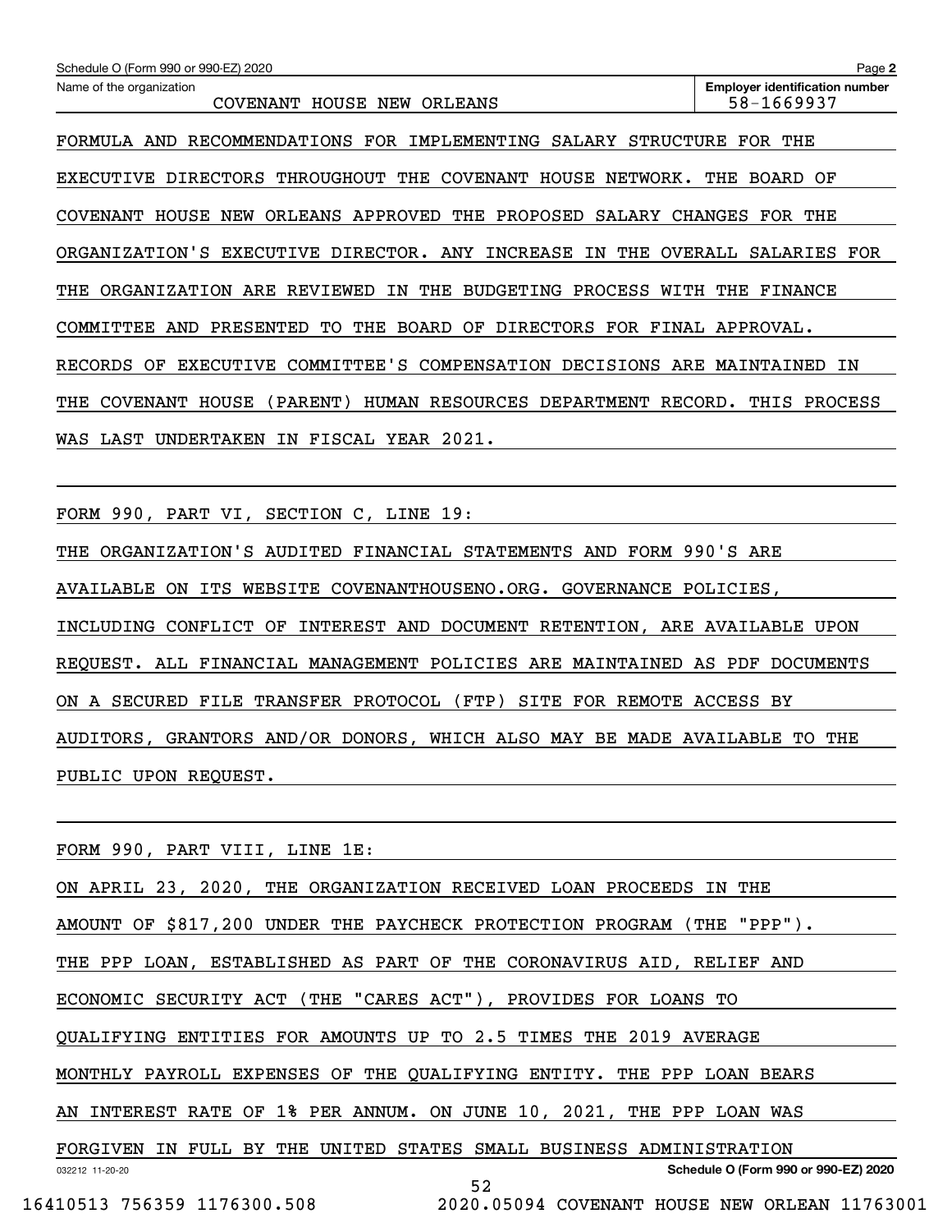Schedule O (Form 990 or 990-EZ) 2020

Name of the organization: COVENANT HOUSE NEW ORLEANS

Employer identification number: 58-1669937

FORMULA AND RECOMMENDATIONS FOR IMPLEMENTING SALARY STRUCTURE FOR THE EXECUTIVE DIRECTORS THROUGHOUT THE COVENANT HOUSE NETWORK. THE BOARD OF COVENANT HOUSE NEW ORLEANS APPROVED THE PROPOSED SALARY CHANGES FOR THE ORGANIZATION'S EXECUTIVE DIRECTOR. ANY INCREASE IN THE OVERALL SALARIES FOR THE ORGANIZATION ARE REVIEWED IN THE BUDGETING PROCESS WITH THE FINANCE COMMITTEE AND PRESENTED TO THE BOARD OF DIRECTORS FOR FINAL APPROVAL. RECORDS OF EXECUTIVE COMMITTEE'S COMPENSATION DECISIONS ARE MAINTAINED IN THE COVENANT HOUSE (PARENT) HUMAN RESOURCES DEPARTMENT RECORD. THIS PROCESS WAS LAST UNDERTAKEN IN FISCAL YEAR 2021.

FORM 990, PART VI, SECTION C, LINE 19:

THE ORGANIZATION'S AUDITED FINANCIAL STATEMENTS AND FORM 990'S ARE AVAILABLE ON ITS WEBSITE COVENANTHOUSENO.ORG. GOVERNANCE POLICIES, INCLUDING CONFLICT OF INTEREST AND DOCUMENT RETENTION, ARE AVAILABLE UPON REQUEST. ALL FINANCIAL MANAGEMENT POLICIES ARE MAINTAINED AS PDF DOCUMENTS ON A SECURED FILE TRANSFER PROTOCOL (FTP) SITE FOR REMOTE ACCESS BY AUDITORS, GRANTORS AND/OR DONORS, WHICH ALSO MAY BE MADE AVAILABLE TO THE PUBLIC UPON REQUEST.

FORM 990, PART VIII, LINE 1E:

ON APRIL 23, 2020, THE ORGANIZATION RECEIVED LOAN PROCEEDS IN THE AMOUNT OF $817,200 UNDER THE PAYCHECK PROTECTION PROGRAM (THE "PPP"). THE PPP LOAN, ESTABLISHED AS PART OF THE CORONAVIRUS AID, RELIEF AND ECONOMIC SECURITY ACT (THE "CARES ACT"), PROVIDES FOR LOANS TO QUALIFYING ENTITIES FOR AMOUNTS UP TO 2.5 TIMES THE 2019 AVERAGE MONTHLY PAYROLL EXPENSES OF THE QUALIFYING ENTITY. THE PPP LOAN BEARS AN INTEREST RATE OF 1% PER ANNUM. ON JUNE 10, 2021, THE PPP LOAN WAS FORGIVEN IN FULL BY THE UNITED STATES SMALL BUSINESS ADMINISTRATION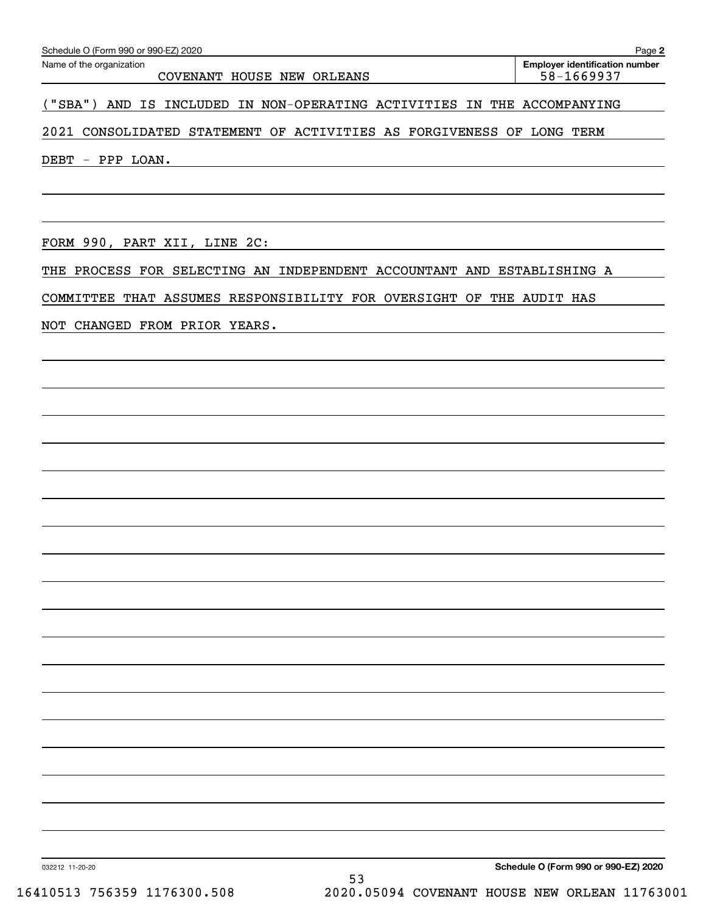Schedule O (Form 990 or 990-EZ) 2020

Name of the organization: COVENANT HOUSE NEW ORLEANS

Employer identification number: 58-1669937

("SBA") AND IS INCLUDED IN NON-OPERATING ACTIVITIES IN THE ACCOMPANYING 2021 CONSOLIDATED STATEMENT OF ACTIVITIES AS FORGIVENESS OF LONG TERM DEBT - PPP LOAN.

FORM 990, PART XII, LINE 2C:

THE PROCESS FOR SELECTING AN INDEPENDENT ACCOUNTANT AND ESTABLISHING A COMMITTEE THAT ASSUMES RESPONSIBILITY FOR OVERSIGHT OF THE AUDIT HAS NOT CHANGED FROM PRIOR YEARS.

032212 11-20-20

Schedule O (Form 990 or 990-EZ) 2020

16410513 756359 1176300.508 2020.05094 COVENANT HOUSE NEW ORLEAN 11763001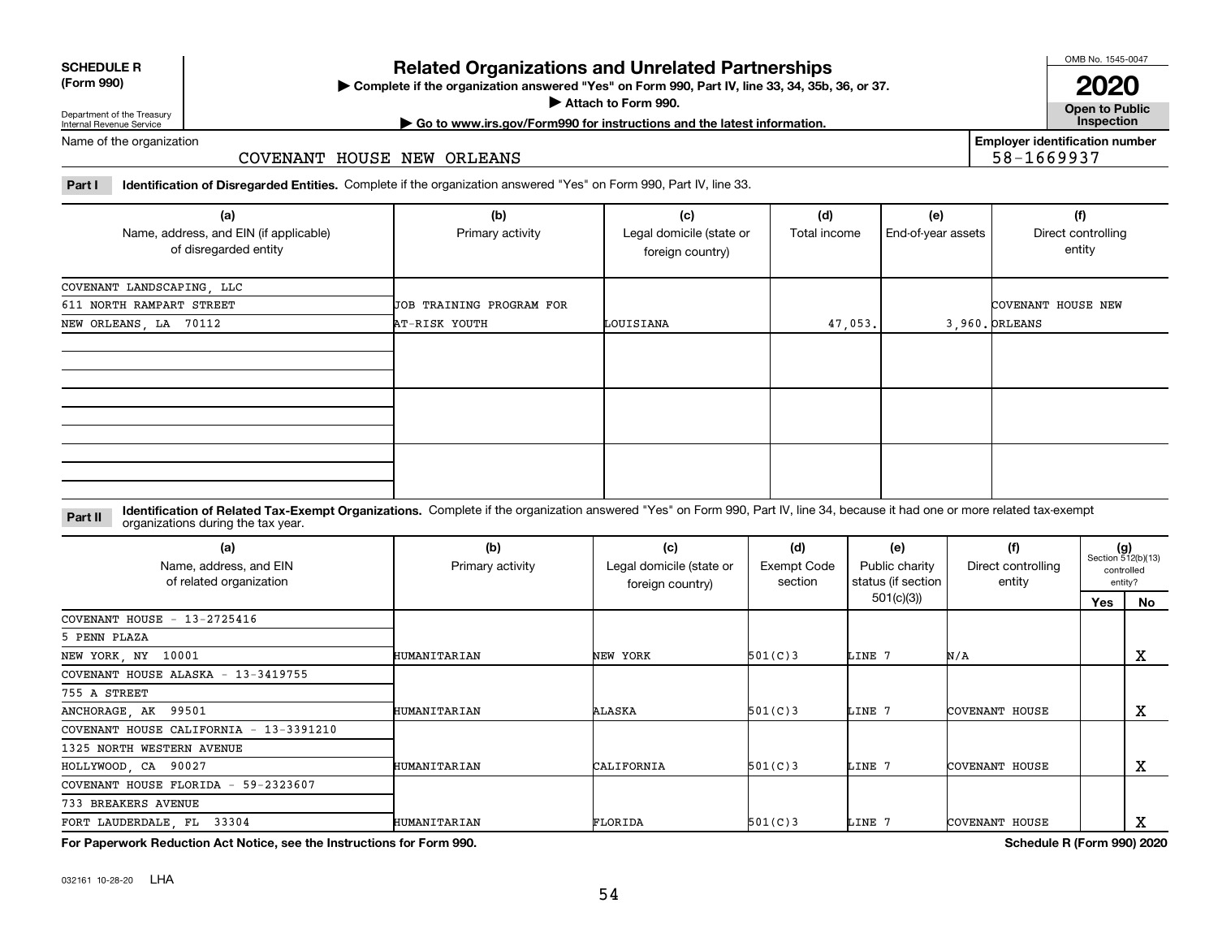**SCHEDULE R (Form 990)**

Department of the Treasury
Internal Revenue Service

# Related Organizations and Unrelated Partnerships

▶ Complete if the organization answered "Yes" on Form 990, Part IV, line 33, 34, 35b, 36, or 37.
▶ Attach to Form 990.
▶ Go to www.irs.gov/Form990 for instructions and the latest information.

OMB No. 1545-0047
**2020**
**Open to Public Inspection**

Name of the organization: COVENANT HOUSE NEW ORLEANS

Employer identification number: 58-1669937

**Part I** **Identification of Disregarded Entities.** Complete if the organization answered "Yes" on Form 990, Part IV, line 33.

| (a) Name, address, and EIN (if applicable) of disregarded entity | (b) Primary activity | (c) Legal domicile (state or foreign country) | (d) Total income | (e) End-of-year assets | (f) Direct controlling entity |
|---|---|---|---|---|---|
| COVENANT LANDSCAPING, LLC<br>611 NORTH RAMPART STREET<br>NEW ORLEANS, LA 70112 | JOB TRAINING PROGRAM FOR AT-RISK YOUTH | LOUISIANA | 47,053. | 3,960. | COVENANT HOUSE NEW ORLEANS |
| | | | | | |
| | | | | | |
| | | | | | |

**Part II** **Identification of Related Tax-Exempt Organizations.** Complete if the organization answered "Yes" on Form 990, Part IV, line 34, because it had one or more related tax-exempt organizations during the tax year.

| (a) Name, address, and EIN of related organization | (b) Primary activity | (c) Legal domicile (state or foreign country) | (d) Exempt Code section | (e) Public charity status (if section 501(c)(3)) | (f) Direct controlling entity | (g) Section 512(b)(13) controlled entity? Yes | No |
|---|---|---|---|---|---|---|---|
| COVENANT HOUSE - 13-2725416<br>5 PENN PLAZA<br>NEW YORK, NY 10001 | HUMANITARIAN | NEW YORK | 501(C)3 | LINE 7 | N/A | | X |
| COVENANT HOUSE ALASKA - 13-3419755<br>755 A STREET<br>ANCHORAGE, AK 99501 | HUMANITARIAN | ALASKA | 501(C)3 | LINE 7 | COVENANT HOUSE | | X |
| COVENANT HOUSE CALIFORNIA - 13-3391210<br>1325 NORTH WESTERN AVENUE<br>HOLLYWOOD, CA 90027 | HUMANITARIAN | CALIFORNIA | 501(C)3 | LINE 7 | COVENANT HOUSE | | X |
| COVENANT HOUSE FLORIDA - 59-2323607<br>733 BREAKERS AVENUE<br>FORT LAUDERDALE, FL 33304 | HUMANITARIAN | FLORIDA | 501(C)3 | LINE 7 | COVENANT HOUSE | | X |

**For Paperwork Reduction Act Notice, see the Instructions for Form 990.** **Schedule R (Form 990) 2020**

032161 10-28-20 LHA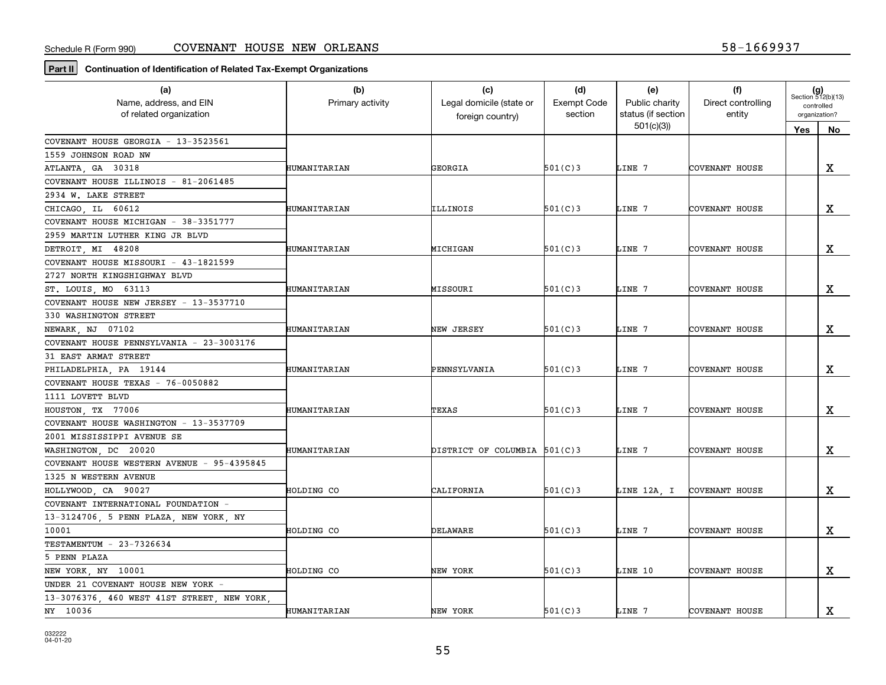Schedule R (Form 990) COVENANT HOUSE NEW ORLEANS 58-1669937

**Part II** **Continuation of Identification of Related Tax-Exempt Organizations**

| (a) Name, address, and EIN of related organization | (b) Primary activity | (c) Legal domicile (state or foreign country) | (d) Exempt Code section | (e) Public charity status (if section 501(c)(3)) | (f) Direct controlling entity | (g) Section 512(b)(13) controlled organization? Yes | No |
|---|---|---|---|---|---|---|---|
| COVENANT HOUSE GEORGIA - 13-3523561 1559 JOHNSON ROAD NW ATLANTA, GA 30318 | HUMANITARIAN | GEORGIA | 501(C)3 | LINE 7 | COVENANT HOUSE | | X |
| COVENANT HOUSE ILLINOIS - 81-2061485 2934 W. LAKE STREET CHICAGO, IL 60612 | HUMANITARIAN | ILLINOIS | 501(C)3 | LINE 7 | COVENANT HOUSE | | X |
| COVENANT HOUSE MICHIGAN - 38-3351777 2959 MARTIN LUTHER KING JR BLVD DETROIT, MI 48208 | HUMANITARIAN | MICHIGAN | 501(C)3 | LINE 7 | COVENANT HOUSE | | X |
| COVENANT HOUSE MISSOURI - 43-1821599 2727 NORTH KINGSHIGHWAY BLVD ST. LOUIS, MO 63113 | HUMANITARIAN | MISSOURI | 501(C)3 | LINE 7 | COVENANT HOUSE | | X |
| COVENANT HOUSE NEW JERSEY - 13-3537710 330 WASHINGTON STREET NEWARK, NJ 07102 | HUMANITARIAN | NEW JERSEY | 501(C)3 | LINE 7 | COVENANT HOUSE | | X |
| COVENANT HOUSE PENNSYLVANIA - 23-3003176 31 EAST ARMAT STREET PHILADELPHIA, PA 19144 | HUMANITARIAN | PENNSYLVANIA | 501(C)3 | LINE 7 | COVENANT HOUSE | | X |
| COVENANT HOUSE TEXAS - 76-0050882 1111 LOVETT BLVD HOUSTON, TX 77006 | HUMANITARIAN | TEXAS | 501(C)3 | LINE 7 | COVENANT HOUSE | | X |
| COVENANT HOUSE WASHINGTON - 13-3537709 2001 MISSISSIPPI AVENUE SE WASHINGTON, DC 20020 | HUMANITARIAN | DISTRICT OF COLUMBIA | 501(C)3 | LINE 7 | COVENANT HOUSE | | X |
| COVENANT HOUSE WESTERN AVENUE - 95-4395845 1325 N WESTERN AVENUE HOLLYWOOD, CA 90027 | HOLDING CO | CALIFORNIA | 501(C)3 | LINE 12A, I | COVENANT HOUSE | | X |
| COVENANT INTERNATIONAL FOUNDATION - 13-3124706, 5 PENN PLAZA, NEW YORK, NY 10001 | HOLDING CO | DELAWARE | 501(C)3 | LINE 7 | COVENANT HOUSE | | X |
| TESTAMENTUM - 23-7326634 5 PENN PLAZA NEW YORK, NY 10001 | HOLDING CO | NEW YORK | 501(C)3 | LINE 10 | COVENANT HOUSE | | X |
| UNDER 21 COVENANT HOUSE NEW YORK - 13-3076376, 460 WEST 41ST STREET, NEW YORK, NY 10036 | HUMANITARIAN | NEW YORK | 501(C)3 | LINE 7 | COVENANT HOUSE | | X |

032222 04-01-20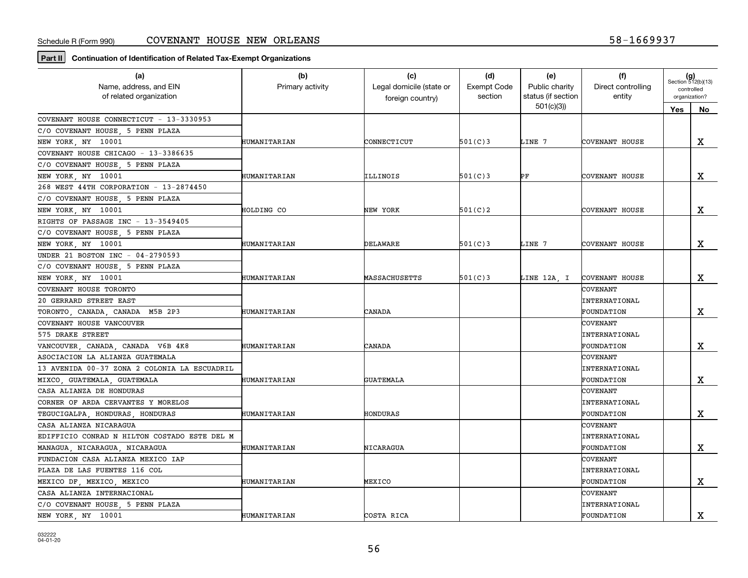Schedule R (Form 990) COVENANT HOUSE NEW ORLEANS 58-1669937

**Part II** **Continuation of Identification of Related Tax-Exempt Organizations**

| (a) Name, address, and EIN of related organization | (b) Primary activity | (c) Legal domicile (state or foreign country) | (d) Exempt Code section | (e) Public charity status (if section 501(c)(3)) | (f) Direct controlling entity | (g) Section 512(b)(13) controlled organization? Yes | No |
|---|---|---|---|---|---|---|---|
| COVENANT HOUSE CONNECTICUT - 13-3330953 C/O COVENANT HOUSE, 5 PENN PLAZA NEW YORK, NY 10001 | HUMANITARIAN | CONNECTICUT | 501(C)3 | LINE 7 | COVENANT HOUSE | | X |
| COVENANT HOUSE CHICAGO - 13-3386635 C/O COVENANT HOUSE, 5 PENN PLAZA NEW YORK, NY 10001 | HUMANITARIAN | ILLINOIS | 501(C)3 | PF | COVENANT HOUSE | | X |
| 268 WEST 44TH CORPORATION - 13-2874450 C/O COVENANT HOUSE, 5 PENN PLAZA NEW YORK, NY 10001 | HOLDING CO | NEW YORK | 501(C)2 | | COVENANT HOUSE | | X |
| RIGHTS OF PASSAGE INC - 13-3549405 C/O COVENANT HOUSE, 5 PENN PLAZA NEW YORK, NY 10001 | HUMANITARIAN | DELAWARE | 501(C)3 | LINE 7 | COVENANT HOUSE | | X |
| UNDER 21 BOSTON INC - 04-2790593 C/O COVENANT HOUSE, 5 PENN PLAZA NEW YORK, NY 10001 | HUMANITARIAN | MASSACHUSETTS | 501(C)3 | LINE 12A, I | COVENANT HOUSE | | X |
| COVENANT HOUSE TORONTO 20 GERRARD STREET EAST TORONTO, CANADA, CANADA M5B 2P3 | HUMANITARIAN | CANADA | | | COVENANT INTERNATIONAL FOUNDATION | | X |
| COVENANT HOUSE VANCOUVER 575 DRAKE STREET VANCOUVER, CANADA, CANADA V6B 4K8 | HUMANITARIAN | CANADA | | | COVENANT INTERNATIONAL FOUNDATION | | X |
| ASOCIACION LA ALIANZA GUATEMALA 13 AVENIDA 00-37 ZONA 2 COLONIA LA ESCUADRIL MIXCO, GUATEMALA, GUATEMALA | HUMANITARIAN | GUATEMALA | | | COVENANT INTERNATIONAL FOUNDATION | | X |
| CASA ALIANZA DE HONDURAS CORNER OF ARDA CERVANTES Y MORELOS TEGUCIGALPA, HONDURAS, HONDURAS | HUMANITARIAN | HONDURAS | | | COVENANT INTERNATIONAL FOUNDATION | | X |
| CASA ALIANZA NICARAGUA EDIFFICIO CONRAD N HILTON COSTADO ESTE DEL M MANAGUA, NICARAGUA, NICARAGUA | HUMANITARIAN | NICARAGUA | | | COVENANT INTERNATIONAL FOUNDATION | | X |
| FUNDACION CASA ALIANZA MEXICO IAP PLAZA DE LAS FUENTES 116 COL MEXICO DF, MEXICO, MEXICO | HUMANITARIAN | MEXICO | | | COVENANT INTERNATIONAL FOUNDATION | | X |
| CASA ALIANZA INTERNACIONAL C/O COVENANT HOUSE, 5 PENN PLAZA NEW YORK, NY 10001 | HUMANITARIAN | COSTA RICA | | | COVENANT INTERNATIONAL FOUNDATION | | X |

032222 04-01-20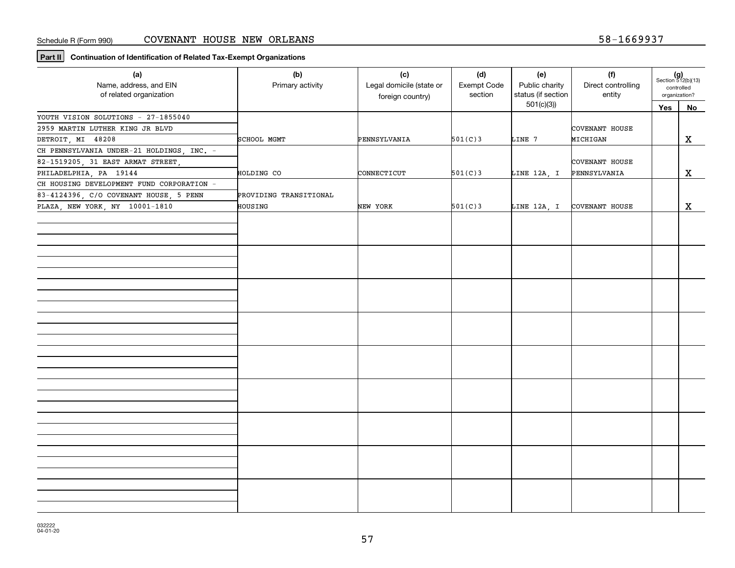Schedule R (Form 990) COVENANT HOUSE NEW ORLEANS 58-1669937

**Part II** **Continuation of Identification of Related Tax-Exempt Organizations**

| (a) Name, address, and EIN of related organization | (b) Primary activity | (c) Legal domicile (state or foreign country) | (d) Exempt Code section | (e) Public charity status (if section 501(c)(3)) | (f) Direct controlling entity | (g) Section 512(b)(13) controlled organization? Yes | No |
|---|---|---|---|---|---|---|---|
| YOUTH VISION SOLUTIONS - 27-1855040<br>2959 MARTIN LUTHER KING JR BLVD<br>DETROIT, MI 48208 | SCHOOL MGMT | PENNSYLVANIA | 501(C)3 | LINE 7 | COVENANT HOUSE MICHIGAN | | X |
| CH PENNSYLVANIA UNDER-21 HOLDINGS, INC. - 82-1519205, 31 EAST ARMAT STREET, PHILADELPHIA, PA 19144 | HOLDING CO | CONNECTICUT | 501(C)3 | LINE 12A, I | COVENANT HOUSE PENNSYLVANIA | | X |
| CH HOUSING DEVELOPMENT FUND CORPORATION - 83-4124396, C/O COVENANT HOUSE, 5 PENN PLAZA, NEW YORK, NY 10001-1810 | PROVIDING TRANSITIONAL HOUSING | NEW YORK | 501(C)3 | LINE 12A, I | COVENANT HOUSE | | X |
| | | | | | | | |
| | | | | | | | |
| | | | | | | | |
| | | | | | | | |
| | | | | | | | |
| | | | | | | | |
| | | | | | | | |
| | | | | | | | |
| | | | | | | | |

032222
04-01-20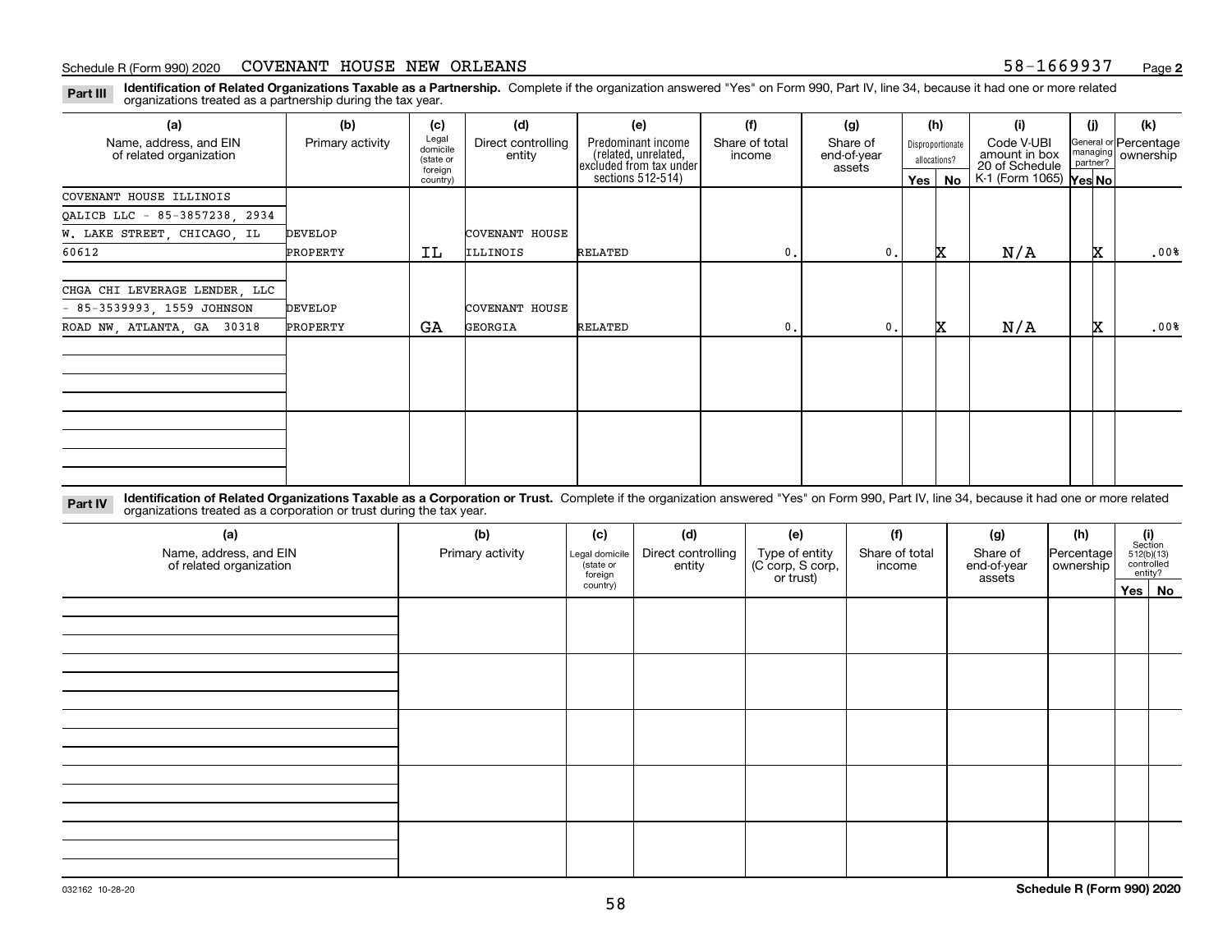Schedule R (Form 990) 2020 COVENANT HOUSE NEW ORLEANS 58-1669937 Page 2

**Part III** **Identification of Related Organizations Taxable as a Partnership.** Complete if the organization answered "Yes" on Form 990, Part IV, line 34, because it had one or more related organizations treated as a partnership during the tax year.

| (a) Name, address, and EIN of related organization | (b) Primary activity | (c) Legal domicile (state or foreign country) | (d) Direct controlling entity | (e) Predominant income (related, unrelated, excluded from tax under sections 512-514) | (f) Share of total income | (g) Share of end-of-year assets | (h) Disproportionate allocations? Yes | (h) No | (i) Code V-UBI amount in box 20 of Schedule K-1 (Form 1065) | (j) General or managing partner? Yes | (j) No | (k) Percentage ownership |
|---|---|---|---|---|---|---|---|---|---|---|---|---|
| COVENANT HOUSE ILLINOIS QALICB LLC - 85-3857238, 2934 W. LAKE STREET, CHICAGO, IL 60612 | DEVELOP PROPERTY | IL | COVENANT HOUSE ILLINOIS | RELATED | 0. | 0. | | X | N/A | | X | .00% |
| CHGA CHI LEVERAGE LENDER, LLC - 85-3539993, 1559 JOHNSON ROAD NW, ATLANTA, GA 30318 | DEVELOP PROPERTY | GA | COVENANT HOUSE GEORGIA | RELATED | 0. | 0. | | X | N/A | | X | .00% |
| | | | | | | | | | | | | |
| | | | | | | | | | | | | |

**Part IV** **Identification of Related Organizations Taxable as a Corporation or Trust.** Complete if the organization answered "Yes" on Form 990, Part IV, line 34, because it had one or more related organizations treated as a corporation or trust during the tax year.

| (a) Name, address, and EIN of related organization | (b) Primary activity | (c) Legal domicile (state or foreign country) | (d) Direct controlling entity | (e) Type of entity (C corp, S corp, or trust) | (f) Share of total income | (g) Share of end-of-year assets | (h) Percentage ownership | (i) Section 512(b)(13) controlled entity? Yes | (i) No |
|---|---|---|---|---|---|---|---|---|---|
| | | | | | | | | | |
| | | | | | | | | | |
| | | | | | | | | | |
| | | | | | | | | | |
| | | | | | | | | | |

032162 10-28-20 **Schedule R (Form 990) 2020**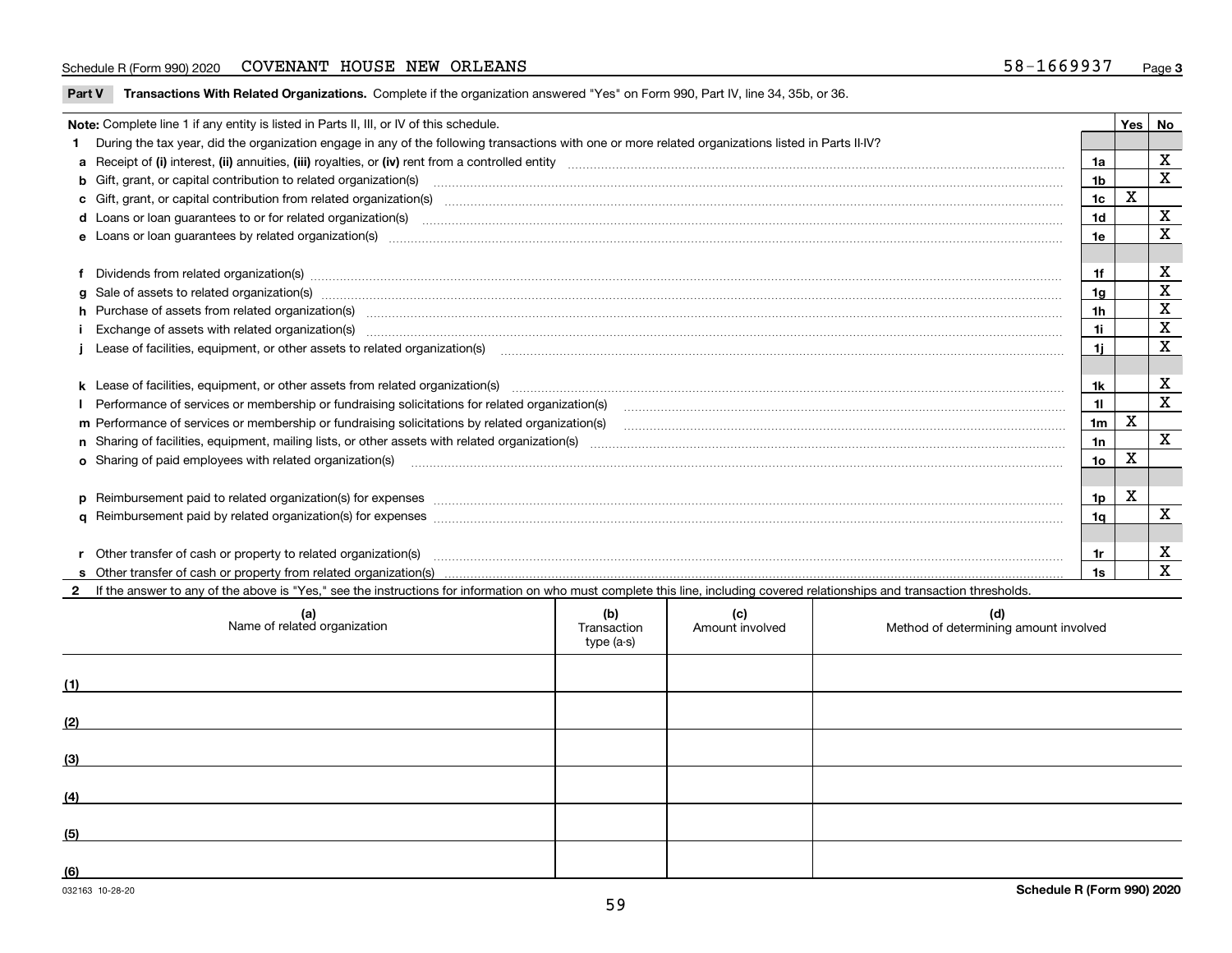Schedule R (Form 990) 2020 COVENANT HOUSE NEW ORLEANS 58-1669937 Page 3

**Part V Transactions With Related Organizations.** Complete if the organization answered "Yes" on Form 990, Part IV, line 34, 35b, or 36.

| Note: Complete line 1 if any entity is listed in Parts II, III, or IV of this schedule. | | Yes | No |
|---|---|---|---|
| **1** During the tax year, did the organization engage in any of the following transactions with one or more related organizations listed in Parts II-IV? | | | |
| **a** Receipt of **(i)** interest, **(ii)** annuities, **(iii)** royalties, or **(iv)** rent from a controlled entity | 1a | | X |
| **b** Gift, grant, or capital contribution to related organization(s) | 1b | | X |
| **c** Gift, grant, or capital contribution from related organization(s) | 1c | X | |
| **d** Loans or loan guarantees to or for related organization(s) | 1d | | X |
| **e** Loans or loan guarantees by related organization(s) | 1e | | X |
| **f** Dividends from related organization(s) | 1f | | X |
| **g** Sale of assets to related organization(s) | 1g | | X |
| **h** Purchase of assets from related organization(s) | 1h | | X |
| **i** Exchange of assets with related organization(s) | 1i | | X |
| **j** Lease of facilities, equipment, or other assets to related organization(s) | 1j | | X |
| **k** Lease of facilities, equipment, or other assets from related organization(s) | 1k | | X |
| **l** Performance of services or membership or fundraising solicitations for related organization(s) | 1l | | X |
| **m** Performance of services or membership or fundraising solicitations by related organization(s) | 1m | X | |
| **n** Sharing of facilities, equipment, mailing lists, or other assets with related organization(s) | 1n | | X |
| **o** Sharing of paid employees with related organization(s) | 1o | X | |
| **p** Reimbursement paid to related organization(s) for expenses | 1p | X | |
| **q** Reimbursement paid by related organization(s) for expenses | 1q | | X |
| **r** Other transfer of cash or property to related organization(s) | 1r | | X |
| **s** Other transfer of cash or property from related organization(s) | 1s | | X |

**2** If the answer to any of the above is "Yes," see the instructions for information on who must complete this line, including covered relationships and transaction thresholds.

| (a) Name of related organization | (b) Transaction type (a-s) | (c) Amount involved | (d) Method of determining amount involved |
|---|---|---|---|
| (1) | | | |
| (2) | | | |
| (3) | | | |
| (4) | | | |
| (5) | | | |
| (6) | | | |

032163 10-28-20 **Schedule R (Form 990) 2020**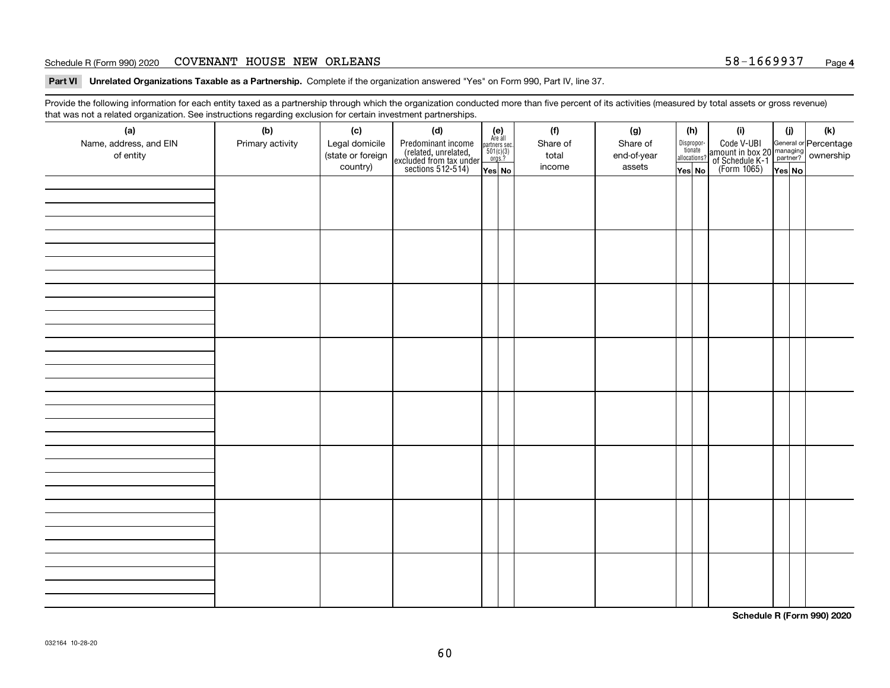Schedule R (Form 990) 2020 COVENANT HOUSE NEW ORLEANS 58-1669937 Page **4**

**Part VI Unrelated Organizations Taxable as a Partnership.** Complete if the organization answered "Yes" on Form 990, Part IV, line 37.

Provide the following information for each entity taxed as a partnership through which the organization conducted more than five percent of its activities (measured by total assets or gross revenue) that was not a related organization. See instructions regarding exclusion for certain investment partnerships.

| (a) Name, address, and EIN of entity | (b) Primary activity | (c) Legal domicile (state or foreign country) | (d) Predominant income (related, unrelated, excluded from tax under sections 512-514) | (e) Are all partners sec. 501(c)(3) orgs.? Yes | (e) No | (f) Share of total income | (g) Share of end-of-year assets | (h) Dispropor-tionate allocations? Yes | (h) No | (i) Code V-UBI amount in box 20 of Schedule K-1 (Form 1065) | (j) General or managing partner? Yes | (j) No | (k) Percentage ownership |
|---|---|---|---|---|---|---|---|---|---|---|---|---|---|
| | | | | | | | | | | | | | |
| | | | | | | | | | | | | | |
| | | | | | | | | | | | | | |
| | | | | | | | | | | | | | |
| | | | | | | | | | | | | | |
| | | | | | | | | | | | | | |
| | | | | | | | | | | | | | |
| | | | | | | | | | | | | | |

**Schedule R (Form 990) 2020**

032164 10-28-20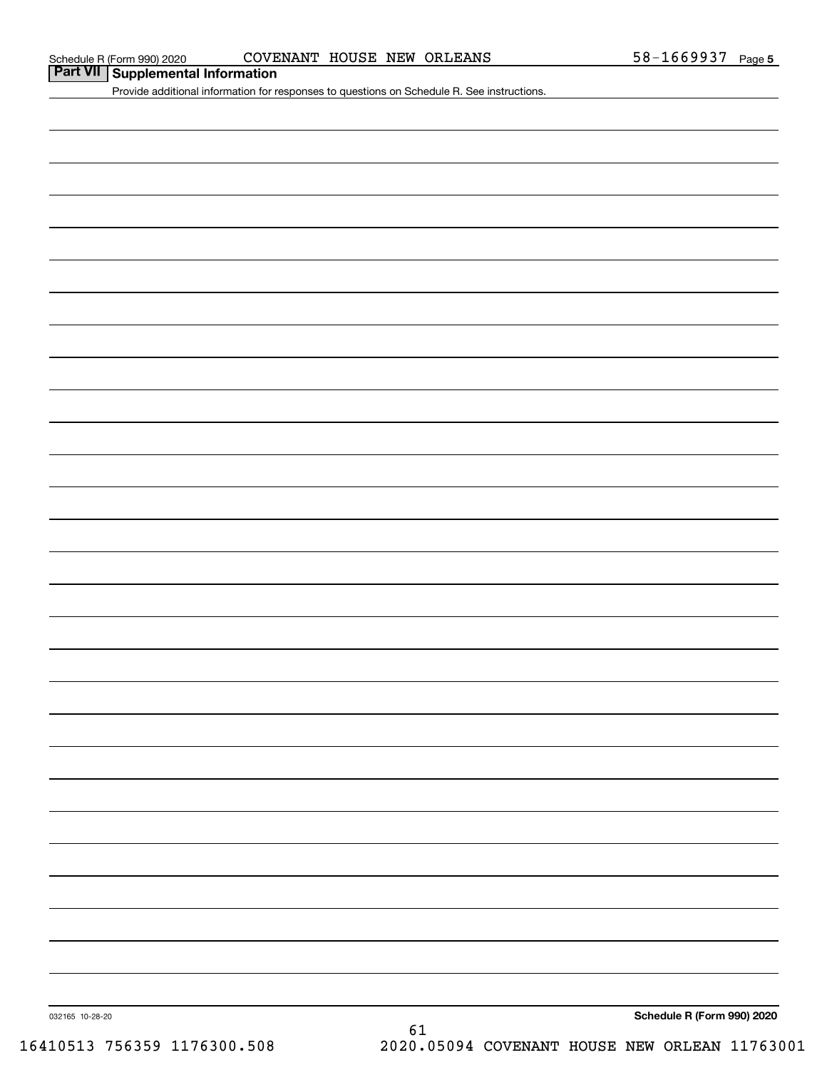Schedule R (Form 990) 2020 COVENANT HOUSE NEW ORLEANS 58-1669937 Page 5

## Part VII Supplemental Information

Provide additional information for responses to questions on Schedule R. See instructions.

032165 10-28-20

**Schedule R (Form 990) 2020**

16410513 756359 1176300.508 2020.05094 COVENANT HOUSE NEW ORLEAN 11763001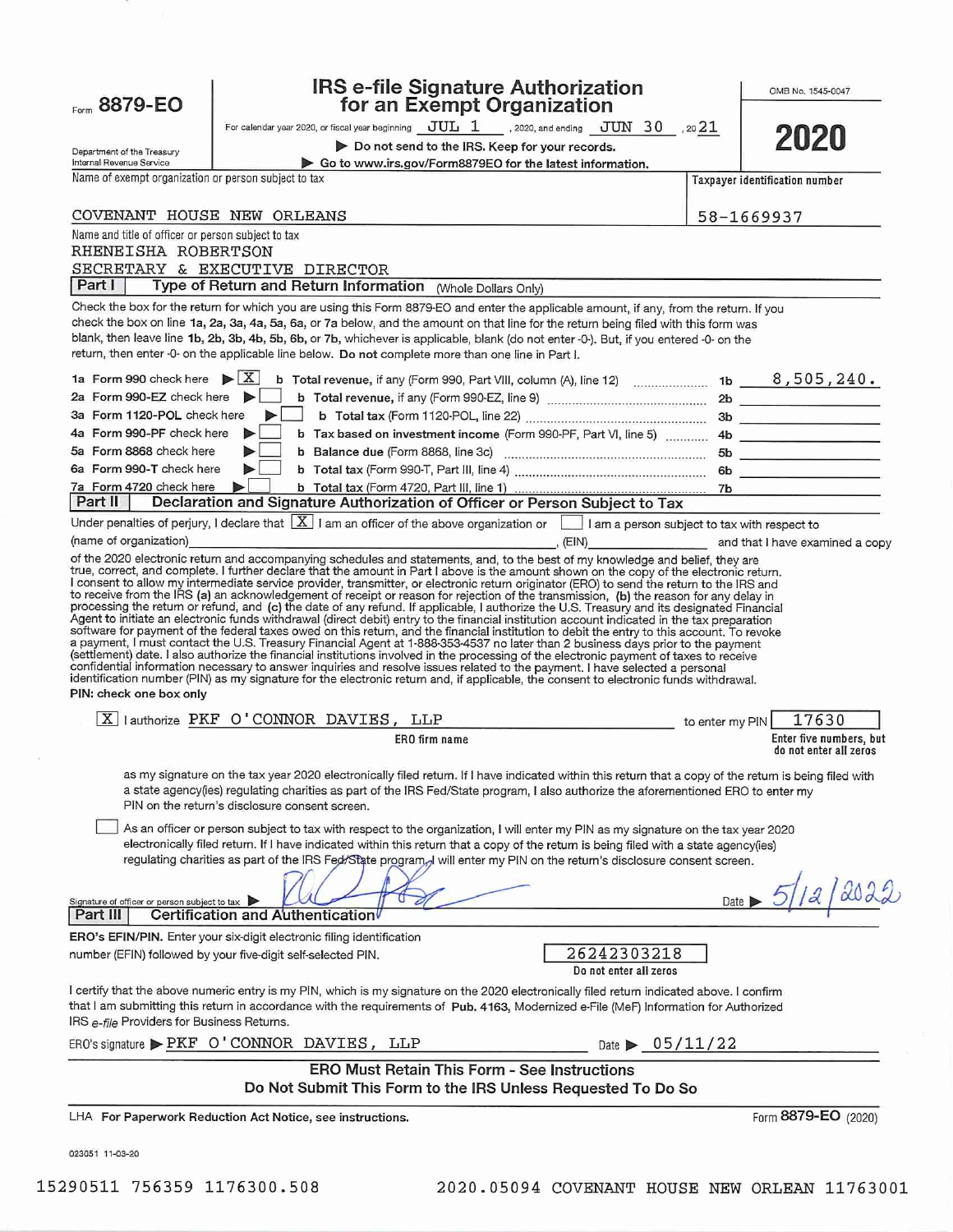Form **8879-EO**

Department of the Treasury
Internal Revenue Service

# IRS e-file Signature Authorization for an Exempt Organization

For calendar year 2020, or fiscal year beginning JUL 1, 2020, and ending JUN 30, 2021

▶ Do not send to the IRS. Keep for your records.
▶ Go to www.irs.gov/Form8879EO for the latest information.

OMB No. 1545-0047

**2020**

Name of exempt organization or person subject to tax: COVENANT HOUSE NEW ORLEANS

Taxpayer identification number: 58-1669937

Name and title of officer or person subject to tax:
RHENEISHA ROBERTSON
SECRETARY & EXECUTIVE DIRECTOR

## Part I — Type of Return and Return Information (Whole Dollars Only)

Check the box for the return for which you are using this Form 8879-EO and enter the applicable amount, if any, from the return. If you check the box on line 1a, 2a, 3a, 4a, 5a, 6a, or 7a below, and the amount on that line for the return being filed with this form was blank, then leave line 1b, 2b, 3b, 4b, 5b, 6b, or 7b, whichever is applicable, blank (do not enter -0-). But, if you entered -0- on the return, then enter -0- on the applicable line below. **Do not** complete more than one line in Part I.

| | | | |
|---|---|---|---|
| 1a Form 990 check here ▶ [X] | b **Total revenue,** if any (Form 990, Part VIII, column (A), line 12) | 1b | 8,505,240. |
| 2a Form 990-EZ check here ▶ [ ] | b **Total revenue,** if any (Form 990-EZ, line 9) | 2b | |
| 3a Form 1120-POL check here ▶ [ ] | b **Total tax** (Form 1120-POL, line 22) | 3b | |
| 4a Form 990-PF check here ▶ [ ] | b **Tax based on investment income** (Form 990-PF, Part VI, line 5) | 4b | |
| 5a Form 8868 check here ▶ [ ] | b **Balance due** (Form 8868, line 3c) | 5b | |
| 6a Form 990-T check here ▶ [ ] | b **Total tax** (Form 990-T, Part III, line 4) | 6b | |
| 7a Form 4720 check here ▶ [ ] | b **Total tax** (Form 4720, Part III, line 1) | 7b | |

## Part II — Declaration and Signature Authorization of Officer or Person Subject to Tax

Under penalties of perjury, I declare that [X] I am an officer of the above organization or [ ] I am a person subject to tax with respect to (name of organization) ______________________, (EIN) ____________ and that I have examined a copy of the 2020 electronic return and accompanying schedules and statements, and, to the best of my knowledge and belief, they are true, correct, and complete. I further declare that the amount in Part I above is the amount shown on the copy of the electronic return. I consent to allow my intermediate service provider, transmitter, or electronic return originator (ERO) to send the return to the IRS and to receive from the IRS (a) an acknowledgement of receipt or reason for rejection of the transmission, (b) the reason for any delay in processing the return or refund, and (c) the date of any refund. If applicable, I authorize the U.S. Treasury and its designated Financial Agent to initiate an electronic funds withdrawal (direct debit) entry to the financial institution account indicated in the tax preparation software for payment of the federal taxes owed on this return, and the financial institution to debit the entry to this account. To revoke a payment, I must contact the U.S. Treasury Financial Agent at 1-888-353-4537 no later than 2 business days prior to the payment (settlement) date. I also authorize the financial institutions involved in the processing of the electronic payment of taxes to receive confidential information necessary to answer inquiries and resolve issues related to the payment. I have selected a personal identification number (PIN) as my signature for the electronic return and, if applicable, the consent to electronic funds withdrawal.

**PIN: check one box only**

[X] I authorize PKF O'CONNOR DAVIES, LLP (ERO firm name) to enter my PIN 17630 (Enter five numbers, but do not enter all zeros) as my signature on the tax year 2020 electronically filed return. If I have indicated within this return that a copy of the return is being filed with a state agency(ies) regulating charities as part of the IRS Fed/State program, I also authorize the aforementioned ERO to enter my PIN on the return's disclosure consent screen.

[ ] As an officer or person subject to tax with respect to the organization, I will enter my PIN as my signature on the tax year 2020 electronically filed return. If I have indicated within this return that a copy of the return is being filed with a state agency(ies) regulating charities as part of the IRS Fed/State program, I will enter my PIN on the return's disclosure consent screen.

Signature of officer or person subject to tax ▶ [signature] Date ▶ 5/12/2022

## Part III — Certification and Authentication

**ERO's EFIN/PIN.** Enter your six-digit electronic filing identification number (EFIN) followed by your five-digit self-selected PIN. 26242303218 (Do not enter all zeros)

I certify that the above numeric entry is my PIN, which is my signature on the 2020 electronically filed return indicated above. I confirm that I am submitting this return in accordance with the requirements of **Pub. 4163,** Modernized e-File (MeF) Information for Authorized IRS *e-file* Providers for Business Returns.

ERO's signature ▶ PKF O'CONNOR DAVIES, LLP Date ▶ 05/11/22

**ERO Must Retain This Form - See Instructions**
**Do Not Submit This Form to the IRS Unless Requested To Do So**

LHA **For Paperwork Reduction Act Notice, see instructions.** Form **8879-EO** (2020)

023051 11-03-20

15290511 756359 1176300.508 2020.05094 COVENANT HOUSE NEW ORLEAN 11763001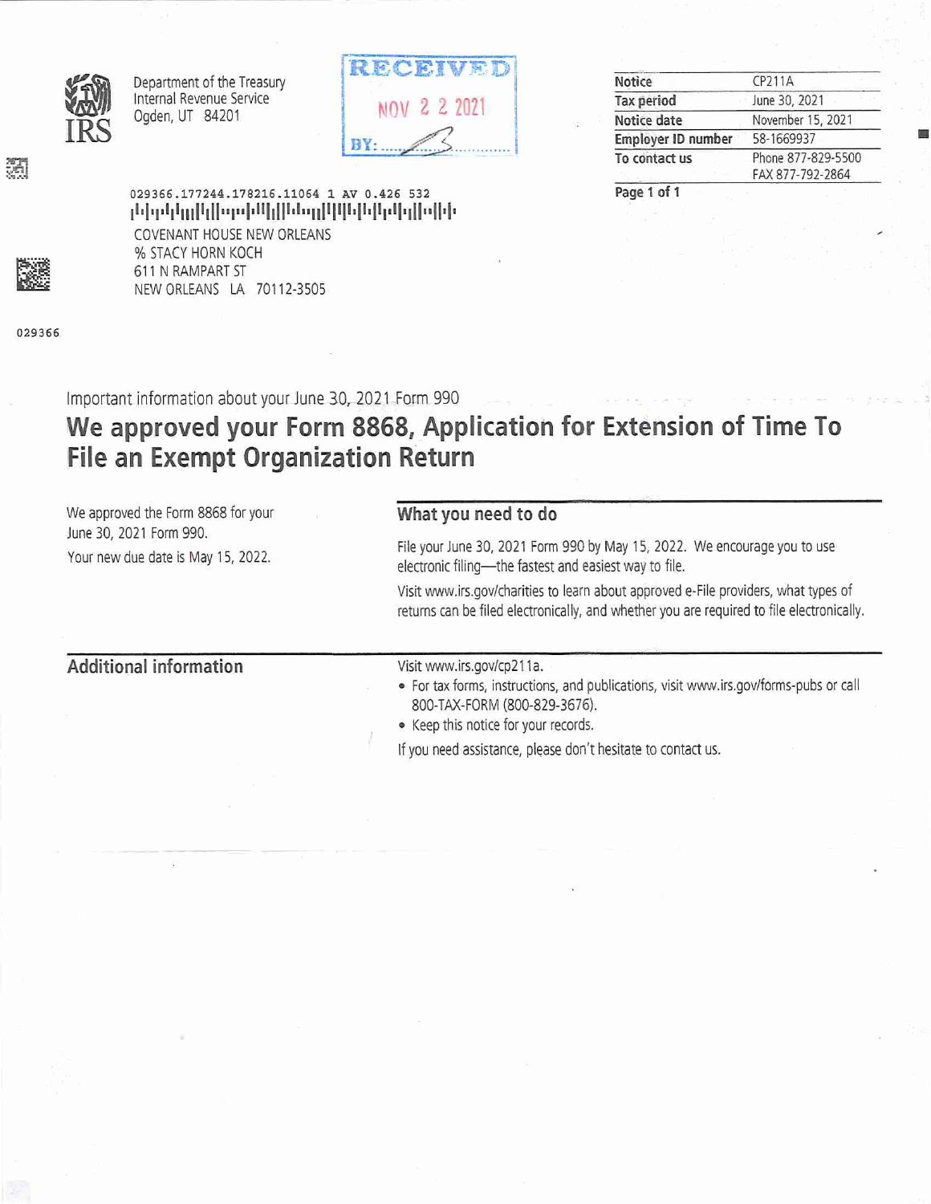Department of the Treasury
Internal Revenue Service
Ogden, UT 84201

RECEIVED
NOV 2 2 2021
BY:

| | |
|---|---|
| Notice | CP211A |
| Tax period | June 30, 2021 |
| Notice date | November 15, 2021 |
| Employer ID number | 58-1669937 |
| To contact us | Phone 877-829-5500<br>FAX 877-792-2864 |

029366.177244.178216.11064 1 AV 0.426 532

COVENANT HOUSE NEW ORLEANS
% STACY HORN KOCH
611 N RAMPART ST
NEW ORLEANS LA 70112-3505

029366

Important information about your June 30, 2021 Form 990

# We approved your Form 8868, Application for Extension of Time To File an Exempt Organization Return

We approved the Form 8868 for your June 30, 2021 Form 990.

Your new due date is May 15, 2022.

## What you need to do

File your June 30, 2021 Form 990 by May 15, 2022. We encourage you to use electronic filing—the fastest and easiest way to file.

Visit www.irs.gov/charities to learn about approved e-File providers, what types of returns can be filed electronically, and whether you are required to file electronically.

## Additional information

Visit www.irs.gov/cp211a.

- For tax forms, instructions, and publications, visit www.irs.gov/forms-pubs or call 800-TAX-FORM (800-829-3676).
- Keep this notice for your records.

If you need assistance, please don't hesitate to contact us.